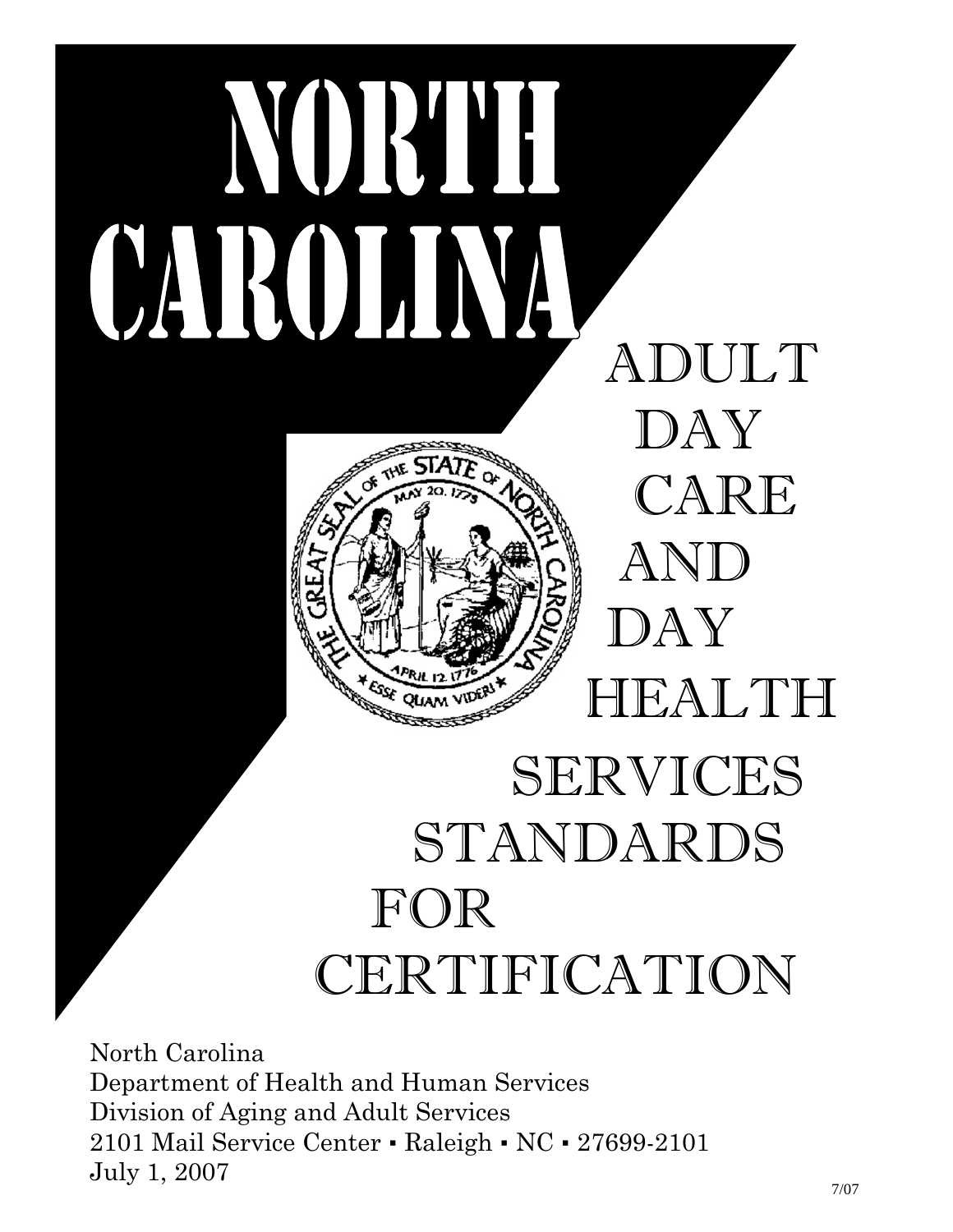# NORTH CAROLINA

# ADULT DAY CARE AND DAY HEALTH SERVICES STANDARDS FOR CERTIFICATION

North Carolina
Department of Health and Human Services
Division of Aging and Adult Services
2101 Mail Service Center ▪ Raleigh ▪ NC ▪ 27699-2101
July 1, 2007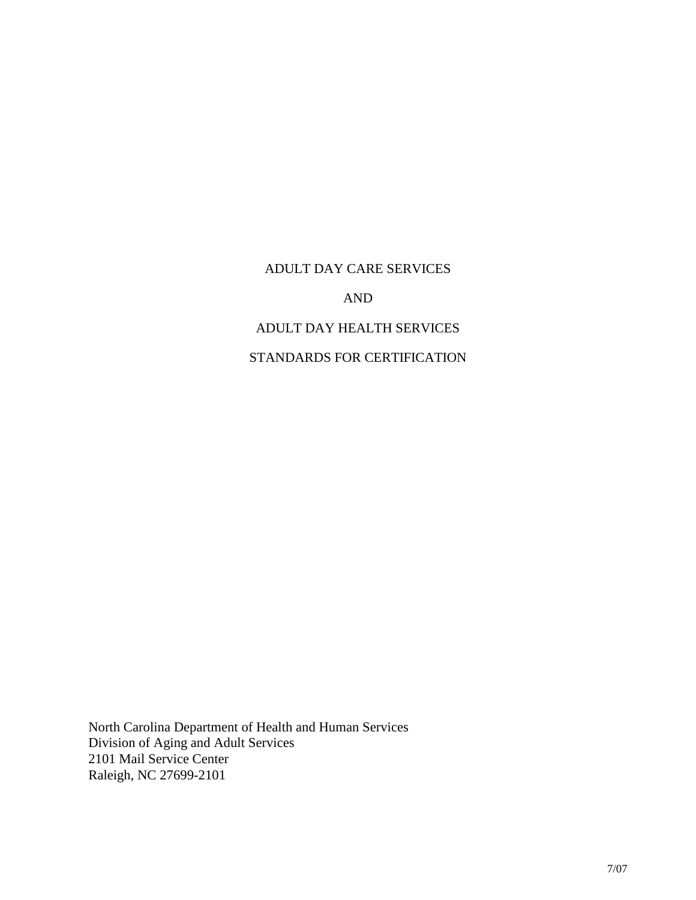# ADULT DAY CARE SERVICES

# AND

# ADULT DAY HEALTH SERVICES

# STANDARDS FOR CERTIFICATION

North Carolina Department of Health and Human Services
Division of Aging and Adult Services
2101 Mail Service Center
Raleigh, NC 27699-2101

7/07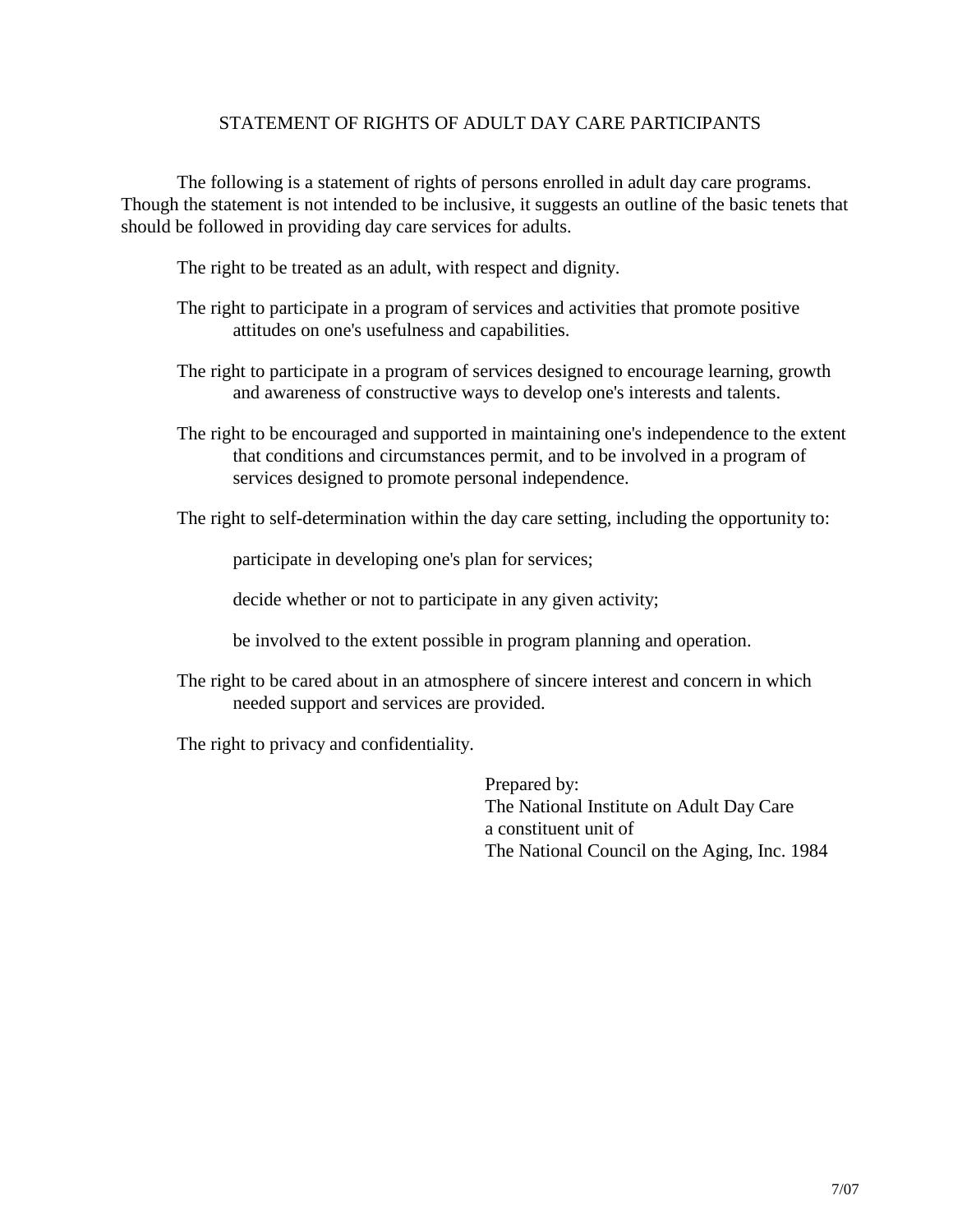# STATEMENT OF RIGHTS OF ADULT DAY CARE PARTICIPANTS

The following is a statement of rights of persons enrolled in adult day care programs. Though the statement is not intended to be inclusive, it suggests an outline of the basic tenets that should be followed in providing day care services for adults.

The right to be treated as an adult, with respect and dignity.

The right to participate in a program of services and activities that promote positive attitudes on one's usefulness and capabilities.

The right to participate in a program of services designed to encourage learning, growth and awareness of constructive ways to develop one's interests and talents.

The right to be encouraged and supported in maintaining one's independence to the extent that conditions and circumstances permit, and to be involved in a program of services designed to promote personal independence.

The right to self-determination within the day care setting, including the opportunity to:

- participate in developing one's plan for services;
- decide whether or not to participate in any given activity;
- be involved to the extent possible in program planning and operation.

The right to be cared about in an atmosphere of sincere interest and concern in which needed support and services are provided.

The right to privacy and confidentiality.

Prepared by:
The National Institute on Adult Day Care
a constituent unit of
The National Council on the Aging, Inc. 1984

7/07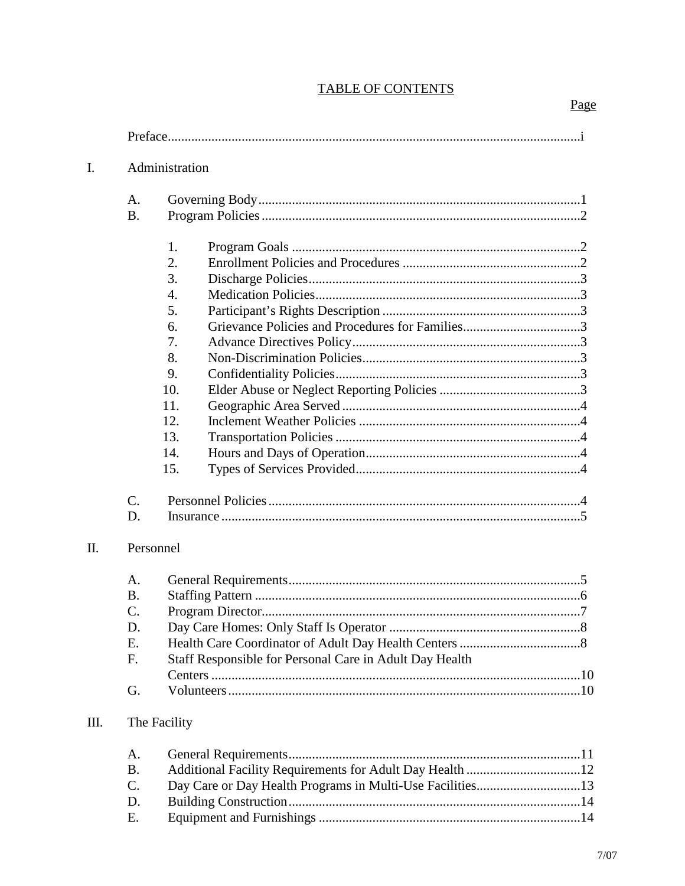# TABLE OF CONTENTS

Page

Preface ........................................................................................................ i

I. Administration

- A. Governing Body ........................................................................................ 1
- B. Program Policies ........................................................................................ 2
  1. Program Goals ........................................................................................ 2
  2. Enrollment Policies and Procedures ........................................................ 2
  3. Discharge Policies ................................................................................... 3
  4. Medication Policies .................................................................................. 3
  5. Participant's Rights Description .............................................................. 3
  6. Grievance Policies and Procedures for Families ...................................... 3
  7. Advance Directives Policy ....................................................................... 3
  8. Non-Discrimination Policies .................................................................... 3
  9. Confidentiality Policies ............................................................................ 3
  10. Elder Abuse or Neglect Reporting Policies ............................................ 3
  11. Geographic Area Served ......................................................................... 4
  12. Inclement Weather Policies .................................................................... 4
  13. Transportation Policies ........................................................................... 4
  14. Hours and Days of Operation .................................................................. 4
  15. Types of Services Provided ..................................................................... 4
- C. Personnel Policies ...................................................................................... 4
- D. Insurance .................................................................................................... 5

II. Personnel

- A. General Requirements ................................................................................ 5
- B. Staffing Pattern .......................................................................................... 6
- C. Program Director ........................................................................................ 7
- D. Day Care Homes: Only Staff Is Operator ................................................... 8
- E. Health Care Coordinator of Adult Day Health Centers ............................... 8
- F. Staff Responsible for Personal Care in Adult Day Health Centers ............................................................................................................ 10
- G. Volunteers ................................................................................................. 10

III. The Facility

- A. General Requirements ................................................................................ 11
- B. Additional Facility Requirements for Adult Day Health .............................. 12
- C. Day Care or Day Health Programs in Multi-Use Facilities .......................... 13
- D. Building Construction ................................................................................ 14
- E. Equipment and Furnishings ....................................................................... 14

7/07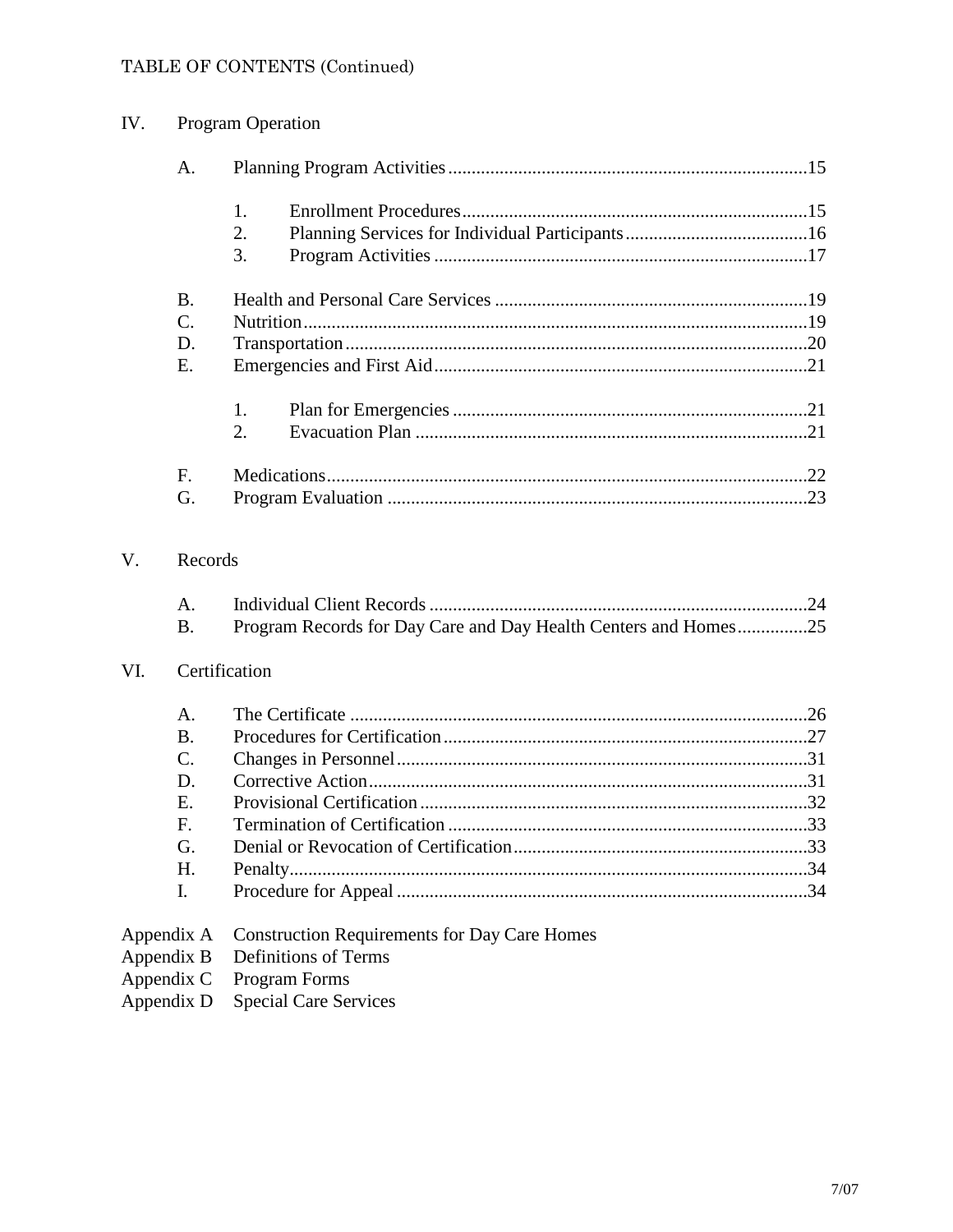TABLE OF CONTENTS (Continued)

IV. Program Operation

- A. Planning Program Activities .... 15
  1. Enrollment Procedures .... 15
  2. Planning Services for Individual Participants .... 16
  3. Program Activities .... 17
- B. Health and Personal Care Services .... 19
- C. Nutrition .... 19
- D. Transportation .... 20
- E. Emergencies and First Aid .... 21
  1. Plan for Emergencies .... 21
  2. Evacuation Plan .... 21
- F. Medications .... 22
- G. Program Evaluation .... 23

V. Records

- A. Individual Client Records .... 24
- B. Program Records for Day Care and Day Health Centers and Homes .... 25

VI. Certification

- A. The Certificate .... 26
- B. Procedures for Certification .... 27
- C. Changes in Personnel .... 31
- D. Corrective Action .... 31
- E. Provisional Certification .... 32
- F. Termination of Certification .... 33
- G. Denial or Revocation of Certification .... 33
- H. Penalty .... 34
- I. Procedure for Appeal .... 34

Appendix A Construction Requirements for Day Care Homes
Appendix B Definitions of Terms
Appendix C Program Forms
Appendix D Special Care Services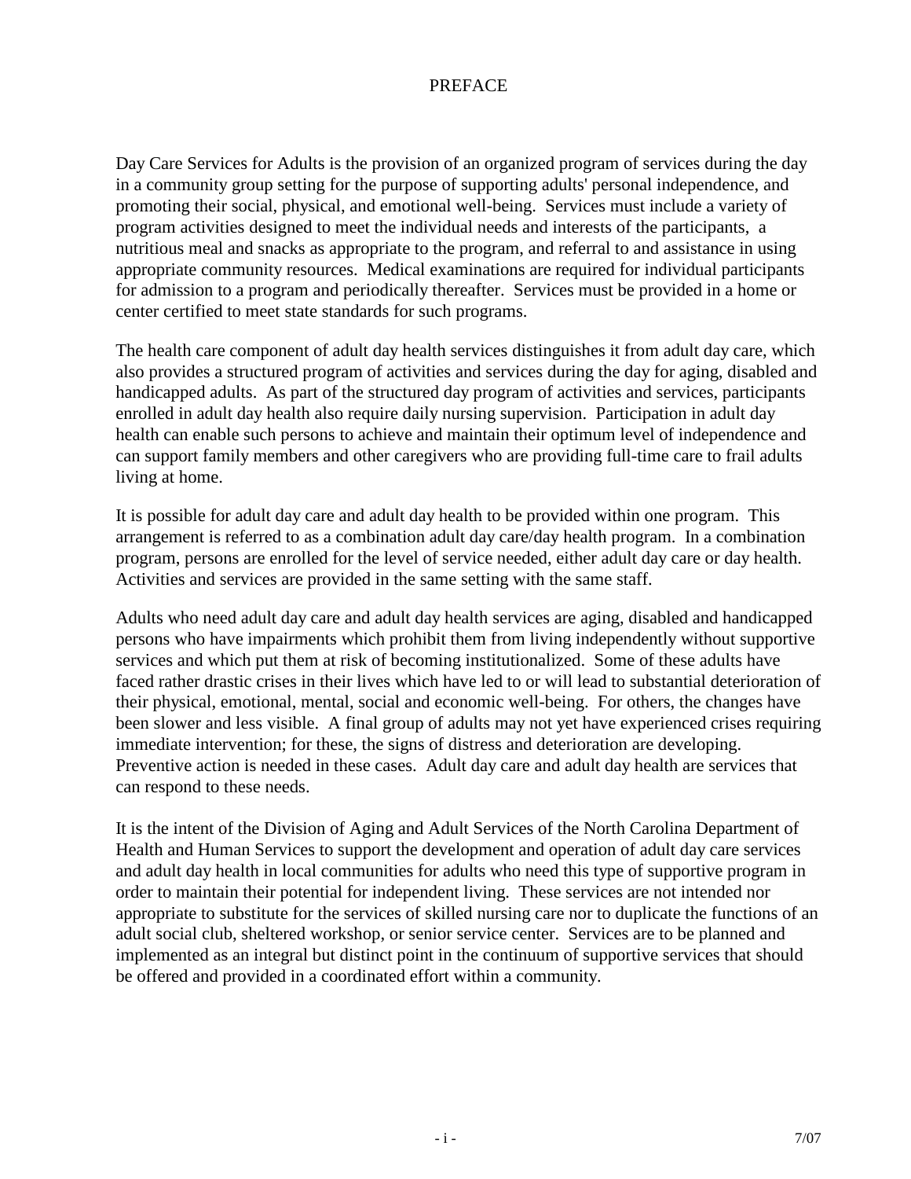# PREFACE

Day Care Services for Adults is the provision of an organized program of services during the day in a community group setting for the purpose of supporting adults' personal independence, and promoting their social, physical, and emotional well-being. Services must include a variety of program activities designed to meet the individual needs and interests of the participants, a nutritious meal and snacks as appropriate to the program, and referral to and assistance in using appropriate community resources. Medical examinations are required for individual participants for admission to a program and periodically thereafter. Services must be provided in a home or center certified to meet state standards for such programs.

The health care component of adult day health services distinguishes it from adult day care, which also provides a structured program of activities and services during the day for aging, disabled and handicapped adults. As part of the structured day program of activities and services, participants enrolled in adult day health also require daily nursing supervision. Participation in adult day health can enable such persons to achieve and maintain their optimum level of independence and can support family members and other caregivers who are providing full-time care to frail adults living at home.

It is possible for adult day care and adult day health to be provided within one program. This arrangement is referred to as a combination adult day care/day health program. In a combination program, persons are enrolled for the level of service needed, either adult day care or day health. Activities and services are provided in the same setting with the same staff.

Adults who need adult day care and adult day health services are aging, disabled and handicapped persons who have impairments which prohibit them from living independently without supportive services and which put them at risk of becoming institutionalized. Some of these adults have faced rather drastic crises in their lives which have led to or will lead to substantial deterioration of their physical, emotional, mental, social and economic well-being. For others, the changes have been slower and less visible. A final group of adults may not yet have experienced crises requiring immediate intervention; for these, the signs of distress and deterioration are developing. Preventive action is needed in these cases. Adult day care and adult day health are services that can respond to these needs.

It is the intent of the Division of Aging and Adult Services of the North Carolina Department of Health and Human Services to support the development and operation of adult day care services and adult day health in local communities for adults who need this type of supportive program in order to maintain their potential for independent living. These services are not intended nor appropriate to substitute for the services of skilled nursing care nor to duplicate the functions of an adult social club, sheltered workshop, or senior service center. Services are to be planned and implemented as an integral but distinct point in the continuum of supportive services that should be offered and provided in a coordinated effort within a community.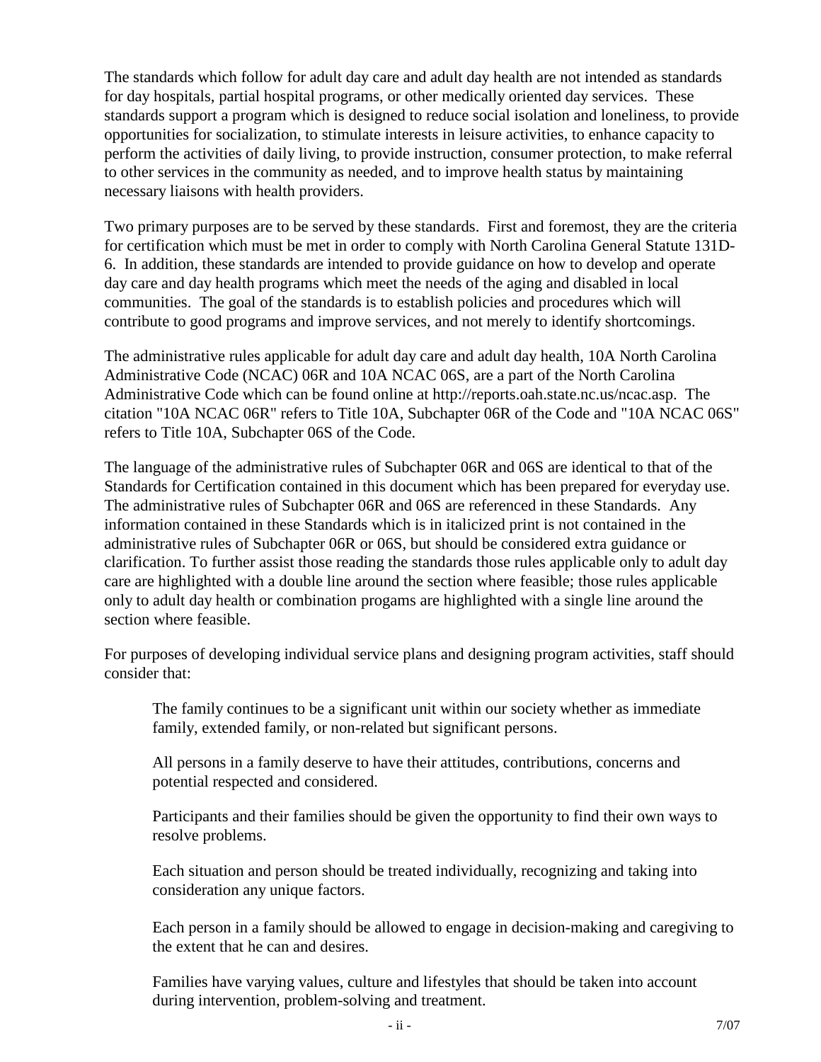The standards which follow for adult day care and adult day health are not intended as standards for day hospitals, partial hospital programs, or other medically oriented day services. These standards support a program which is designed to reduce social isolation and loneliness, to provide opportunities for socialization, to stimulate interests in leisure activities, to enhance capacity to perform the activities of daily living, to provide instruction, consumer protection, to make referral to other services in the community as needed, and to improve health status by maintaining necessary liaisons with health providers.

Two primary purposes are to be served by these standards. First and foremost, they are the criteria for certification which must be met in order to comply with North Carolina General Statute 131D-6. In addition, these standards are intended to provide guidance on how to develop and operate day care and day health programs which meet the needs of the aging and disabled in local communities. The goal of the standards is to establish policies and procedures which will contribute to good programs and improve services, and not merely to identify shortcomings.

The administrative rules applicable for adult day care and adult day health, 10A North Carolina Administrative Code (NCAC) 06R and 10A NCAC 06S, are a part of the North Carolina Administrative Code which can be found online at http://reports.oah.state.nc.us/ncac.asp. The citation "10A NCAC 06R" refers to Title 10A, Subchapter 06R of the Code and "10A NCAC 06S" refers to Title 10A, Subchapter 06S of the Code.

The language of the administrative rules of Subchapter 06R and 06S are identical to that of the Standards for Certification contained in this document which has been prepared for everyday use. The administrative rules of Subchapter 06R and 06S are referenced in these Standards. Any information contained in these Standards which is in italicized print is not contained in the administrative rules of Subchapter 06R or 06S, but should be considered extra guidance or clarification. To further assist those reading the standards those rules applicable only to adult day care are highlighted with a double line around the section where feasible; those rules applicable only to adult day health or combination progams are highlighted with a single line around the section where feasible.

For purposes of developing individual service plans and designing program activities, staff should consider that:

> The family continues to be a significant unit within our society whether as immediate family, extended family, or non-related but significant persons.
>
> All persons in a family deserve to have their attitudes, contributions, concerns and potential respected and considered.
>
> Participants and their families should be given the opportunity to find their own ways to resolve problems.
>
> Each situation and person should be treated individually, recognizing and taking into consideration any unique factors.
>
> Each person in a family should be allowed to engage in decision-making and caregiving to the extent that he can and desires.
>
> Families have varying values, culture and lifestyles that should be taken into account during intervention, problem-solving and treatment.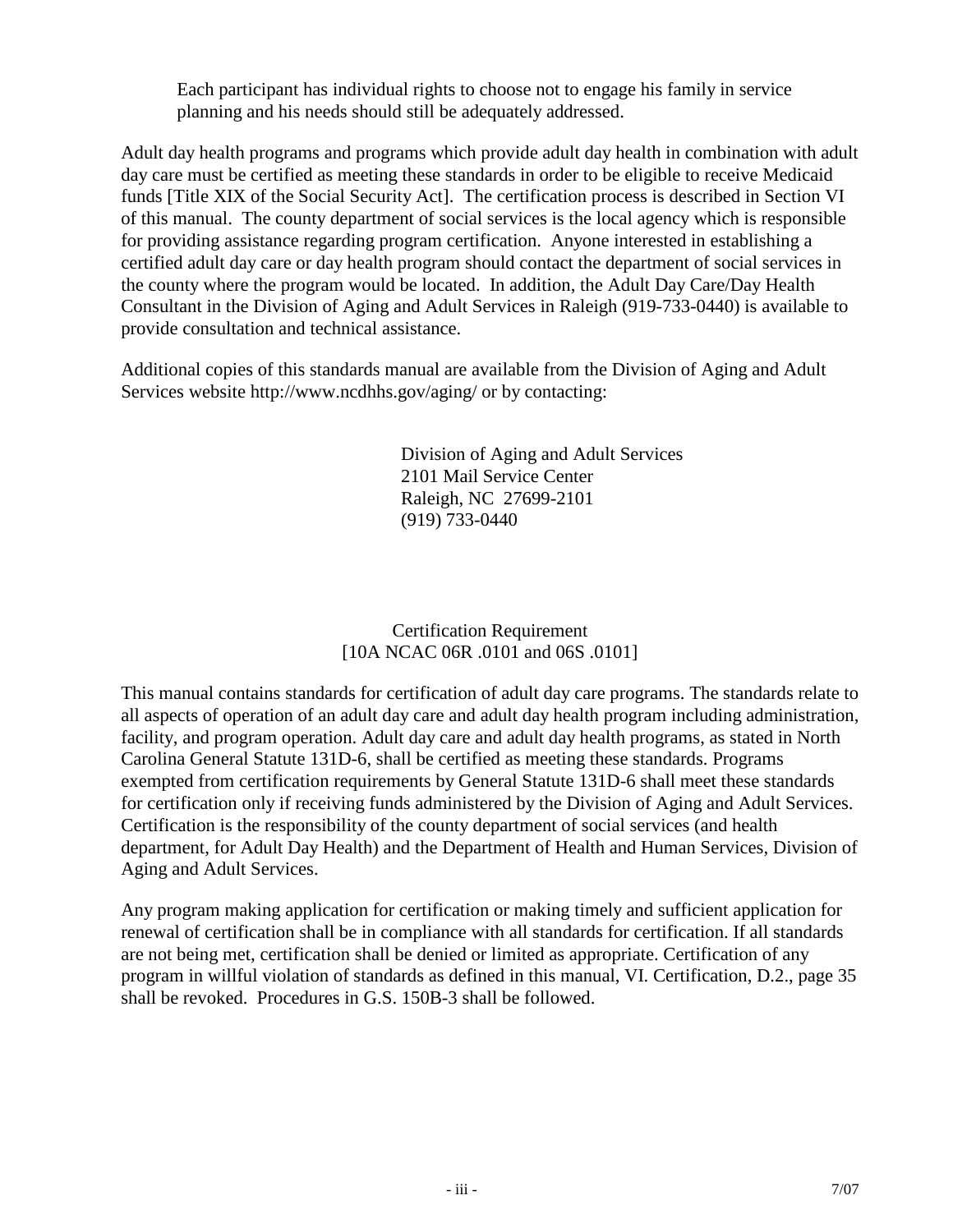Each participant has individual rights to choose not to engage his family in service planning and his needs should still be adequately addressed.

Adult day health programs and programs which provide adult day health in combination with adult day care must be certified as meeting these standards in order to be eligible to receive Medicaid funds [Title XIX of the Social Security Act]. The certification process is described in Section VI of this manual. The county department of social services is the local agency which is responsible for providing assistance regarding program certification. Anyone interested in establishing a certified adult day care or day health program should contact the department of social services in the county where the program would be located. In addition, the Adult Day Care/Day Health Consultant in the Division of Aging and Adult Services in Raleigh (919-733-0440) is available to provide consultation and technical assistance.

Additional copies of this standards manual are available from the Division of Aging and Adult Services website http://www.ncdhhs.gov/aging/ or by contacting:

Division of Aging and Adult Services
2101 Mail Service Center
Raleigh, NC 27699-2101
(919) 733-0440

## Certification Requirement
[10A NCAC 06R .0101 and 06S .0101]

This manual contains standards for certification of adult day care programs. The standards relate to all aspects of operation of an adult day care and adult day health program including administration, facility, and program operation. Adult day care and adult day health programs, as stated in North Carolina General Statute 131D-6, shall be certified as meeting these standards. Programs exempted from certification requirements by General Statute 131D-6 shall meet these standards for certification only if receiving funds administered by the Division of Aging and Adult Services. Certification is the responsibility of the county department of social services (and health department, for Adult Day Health) and the Department of Health and Human Services, Division of Aging and Adult Services.

Any program making application for certification or making timely and sufficient application for renewal of certification shall be in compliance with all standards for certification. If all standards are not being met, certification shall be denied or limited as appropriate. Certification of any program in willful violation of standards as defined in this manual, VI. Certification, D.2., page 35 shall be revoked. Procedures in G.S. 150B-3 shall be followed.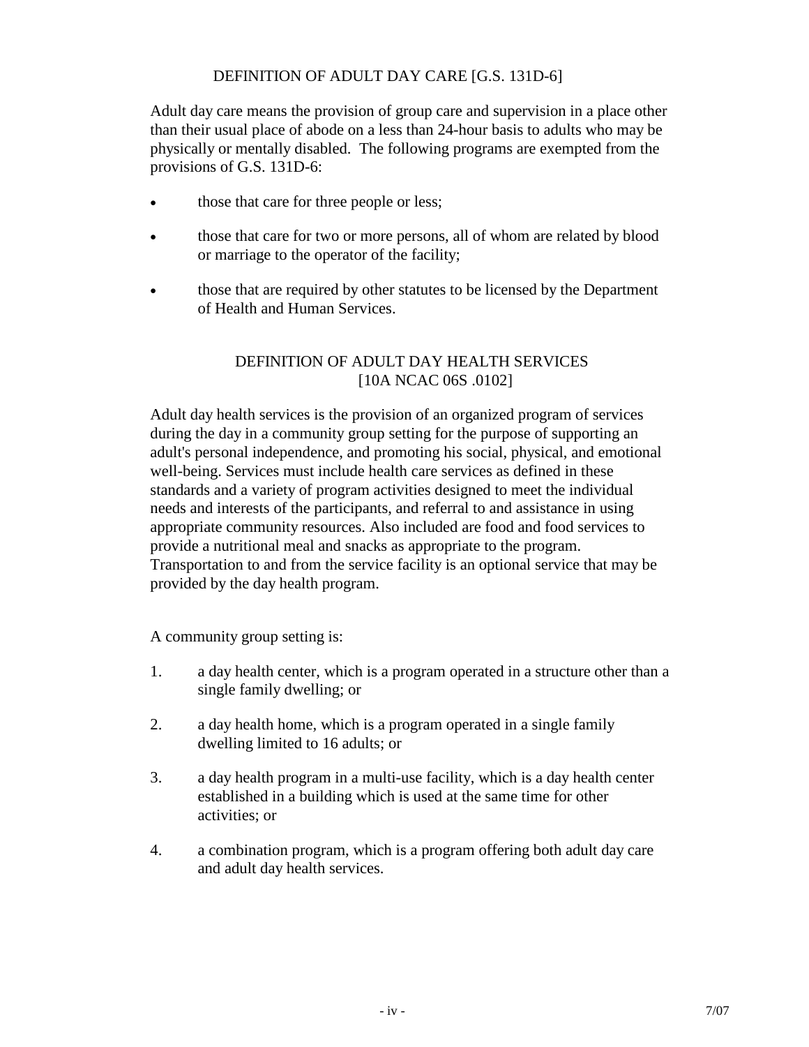## DEFINITION OF ADULT DAY CARE [G.S. 131D-6]

Adult day care means the provision of group care and supervision in a place other than their usual place of abode on a less than 24-hour basis to adults who may be physically or mentally disabled. The following programs are exempted from the provisions of G.S. 131D-6:

- those that care for three people or less;
- those that care for two or more persons, all of whom are related by blood or marriage to the operator of the facility;
- those that are required by other statutes to be licensed by the Department of Health and Human Services.

## DEFINITION OF ADULT DAY HEALTH SERVICES [10A NCAC 06S .0102]

Adult day health services is the provision of an organized program of services during the day in a community group setting for the purpose of supporting an adult's personal independence, and promoting his social, physical, and emotional well-being. Services must include health care services as defined in these standards and a variety of program activities designed to meet the individual needs and interests of the participants, and referral to and assistance in using appropriate community resources. Also included are food and food services to provide a nutritional meal and snacks as appropriate to the program. Transportation to and from the service facility is an optional service that may be provided by the day health program.

A community group setting is:

1. a day health center, which is a program operated in a structure other than a single family dwelling; or
2. a day health home, which is a program operated in a single family dwelling limited to 16 adults; or
3. a day health program in a multi-use facility, which is a day health center established in a building which is used at the same time for other activities; or
4. a combination program, which is a program offering both adult day care and adult day health services.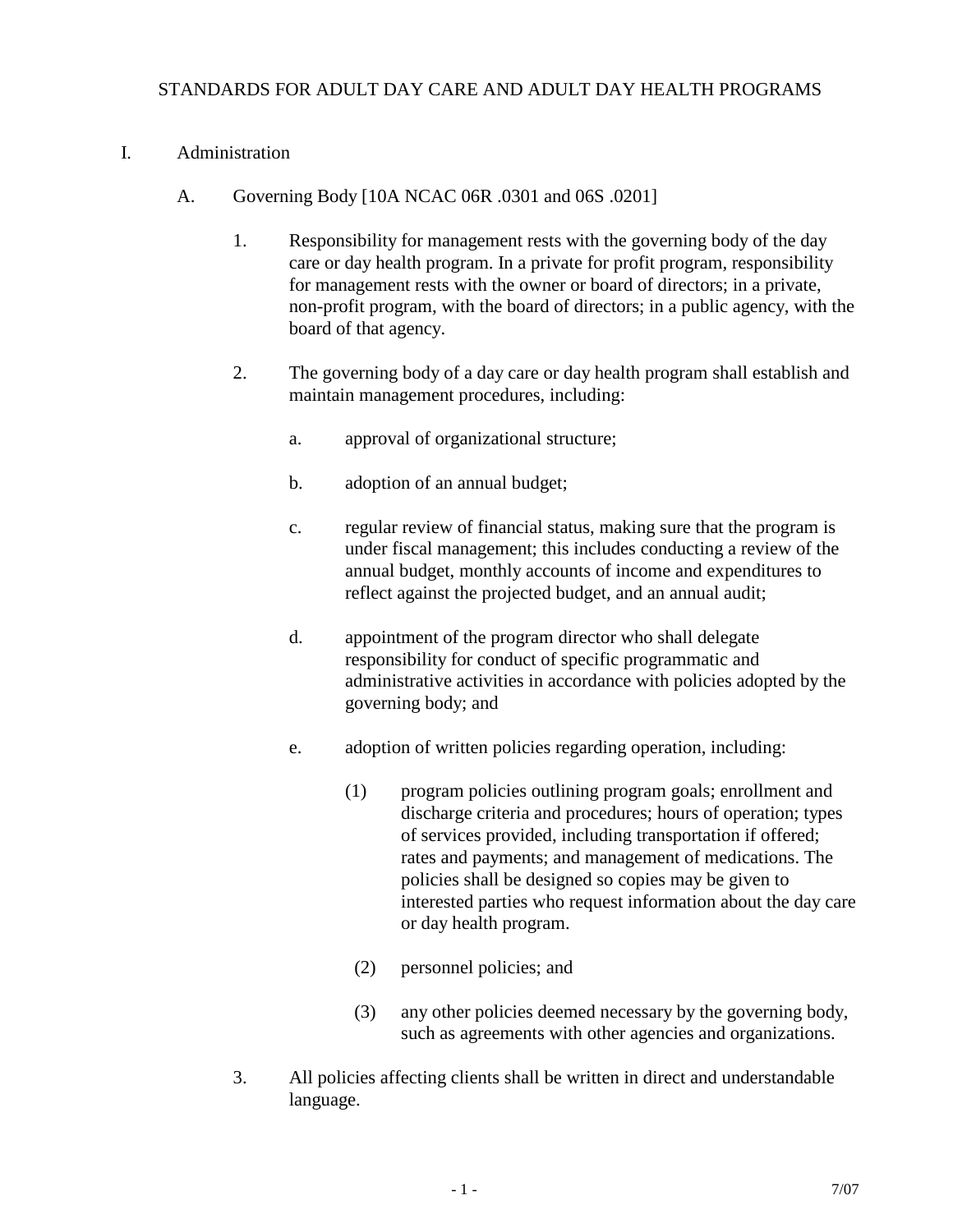# STANDARDS FOR ADULT DAY CARE AND ADULT DAY HEALTH PROGRAMS

## I. Administration

### A. Governing Body [10A NCAC 06R .0301 and 06S .0201]

1. Responsibility for management rests with the governing body of the day care or day health program. In a private for profit program, responsibility for management rests with the owner or board of directors; in a private, non-profit program, with the board of directors; in a public agency, with the board of that agency.

2. The governing body of a day care or day health program shall establish and maintain management procedures, including:

   a. approval of organizational structure;

   b. adoption of an annual budget;

   c. regular review of financial status, making sure that the program is under fiscal management; this includes conducting a review of the annual budget, monthly accounts of income and expenditures to reflect against the projected budget, and an annual audit;

   d. appointment of the program director who shall delegate responsibility for conduct of specific programmatic and administrative activities in accordance with policies adopted by the governing body; and

   e. adoption of written policies regarding operation, including:

      (1) program policies outlining program goals; enrollment and discharge criteria and procedures; hours of operation; types of services provided, including transportation if offered; rates and payments; and management of medications. The policies shall be designed so copies may be given to interested parties who request information about the day care or day health program.

      (2) personnel policies; and

      (3) any other policies deemed necessary by the governing body, such as agreements with other agencies and organizations.

3. All policies affecting clients shall be written in direct and understandable language.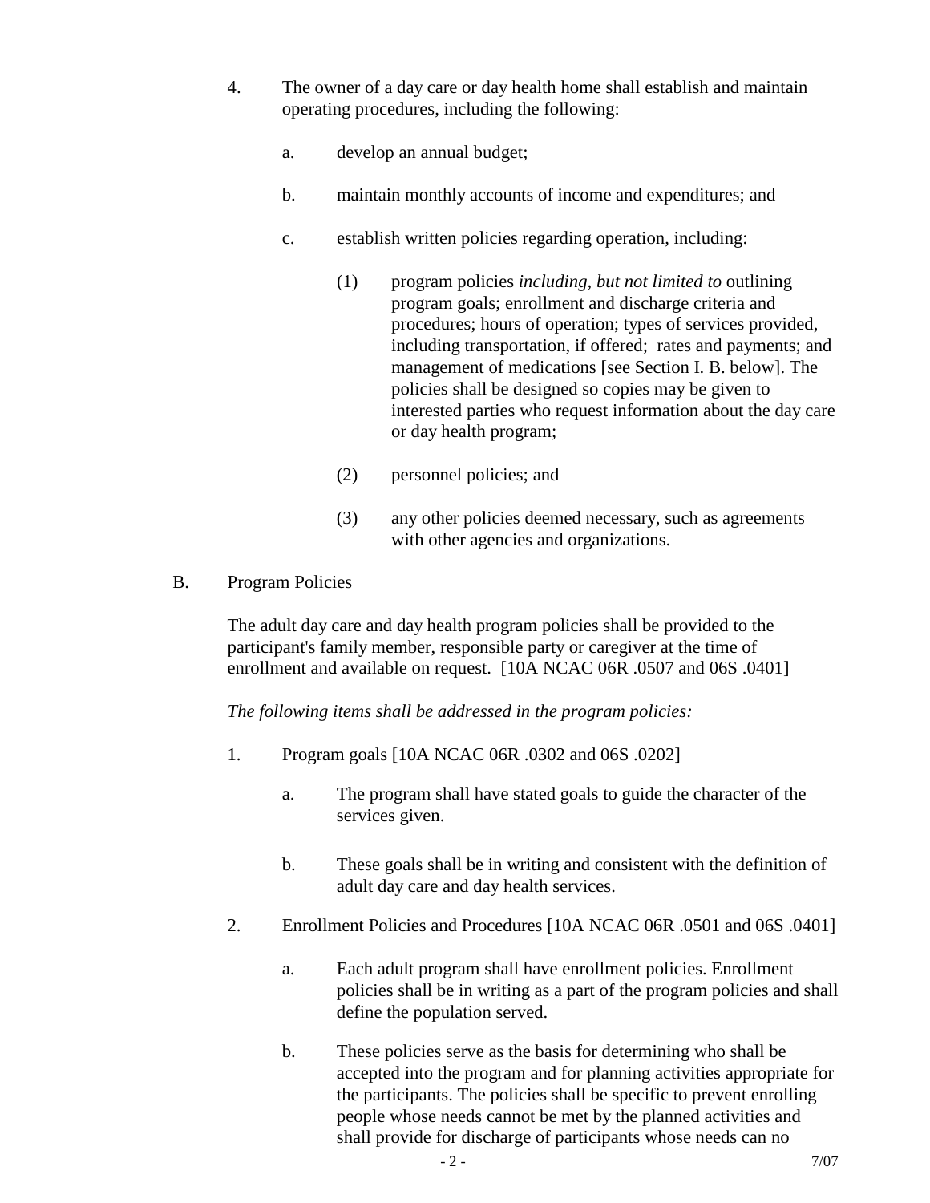4. The owner of a day care or day health home shall establish and maintain operating procedures, including the following:

   a. develop an annual budget;

   b. maintain monthly accounts of income and expenditures; and

   c. establish written policies regarding operation, including:

      (1) program policies *including, but not limited to* outlining program goals; enrollment and discharge criteria and procedures; hours of operation; types of services provided, including transportation, if offered; rates and payments; and management of medications [see Section I. B. below]. The policies shall be designed so copies may be given to interested parties who request information about the day care or day health program;

      (2) personnel policies; and

      (3) any other policies deemed necessary, such as agreements with other agencies and organizations.

B. Program Policies

The adult day care and day health program policies shall be provided to the participant's family member, responsible party or caregiver at the time of enrollment and available on request. [10A NCAC 06R .0507 and 06S .0401]

*The following items shall be addressed in the program policies:*

1. Program goals [10A NCAC 06R .0302 and 06S .0202]

   a. The program shall have stated goals to guide the character of the services given.

   b. These goals shall be in writing and consistent with the definition of adult day care and day health services.

2. Enrollment Policies and Procedures [10A NCAC 06R .0501 and 06S .0401]

   a. Each adult program shall have enrollment policies. Enrollment policies shall be in writing as a part of the program policies and shall define the population served.

   b. These policies serve as the basis for determining who shall be accepted into the program and for planning activities appropriate for the participants. The policies shall be specific to prevent enrolling people whose needs cannot be met by the planned activities and shall provide for discharge of participants whose needs can no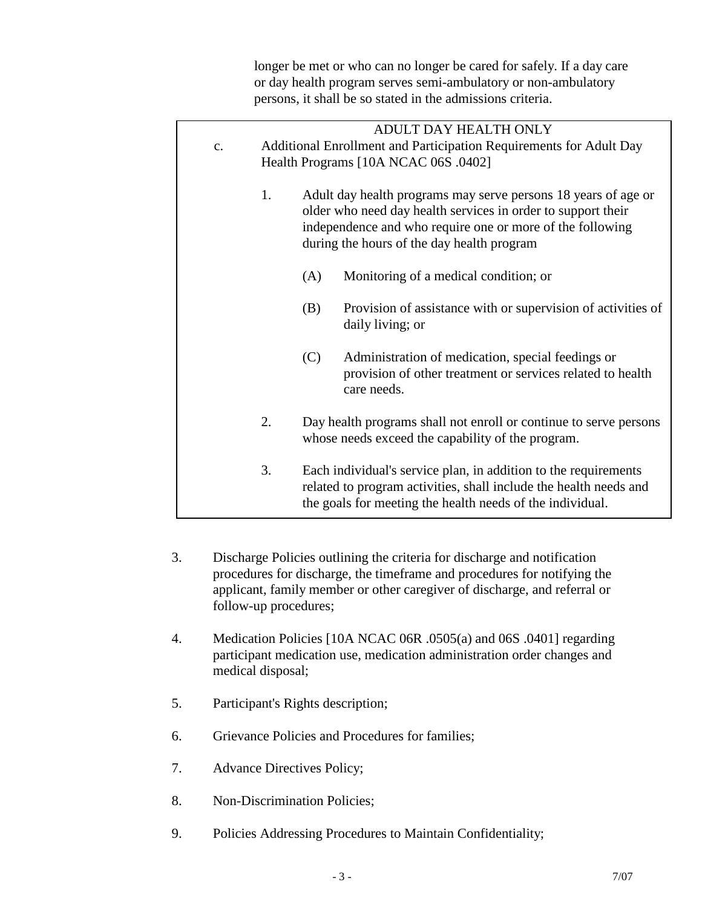longer be met or who can no longer be cared for safely. If a day care or day health program serves semi-ambulatory or non-ambulatory persons, it shall be so stated in the admissions criteria.

ADULT DAY HEALTH ONLY

c. Additional Enrollment and Participation Requirements for Adult Day Health Programs [10A NCAC 06S .0402]

1. Adult day health programs may serve persons 18 years of age or older who need day health services in order to support their independence and who require one or more of the following during the hours of the day health program

   (A) Monitoring of a medical condition; or

   (B) Provision of assistance with or supervision of activities of daily living; or

   (C) Administration of medication, special feedings or provision of other treatment or services related to health care needs.

2. Day health programs shall not enroll or continue to serve persons whose needs exceed the capability of the program.

3. Each individual's service plan, in addition to the requirements related to program activities, shall include the health needs and the goals for meeting the health needs of the individual.

3. Discharge Policies outlining the criteria for discharge and notification procedures for discharge, the timeframe and procedures for notifying the applicant, family member or other caregiver of discharge, and referral or follow-up procedures;

4. Medication Policies [10A NCAC 06R .0505(a) and 06S .0401] regarding participant medication use, medication administration order changes and medical disposal;

5. Participant's Rights description;

6. Grievance Policies and Procedures for families;

7. Advance Directives Policy;

8. Non-Discrimination Policies;

9. Policies Addressing Procedures to Maintain Confidentiality;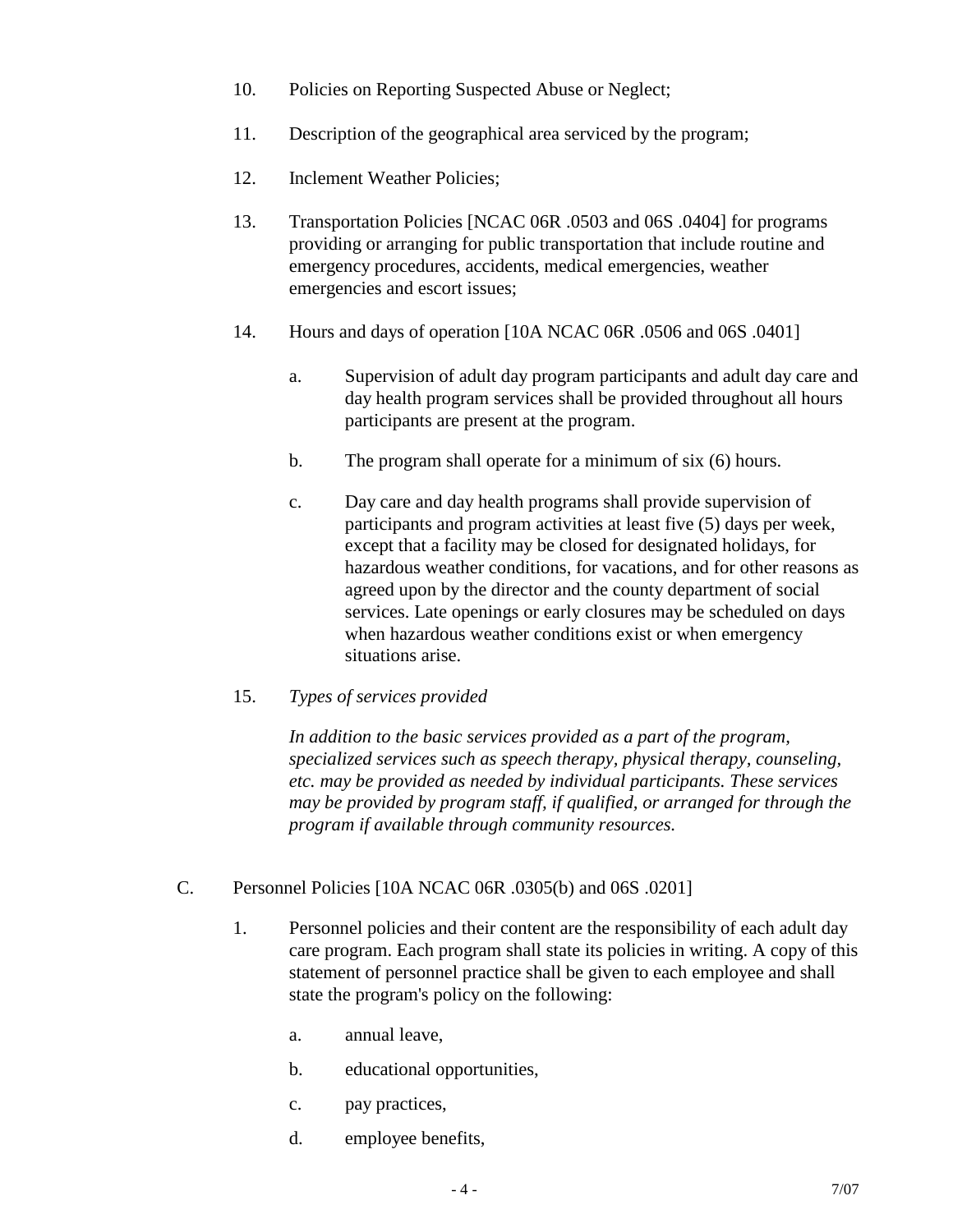10. Policies on Reporting Suspected Abuse or Neglect;

11. Description of the geographical area serviced by the program;

12. Inclement Weather Policies;

13. Transportation Policies [NCAC 06R .0503 and 06S .0404] for programs providing or arranging for public transportation that include routine and emergency procedures, accidents, medical emergencies, weather emergencies and escort issues;

14. Hours and days of operation [10A NCAC 06R .0506 and 06S .0401]

    a. Supervision of adult day program participants and adult day care and day health program services shall be provided throughout all hours participants are present at the program.

    b. The program shall operate for a minimum of six (6) hours.

    c. Day care and day health programs shall provide supervision of participants and program activities at least five (5) days per week, except that a facility may be closed for designated holidays, for hazardous weather conditions, for vacations, and for other reasons as agreed upon by the director and the county department of social services. Late openings or early closures may be scheduled on days when hazardous weather conditions exist or when emergency situations arise.

15. *Types of services provided*

    *In addition to the basic services provided as a part of the program, specialized services such as speech therapy, physical therapy, counseling, etc. may be provided as needed by individual participants. These services may be provided by program staff, if qualified, or arranged for through the program if available through community resources.*

C. Personnel Policies [10A NCAC 06R .0305(b) and 06S .0201]

1. Personnel policies and their content are the responsibility of each adult day care program. Each program shall state its policies in writing. A copy of this statement of personnel practice shall be given to each employee and shall state the program's policy on the following:

    a. annual leave,

    b. educational opportunities,

    c. pay practices,

    d. employee benefits,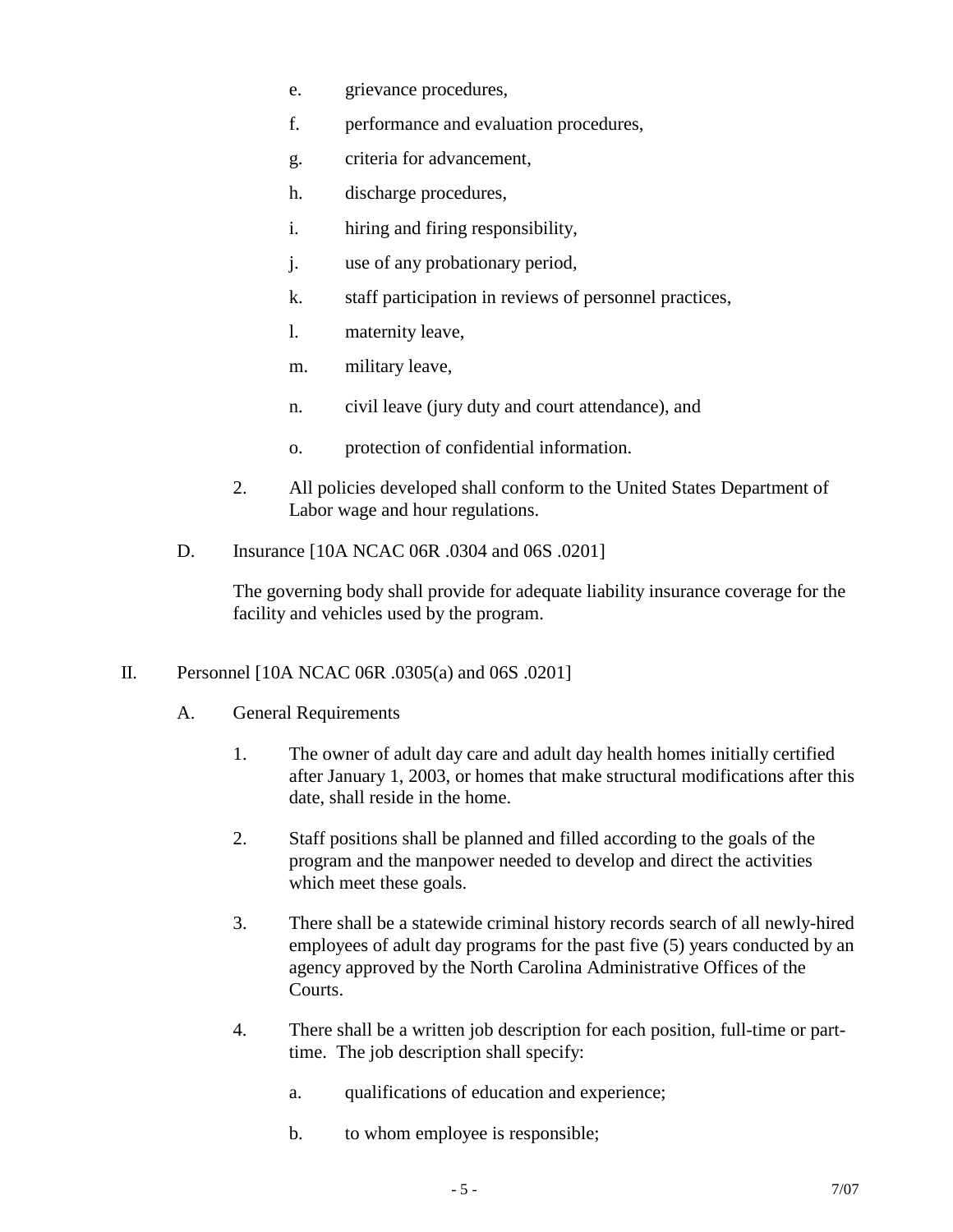e. grievance procedures,

f. performance and evaluation procedures,

g. criteria for advancement,

h. discharge procedures,

i. hiring and firing responsibility,

j. use of any probationary period,

k. staff participation in reviews of personnel practices,

l. maternity leave,

m. military leave,

n. civil leave (jury duty and court attendance), and

o. protection of confidential information.

2. All policies developed shall conform to the United States Department of Labor wage and hour regulations.

D. Insurance [10A NCAC 06R .0304 and 06S .0201]

The governing body shall provide for adequate liability insurance coverage for the facility and vehicles used by the program.

II. Personnel [10A NCAC 06R .0305(a) and 06S .0201]

A. General Requirements

1. The owner of adult day care and adult day health homes initially certified after January 1, 2003, or homes that make structural modifications after this date, shall reside in the home.

2. Staff positions shall be planned and filled according to the goals of the program and the manpower needed to develop and direct the activities which meet these goals.

3. There shall be a statewide criminal history records search of all newly-hired employees of adult day programs for the past five (5) years conducted by an agency approved by the North Carolina Administrative Offices of the Courts.

4. There shall be a written job description for each position, full-time or part-time. The job description shall specify:

a. qualifications of education and experience;

b. to whom employee is responsible;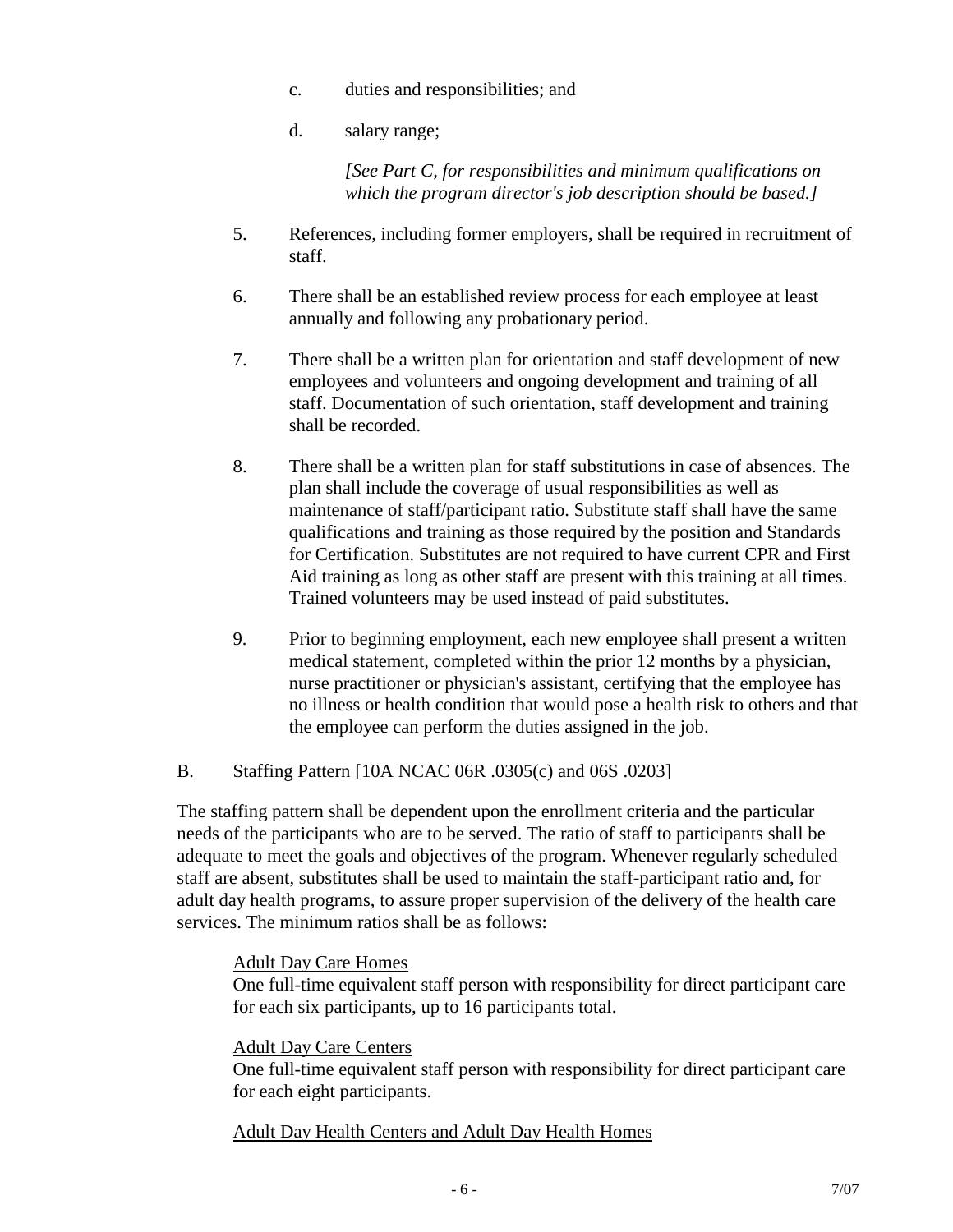c. duties and responsibilities; and

d. salary range;

*[See Part C, for responsibilities and minimum qualifications on which the program director's job description should be based.]*

5. References, including former employers, shall be required in recruitment of staff.

6. There shall be an established review process for each employee at least annually and following any probationary period.

7. There shall be a written plan for orientation and staff development of new employees and volunteers and ongoing development and training of all staff. Documentation of such orientation, staff development and training shall be recorded.

8. There shall be a written plan for staff substitutions in case of absences. The plan shall include the coverage of usual responsibilities as well as maintenance of staff/participant ratio. Substitute staff shall have the same qualifications and training as those required by the position and Standards for Certification. Substitutes are not required to have current CPR and First Aid training as long as other staff are present with this training at all times. Trained volunteers may be used instead of paid substitutes.

9. Prior to beginning employment, each new employee shall present a written medical statement, completed within the prior 12 months by a physician, nurse practitioner or physician's assistant, certifying that the employee has no illness or health condition that would pose a health risk to others and that the employee can perform the duties assigned in the job.

B. Staffing Pattern [10A NCAC 06R .0305(c) and 06S .0203]

The staffing pattern shall be dependent upon the enrollment criteria and the particular needs of the participants who are to be served. The ratio of staff to participants shall be adequate to meet the goals and objectives of the program. Whenever regularly scheduled staff are absent, substitutes shall be used to maintain the staff-participant ratio and, for adult day health programs, to assure proper supervision of the delivery of the health care services. The minimum ratios shall be as follows:

<u>Adult Day Care Homes</u>
One full-time equivalent staff person with responsibility for direct participant care for each six participants, up to 16 participants total.

<u>Adult Day Care Centers</u>
One full-time equivalent staff person with responsibility for direct participant care for each eight participants.

<u>Adult Day Health Centers and Adult Day Health Homes</u>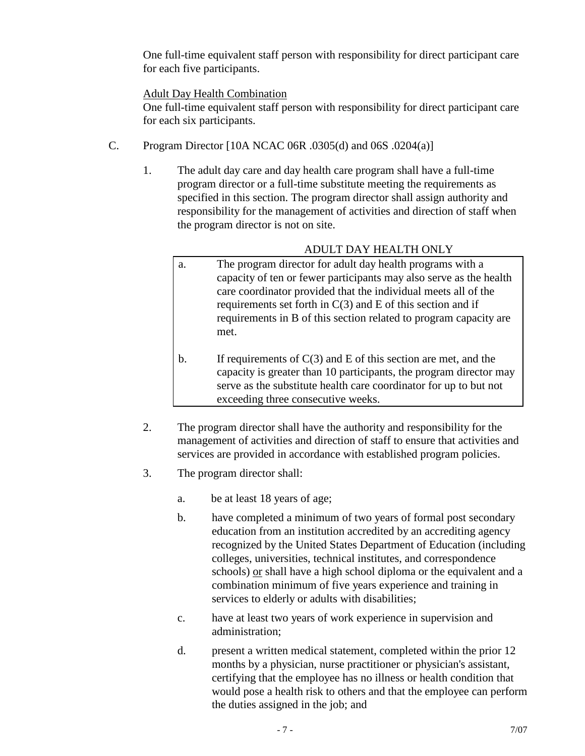One full-time equivalent staff person with responsibility for direct participant care for each five participants.

Adult Day Health Combination
One full-time equivalent staff person with responsibility for direct participant care for each six participants.

C. Program Director [10A NCAC 06R .0305(d) and 06S .0204(a)]

1. The adult day care and day health care program shall have a full-time program director or a full-time substitute meeting the requirements as specified in this section. The program director shall assign authority and responsibility for the management of activities and direction of staff when the program director is not on site.

   ADULT DAY HEALTH ONLY

   a. The program director for adult day health programs with a capacity of ten or fewer participants may also serve as the health care coordinator provided that the individual meets all of the requirements set forth in C(3) and E of this section and if requirements in B of this section related to program capacity are met.

   b. If requirements of C(3) and E of this section are met, and the capacity is greater than 10 participants, the program director may serve as the substitute health care coordinator for up to but not exceeding three consecutive weeks.

2. The program director shall have the authority and responsibility for the management of activities and direction of staff to ensure that activities and services are provided in accordance with established program policies.

3. The program director shall:

   a. be at least 18 years of age;

   b. have completed a minimum of two years of formal post secondary education from an institution accredited by an accrediting agency recognized by the United States Department of Education (including colleges, universities, technical institutes, and correspondence schools) or shall have a high school diploma or the equivalent and a combination minimum of five years experience and training in services to elderly or adults with disabilities;

   c. have at least two years of work experience in supervision and administration;

   d. present a written medical statement, completed within the prior 12 months by a physician, nurse practitioner or physician's assistant, certifying that the employee has no illness or health condition that would pose a health risk to others and that the employee can perform the duties assigned in the job; and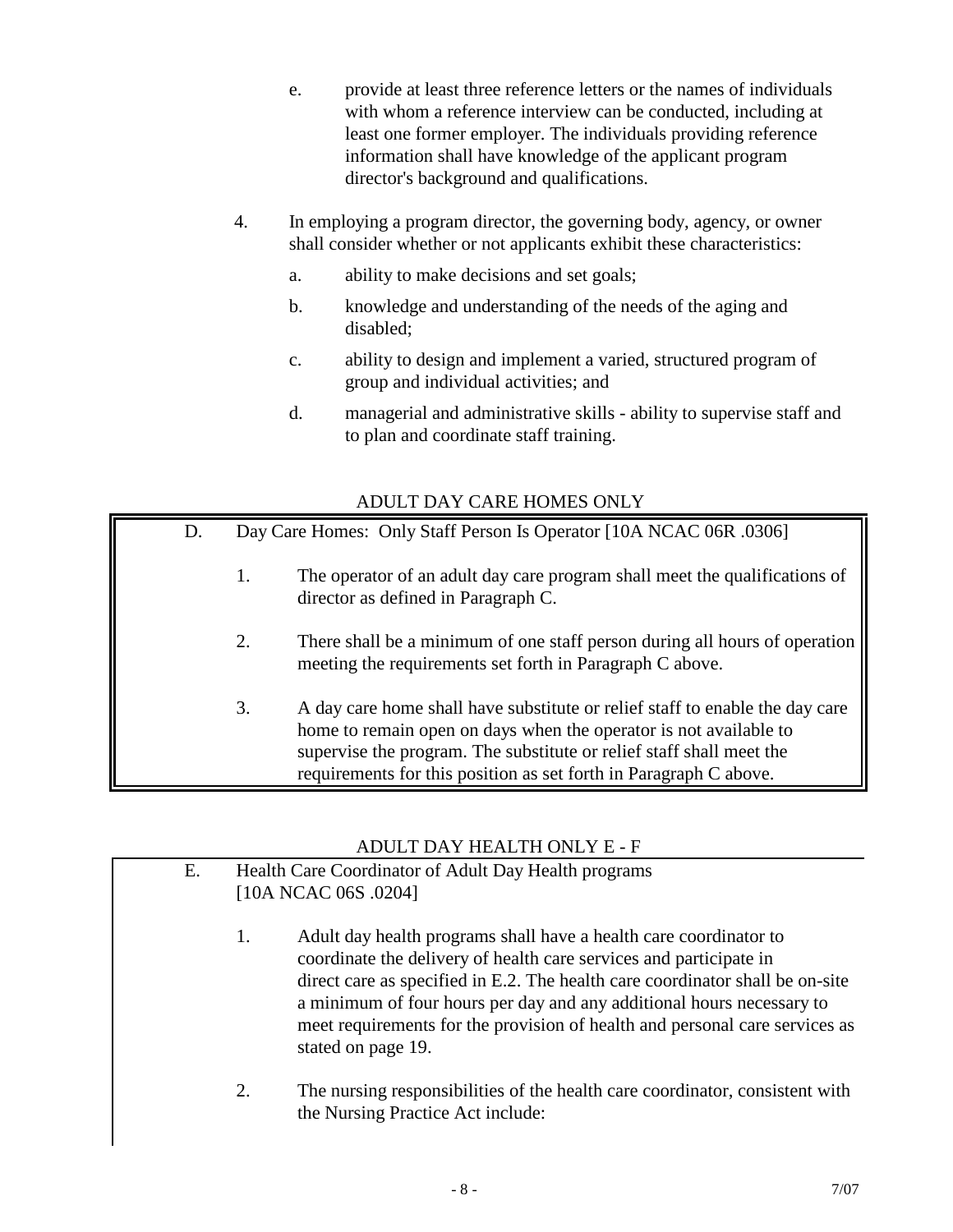e. provide at least three reference letters or the names of individuals with whom a reference interview can be conducted, including at least one former employer. The individuals providing reference information shall have knowledge of the applicant program director's background and qualifications.

4. In employing a program director, the governing body, agency, or owner shall consider whether or not applicants exhibit these characteristics:

   a. ability to make decisions and set goals;

   b. knowledge and understanding of the needs of the aging and disabled;

   c. ability to design and implement a varied, structured program of group and individual activities; and

   d. managerial and administrative skills - ability to supervise staff and to plan and coordinate staff training.

## ADULT DAY CARE HOMES ONLY

D. Day Care Homes: Only Staff Person Is Operator [10A NCAC 06R .0306]

1. The operator of an adult day care program shall meet the qualifications of director as defined in Paragraph C.

2. There shall be a minimum of one staff person during all hours of operation meeting the requirements set forth in Paragraph C above.

3. A day care home shall have substitute or relief staff to enable the day care home to remain open on days when the operator is not available to supervise the program. The substitute or relief staff shall meet the requirements for this position as set forth in Paragraph C above.

## ADULT DAY HEALTH ONLY E - F

E. Health Care Coordinator of Adult Day Health programs [10A NCAC 06S .0204]

1. Adult day health programs shall have a health care coordinator to coordinate the delivery of health care services and participate in direct care as specified in E.2. The health care coordinator shall be on-site a minimum of four hours per day and any additional hours necessary to meet requirements for the provision of health and personal care services as stated on page 19.

2. The nursing responsibilities of the health care coordinator, consistent with the Nursing Practice Act include: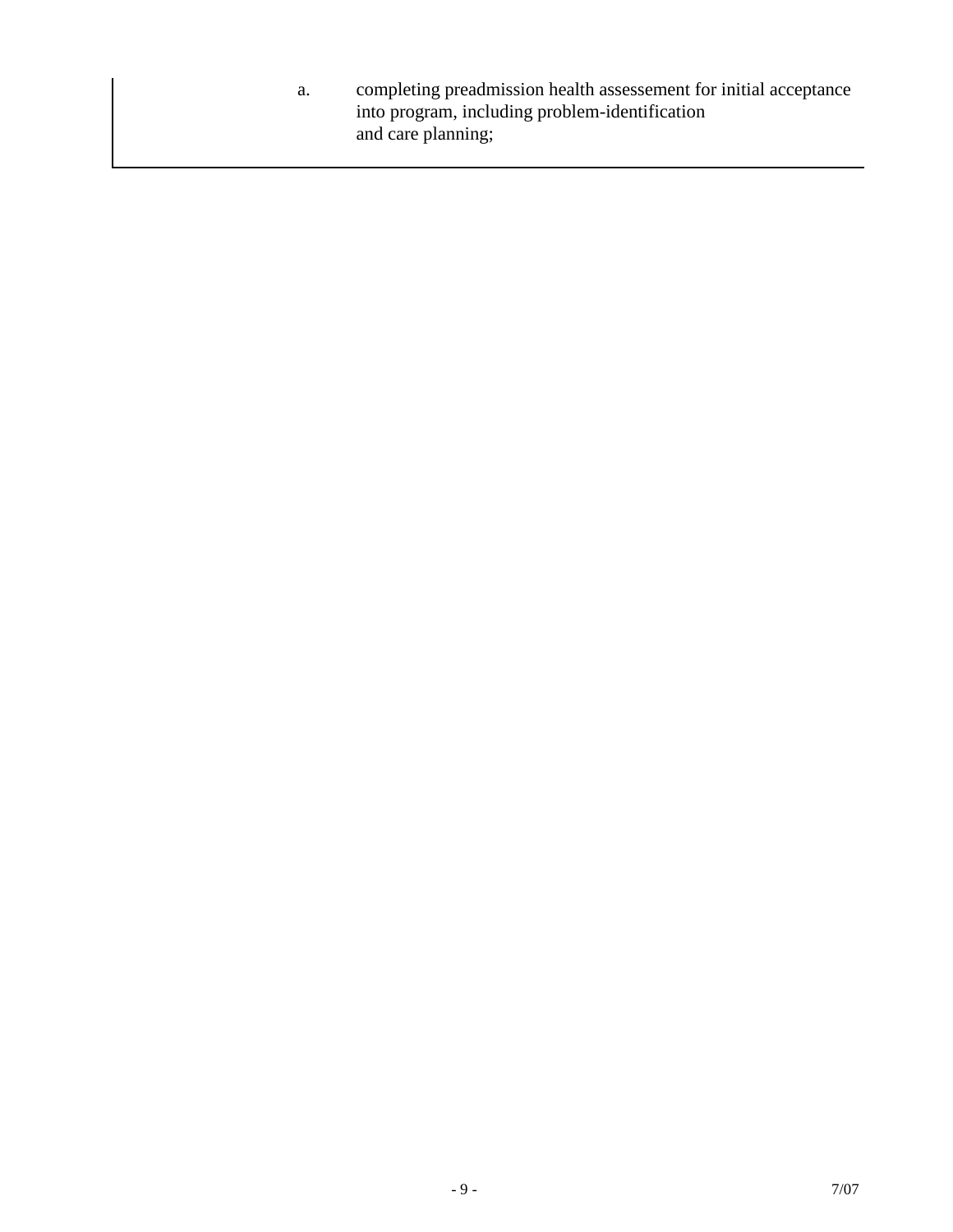a. completing preadmission health assessement for initial acceptance into program, including problem-identification and care planning;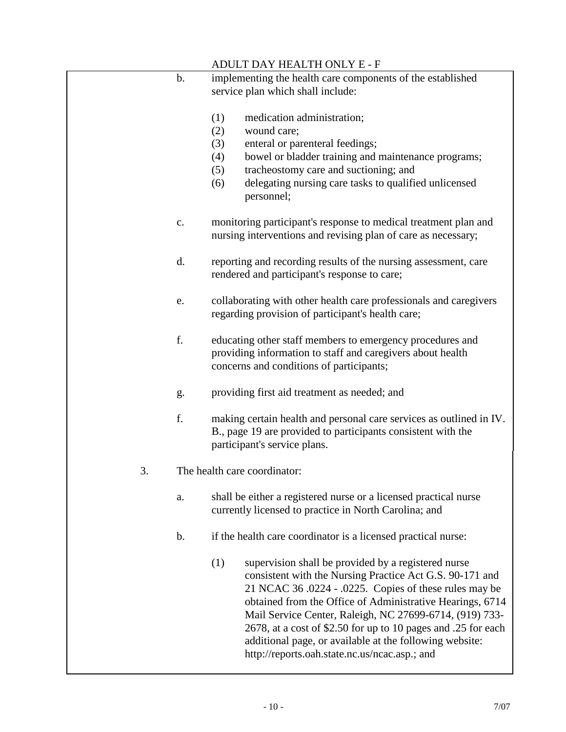ADULT DAY HEALTH ONLY E - F

b. implementing the health care components of the established service plan which shall include:

   (1) medication administration;
   (2) wound care;
   (3) enteral or parenteral feedings;
   (4) bowel or bladder training and maintenance programs;
   (5) tracheostomy care and suctioning; and
   (6) delegating nursing care tasks to qualified unlicensed personnel;

c. monitoring participant's response to medical treatment plan and nursing interventions and revising plan of care as necessary;

d. reporting and recording results of the nursing assessment, care rendered and participant's response to care;

e. collaborating with other health care professionals and caregivers regarding provision of participant's health care;

f. educating other staff members to emergency procedures and providing information to staff and caregivers about health concerns and conditions of participants;

g. providing first aid treatment as needed; and

f. making certain health and personal care services as outlined in IV. B., page 19 are provided to participants consistent with the participant's service plans.

3. The health care coordinator:

   a. shall be either a registered nurse or a licensed practical nurse currently licensed to practice in North Carolina; and

   b. if the health care coordinator is a licensed practical nurse:

      (1) supervision shall be provided by a registered nurse consistent with the Nursing Practice Act G.S. 90-171 and 21 NCAC 36 .0224 - .0225. Copies of these rules may be obtained from the Office of Administrative Hearings, 6714 Mail Service Center, Raleigh, NC 27699-6714, (919) 733-2678, at a cost of $2.50 for up to 10 pages and .25 for each additional page, or available at the following website: http://reports.oah.state.nc.us/ncac.asp.; and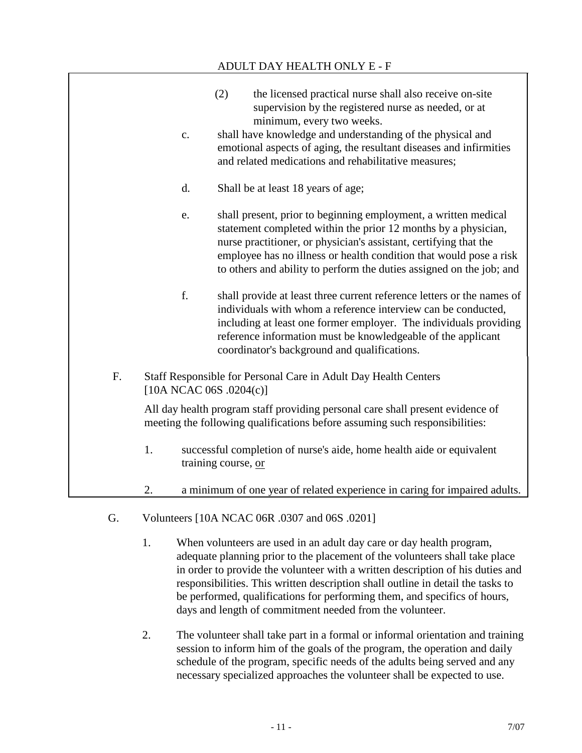ADULT DAY HEALTH ONLY E - F

(2) the licensed practical nurse shall also receive on-site supervision by the registered nurse as needed, or at minimum, every two weeks.

c. shall have knowledge and understanding of the physical and emotional aspects of aging, the resultant diseases and infirmities and related medications and rehabilitative measures;

d. Shall be at least 18 years of age;

e. shall present, prior to beginning employment, a written medical statement completed within the prior 12 months by a physician, nurse practitioner, or physician's assistant, certifying that the employee has no illness or health condition that would pose a risk to others and ability to perform the duties assigned on the job; and

f. shall provide at least three current reference letters or the names of individuals with whom a reference interview can be conducted, including at least one former employer. The individuals providing reference information must be knowledgeable of the applicant coordinator's background and qualifications.

F. Staff Responsible for Personal Care in Adult Day Health Centers [10A NCAC 06S .0204(c)]

All day health program staff providing personal care shall present evidence of meeting the following qualifications before assuming such responsibilities:

1. successful completion of nurse's aide, home health aide or equivalent training course, <u>or</u>

2. a minimum of one year of related experience in caring for impaired adults.

G. Volunteers [10A NCAC 06R .0307 and 06S .0201]

1. When volunteers are used in an adult day care or day health program, adequate planning prior to the placement of the volunteers shall take place in order to provide the volunteer with a written description of his duties and responsibilities. This written description shall outline in detail the tasks to be performed, qualifications for performing them, and specifics of hours, days and length of commitment needed from the volunteer.

2. The volunteer shall take part in a formal or informal orientation and training session to inform him of the goals of the program, the operation and daily schedule of the program, specific needs of the adults being served and any necessary specialized approaches the volunteer shall be expected to use.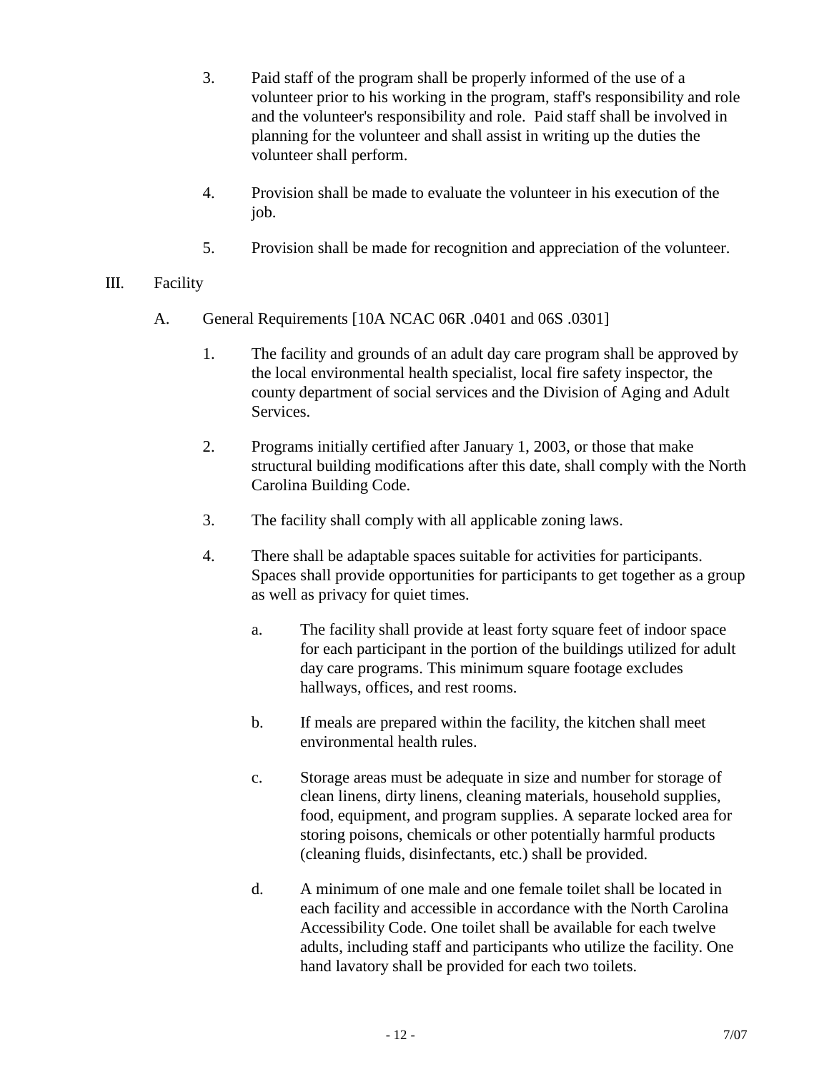3. Paid staff of the program shall be properly informed of the use of a volunteer prior to his working in the program, staff's responsibility and role and the volunteer's responsibility and role. Paid staff shall be involved in planning for the volunteer and shall assist in writing up the duties the volunteer shall perform.

4. Provision shall be made to evaluate the volunteer in his execution of the job.

5. Provision shall be made for recognition and appreciation of the volunteer.

## III. Facility

### A. General Requirements [10A NCAC 06R .0401 and 06S .0301]

1. The facility and grounds of an adult day care program shall be approved by the local environmental health specialist, local fire safety inspector, the county department of social services and the Division of Aging and Adult Services.

2. Programs initially certified after January 1, 2003, or those that make structural building modifications after this date, shall comply with the North Carolina Building Code.

3. The facility shall comply with all applicable zoning laws.

4. There shall be adaptable spaces suitable for activities for participants. Spaces shall provide opportunities for participants to get together as a group as well as privacy for quiet times.

   a. The facility shall provide at least forty square feet of indoor space for each participant in the portion of the buildings utilized for adult day care programs. This minimum square footage excludes hallways, offices, and rest rooms.

   b. If meals are prepared within the facility, the kitchen shall meet environmental health rules.

   c. Storage areas must be adequate in size and number for storage of clean linens, dirty linens, cleaning materials, household supplies, food, equipment, and program supplies. A separate locked area for storing poisons, chemicals or other potentially harmful products (cleaning fluids, disinfectants, etc.) shall be provided.

   d. A minimum of one male and one female toilet shall be located in each facility and accessible in accordance with the North Carolina Accessibility Code. One toilet shall be available for each twelve adults, including staff and participants who utilize the facility. One hand lavatory shall be provided for each two toilets.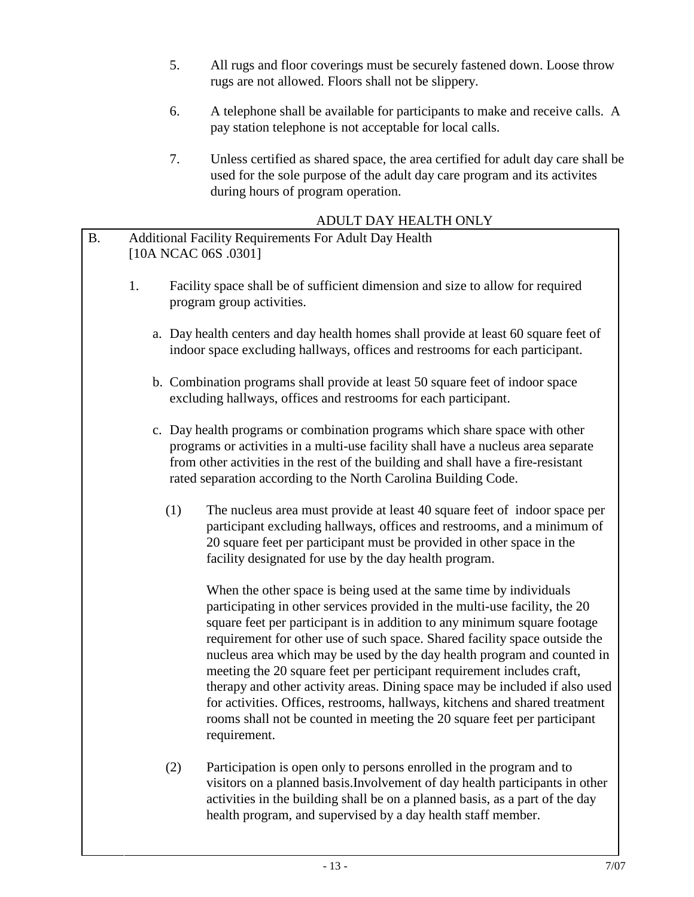5. All rugs and floor coverings must be securely fastened down. Loose throw rugs are not allowed. Floors shall not be slippery.

6. A telephone shall be available for participants to make and receive calls. A pay station telephone is not acceptable for local calls.

7. Unless certified as shared space, the area certified for adult day care shall be used for the sole purpose of the adult day care program and its activites during hours of program operation.

ADULT DAY HEALTH ONLY

B. Additional Facility Requirements For Adult Day Health [10A NCAC 06S .0301]

1. Facility space shall be of sufficient dimension and size to allow for required program group activities.

   a. Day health centers and day health homes shall provide at least 60 square feet of indoor space excluding hallways, offices and restrooms for each participant.

   b. Combination programs shall provide at least 50 square feet of indoor space excluding hallways, offices and restrooms for each participant.

   c. Day health programs or combination programs which share space with other programs or activities in a multi-use facility shall have a nucleus area separate from other activities in the rest of the building and shall have a fire-resistant rated separation according to the North Carolina Building Code.

      (1) The nucleus area must provide at least 40 square feet of indoor space per participant excluding hallways, offices and restrooms, and a minimum of 20 square feet per participant must be provided in other space in the facility designated for use by the day health program.

      When the other space is being used at the same time by individuals participating in other services provided in the multi-use facility, the 20 square feet per participant is in addition to any minimum square footage requirement for other use of such space. Shared facility space outside the nucleus area which may be used by the day health program and counted in meeting the 20 square feet per participant requirement includes craft, therapy and other activity areas. Dining space may be included if also used for activities. Offices, restrooms, hallways, kitchens and shared treatment rooms shall not be counted in meeting the 20 square feet per participant requirement.

      (2) Participation is open only to persons enrolled in the program and to visitors on a planned basis.Involvement of day health participants in other activities in the building shall be on a planned basis, as a part of the day health program, and supervised by a day health staff member.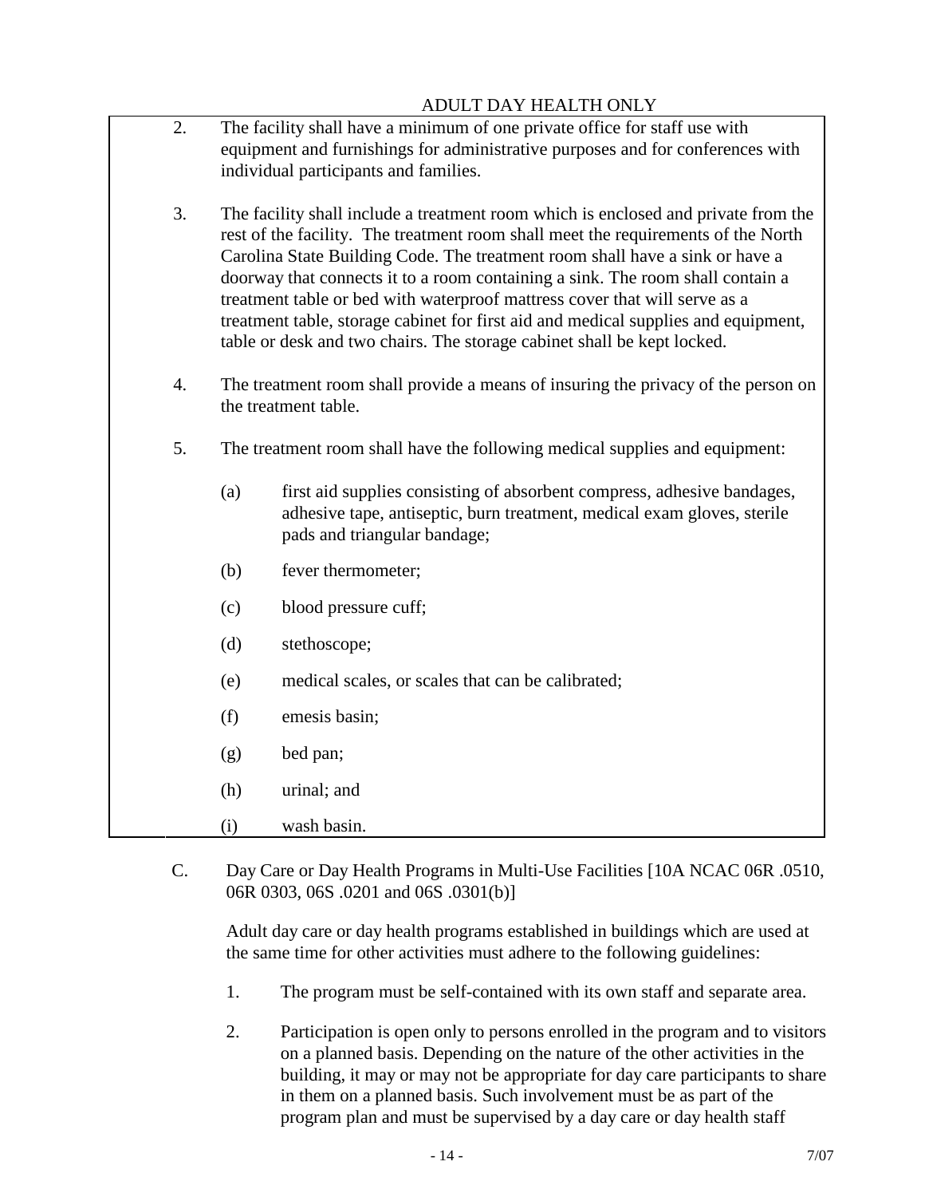ADULT DAY HEALTH ONLY

2. The facility shall have a minimum of one private office for staff use with equipment and furnishings for administrative purposes and for conferences with individual participants and families.

3. The facility shall include a treatment room which is enclosed and private from the rest of the facility. The treatment room shall meet the requirements of the North Carolina State Building Code. The treatment room shall have a sink or have a doorway that connects it to a room containing a sink. The room shall contain a treatment table or bed with waterproof mattress cover that will serve as a treatment table, storage cabinet for first aid and medical supplies and equipment, table or desk and two chairs. The storage cabinet shall be kept locked.

4. The treatment room shall provide a means of insuring the privacy of the person on the treatment table.

5. The treatment room shall have the following medical supplies and equipment:

   (a) first aid supplies consisting of absorbent compress, adhesive bandages, adhesive tape, antiseptic, burn treatment, medical exam gloves, sterile pads and triangular bandage;

   (b) fever thermometer;

   (c) blood pressure cuff;

   (d) stethoscope;

   (e) medical scales, or scales that can be calibrated;

   (f) emesis basin;

   (g) bed pan;

   (h) urinal; and

   (i) wash basin.

C. Day Care or Day Health Programs in Multi-Use Facilities [10A NCAC 06R .0510, 06R 0303, 06S .0201 and 06S .0301(b)]

Adult day care or day health programs established in buildings which are used at the same time for other activities must adhere to the following guidelines:

1. The program must be self-contained with its own staff and separate area.

2. Participation is open only to persons enrolled in the program and to visitors on a planned basis. Depending on the nature of the other activities in the building, it may or may not be appropriate for day care participants to share in them on a planned basis. Such involvement must be as part of the program plan and must be supervised by a day care or day health staff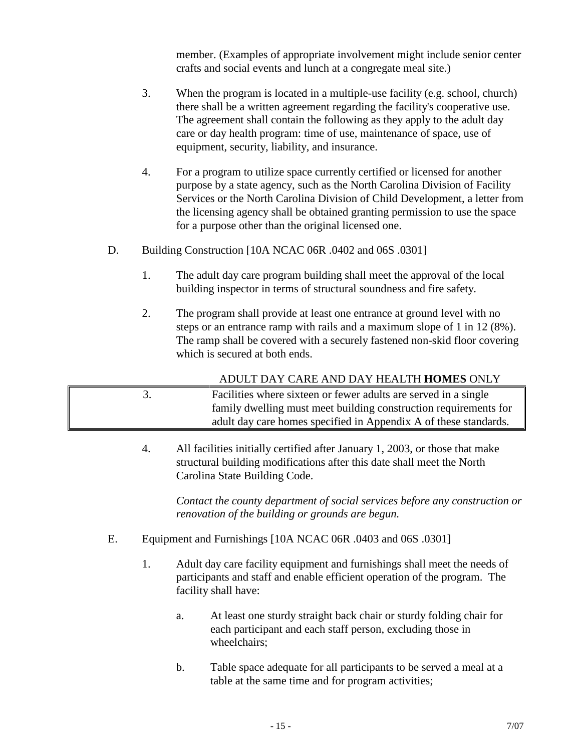member. (Examples of appropriate involvement might include senior center crafts and social events and lunch at a congregate meal site.)

3. When the program is located in a multiple-use facility (e.g. school, church) there shall be a written agreement regarding the facility's cooperative use. The agreement shall contain the following as they apply to the adult day care or day health program: time of use, maintenance of space, use of equipment, security, liability, and insurance.

4. For a program to utilize space currently certified or licensed for another purpose by a state agency, such as the North Carolina Division of Facility Services or the North Carolina Division of Child Development, a letter from the licensing agency shall be obtained granting permission to use the space for a purpose other than the original licensed one.

D. Building Construction [10A NCAC 06R .0402 and 06S .0301]

1. The adult day care program building shall meet the approval of the local building inspector in terms of structural soundness and fire safety.

2. The program shall provide at least one entrance at ground level with no steps or an entrance ramp with rails and a maximum slope of 1 in 12 (8%). The ramp shall be covered with a securely fastened non-skid floor covering which is secured at both ends.

ADULT DAY CARE AND DAY HEALTH **HOMES** ONLY

| 3. | Facilities where sixteen or fewer adults are served in a single family dwelling must meet building construction requirements for adult day care homes specified in Appendix A of these standards. |
|---|---|

4. All facilities initially certified after January 1, 2003, or those that make structural building modifications after this date shall meet the North Carolina State Building Code.

*Contact the county department of social services before any construction or renovation of the building or grounds are begun.*

E. Equipment and Furnishings [10A NCAC 06R .0403 and 06S .0301]

1. Adult day care facility equipment and furnishings shall meet the needs of participants and staff and enable efficient operation of the program. The facility shall have:

   a. At least one sturdy straight back chair or sturdy folding chair for each participant and each staff person, excluding those in wheelchairs;

   b. Table space adequate for all participants to be served a meal at a table at the same time and for program activities;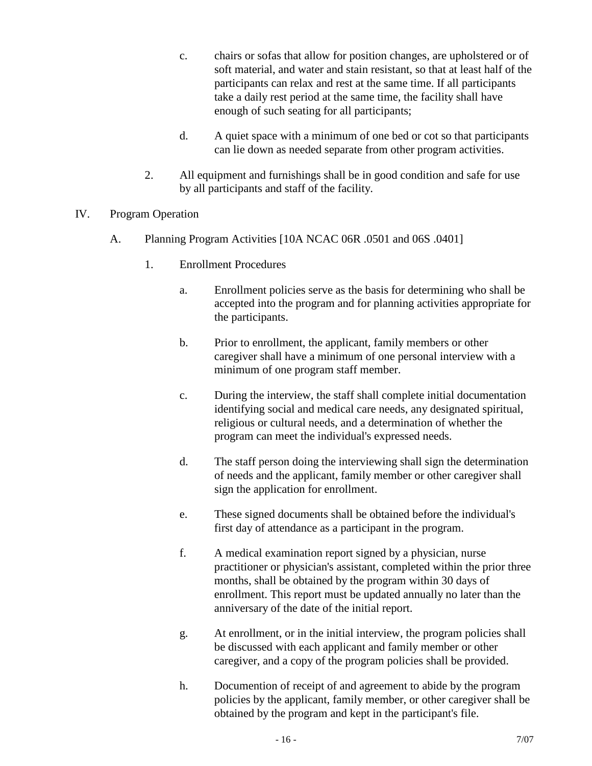c. chairs or sofas that allow for position changes, are upholstered or of soft material, and water and stain resistant, so that at least half of the participants can relax and rest at the same time. If all participants take a daily rest period at the same time, the facility shall have enough of such seating for all participants;

d. A quiet space with a minimum of one bed or cot so that participants can lie down as needed separate from other program activities.

2. All equipment and furnishings shall be in good condition and safe for use by all participants and staff of the facility.

IV. Program Operation

A. Planning Program Activities [10A NCAC 06R .0501 and 06S .0401]

1. Enrollment Procedures

a. Enrollment policies serve as the basis for determining who shall be accepted into the program and for planning activities appropriate for the participants.

b. Prior to enrollment, the applicant, family members or other caregiver shall have a minimum of one personal interview with a minimum of one program staff member.

c. During the interview, the staff shall complete initial documentation identifying social and medical care needs, any designated spiritual, religious or cultural needs, and a determination of whether the program can meet the individual's expressed needs.

d. The staff person doing the interviewing shall sign the determination of needs and the applicant, family member or other caregiver shall sign the application for enrollment.

e. These signed documents shall be obtained before the individual's first day of attendance as a participant in the program.

f. A medical examination report signed by a physician, nurse practitioner or physician's assistant, completed within the prior three months, shall be obtained by the program within 30 days of enrollment. This report must be updated annually no later than the anniversary of the date of the initial report.

g. At enrollment, or in the initial interview, the program policies shall be discussed with each applicant and family member or other caregiver, and a copy of the program policies shall be provided.

h. Documention of receipt of and agreement to abide by the program policies by the applicant, family member, or other caregiver shall be obtained by the program and kept in the participant's file.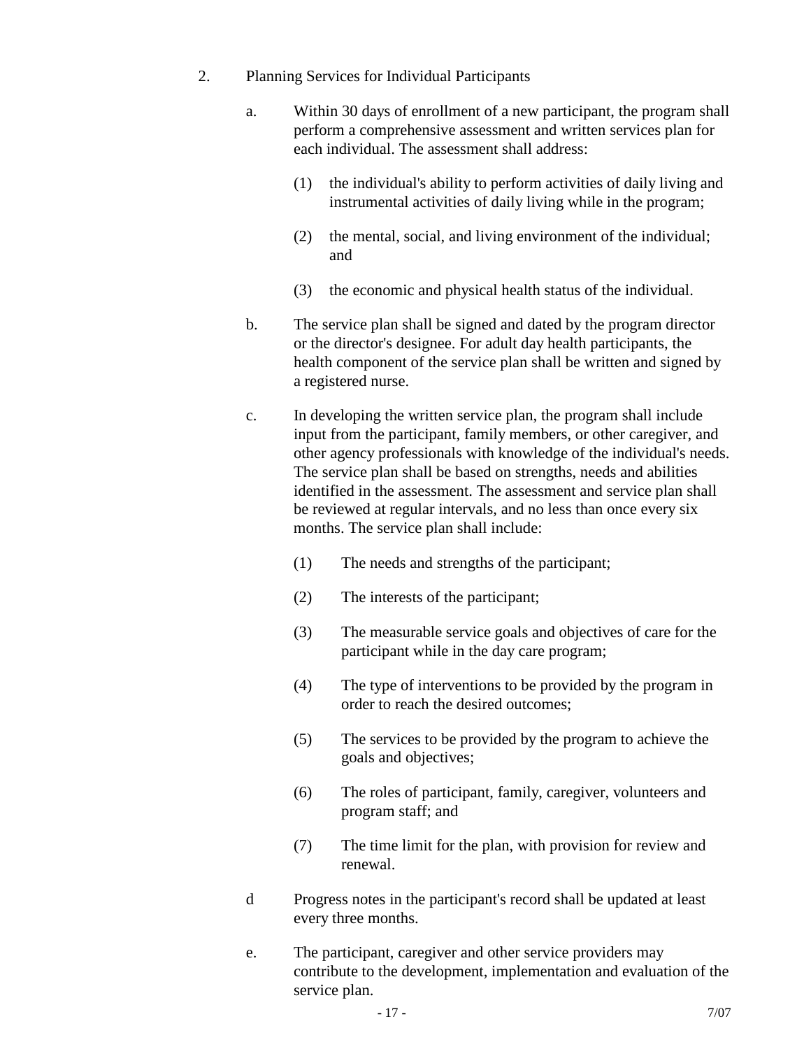2. Planning Services for Individual Participants

   a. Within 30 days of enrollment of a new participant, the program shall perform a comprehensive assessment and written services plan for each individual. The assessment shall address:

      (1) the individual's ability to perform activities of daily living and instrumental activities of daily living while in the program;

      (2) the mental, social, and living environment of the individual; and

      (3) the economic and physical health status of the individual.

   b. The service plan shall be signed and dated by the program director or the director's designee. For adult day health participants, the health component of the service plan shall be written and signed by a registered nurse.

   c. In developing the written service plan, the program shall include input from the participant, family members, or other caregiver, and other agency professionals with knowledge of the individual's needs. The service plan shall be based on strengths, needs and abilities identified in the assessment. The assessment and service plan shall be reviewed at regular intervals, and no less than once every six months. The service plan shall include:

      (1) The needs and strengths of the participant;

      (2) The interests of the participant;

      (3) The measurable service goals and objectives of care for the participant while in the day care program;

      (4) The type of interventions to be provided by the program in order to reach the desired outcomes;

      (5) The services to be provided by the program to achieve the goals and objectives;

      (6) The roles of participant, family, caregiver, volunteers and program staff; and

      (7) The time limit for the plan, with provision for review and renewal.

   d Progress notes in the participant's record shall be updated at least every three months.

   e. The participant, caregiver and other service providers may contribute to the development, implementation and evaluation of the service plan.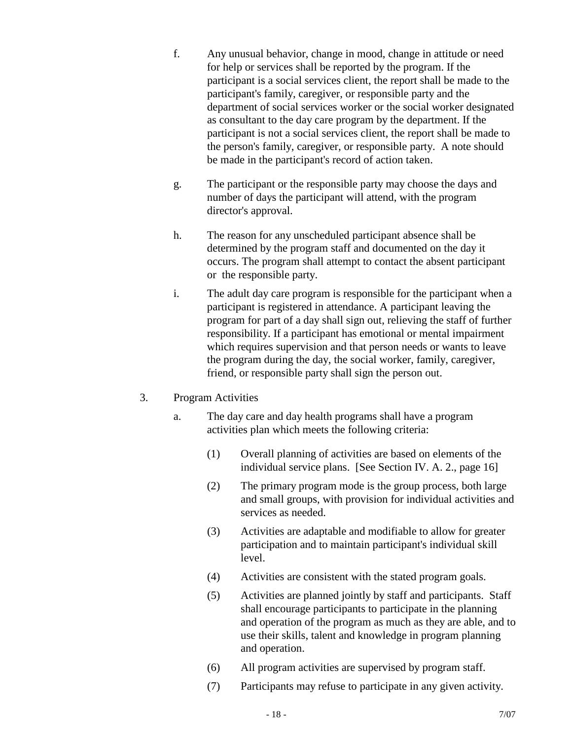f. Any unusual behavior, change in mood, change in attitude or need for help or services shall be reported by the program. If the participant is a social services client, the report shall be made to the participant's family, caregiver, or responsible party and the department of social services worker or the social worker designated as consultant to the day care program by the department. If the participant is not a social services client, the report shall be made to the person's family, caregiver, or responsible party. A note should be made in the participant's record of action taken.

g. The participant or the responsible party may choose the days and number of days the participant will attend, with the program director's approval.

h. The reason for any unscheduled participant absence shall be determined by the program staff and documented on the day it occurs. The program shall attempt to contact the absent participant or the responsible party.

i. The adult day care program is responsible for the participant when a participant is registered in attendance. A participant leaving the program for part of a day shall sign out, relieving the staff of further responsibility. If a participant has emotional or mental impairment which requires supervision and that person needs or wants to leave the program during the day, the social worker, family, caregiver, friend, or responsible party shall sign the person out.

3. Program Activities

   a. The day care and day health programs shall have a program activities plan which meets the following criteria:

      (1) Overall planning of activities are based on elements of the individual service plans. [See Section IV. A. 2., page 16]

      (2) The primary program mode is the group process, both large and small groups, with provision for individual activities and services as needed.

      (3) Activities are adaptable and modifiable to allow for greater participation and to maintain participant's individual skill level.

      (4) Activities are consistent with the stated program goals.

      (5) Activities are planned jointly by staff and participants. Staff shall encourage participants to participate in the planning and operation of the program as much as they are able, and to use their skills, talent and knowledge in program planning and operation.

      (6) All program activities are supervised by program staff.

      (7) Participants may refuse to participate in any given activity.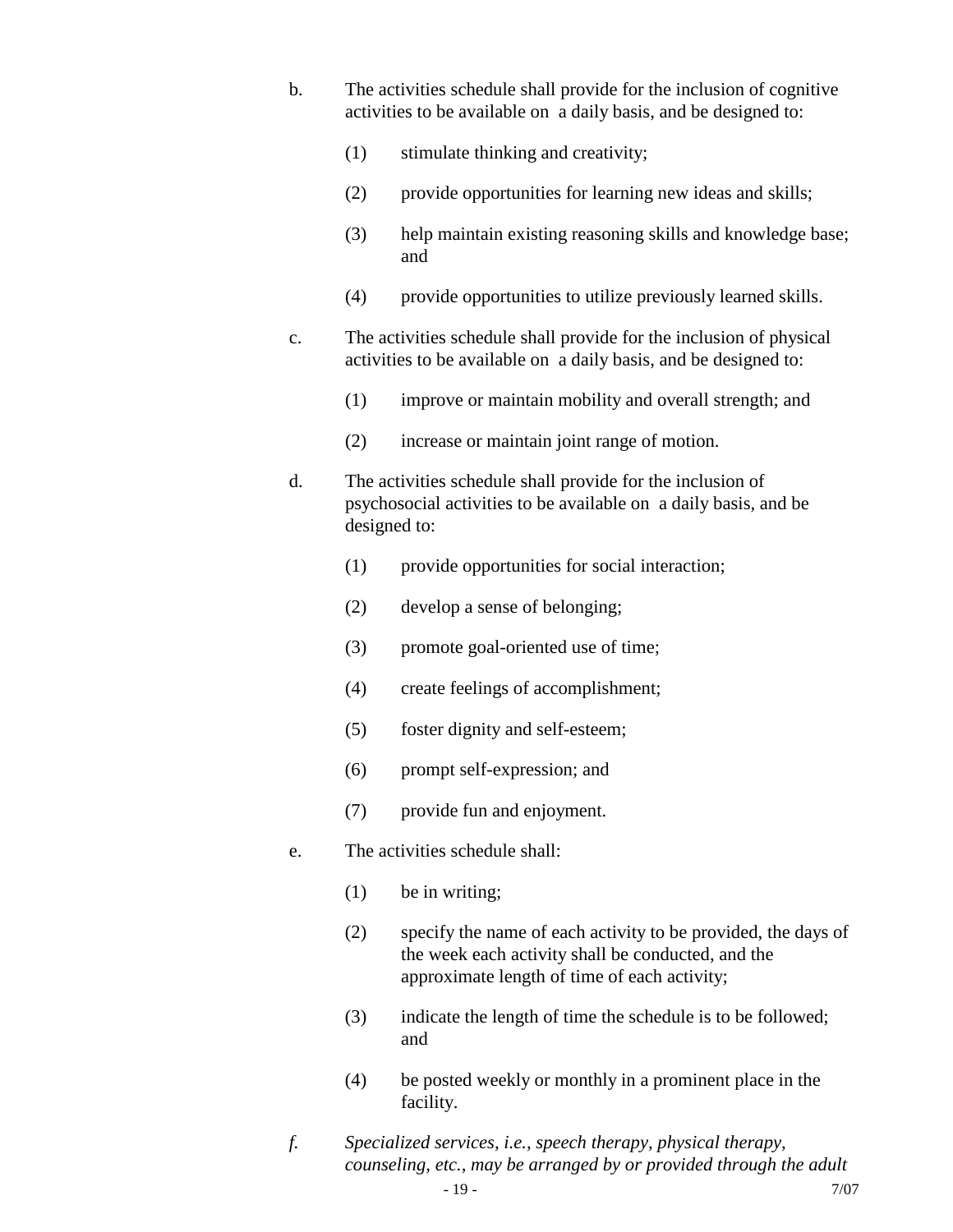b. The activities schedule shall provide for the inclusion of cognitive activities to be available on a daily basis, and be designed to:

   (1) stimulate thinking and creativity;

   (2) provide opportunities for learning new ideas and skills;

   (3) help maintain existing reasoning skills and knowledge base; and

   (4) provide opportunities to utilize previously learned skills.

c. The activities schedule shall provide for the inclusion of physical activities to be available on a daily basis, and be designed to:

   (1) improve or maintain mobility and overall strength; and

   (2) increase or maintain joint range of motion.

d. The activities schedule shall provide for the inclusion of psychosocial activities to be available on a daily basis, and be designed to:

   (1) provide opportunities for social interaction;

   (2) develop a sense of belonging;

   (3) promote goal-oriented use of time;

   (4) create feelings of accomplishment;

   (5) foster dignity and self-esteem;

   (6) prompt self-expression; and

   (7) provide fun and enjoyment.

e. The activities schedule shall:

   (1) be in writing;

   (2) specify the name of each activity to be provided, the days of the week each activity shall be conducted, and the approximate length of time of each activity;

   (3) indicate the length of time the schedule is to be followed; and

   (4) be posted weekly or monthly in a prominent place in the facility.

*f. Specialized services, i.e., speech therapy, physical therapy, counseling, etc., may be arranged by or provided through the adult*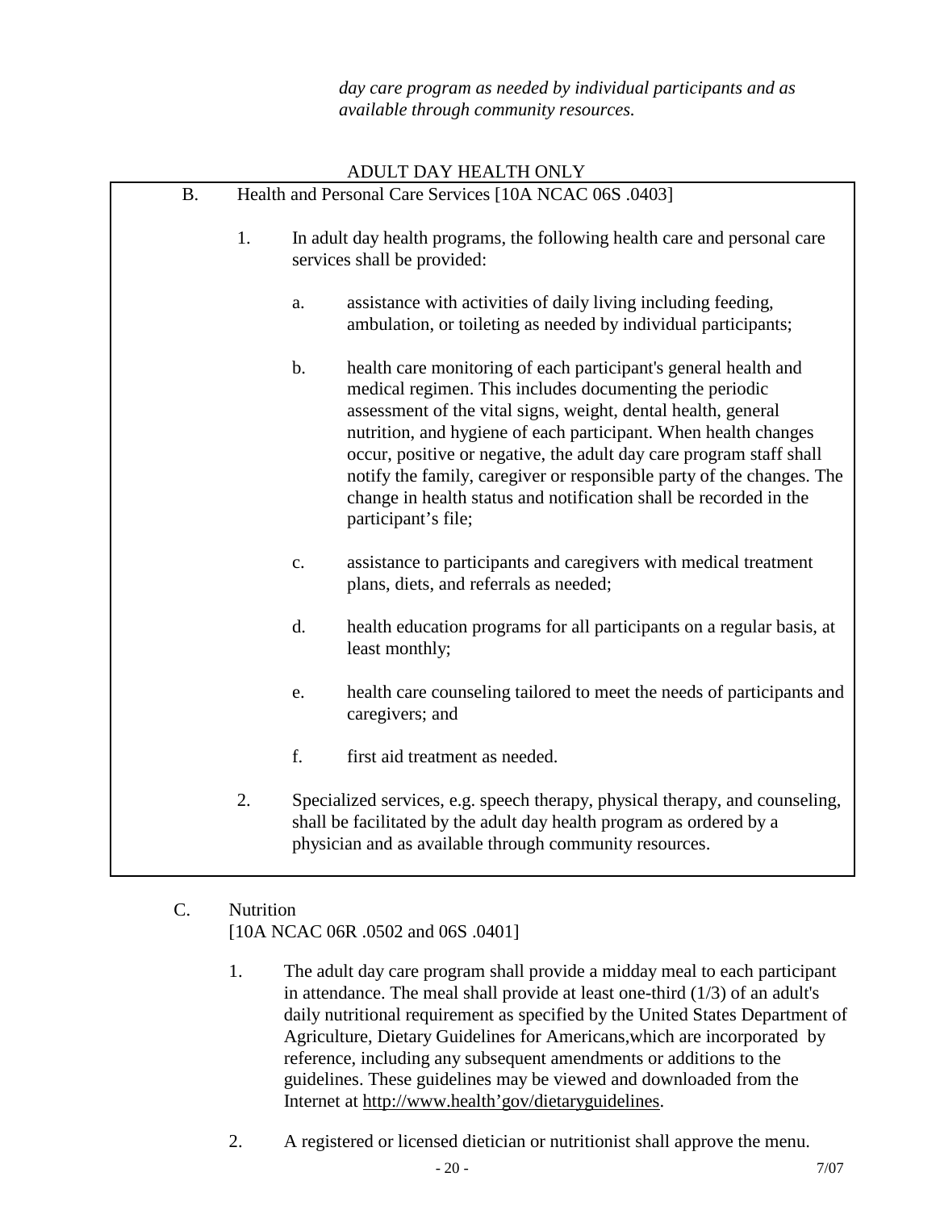*day care program as needed by individual participants and as available through community resources.*

ADULT DAY HEALTH ONLY

B. Health and Personal Care Services [10A NCAC 06S .0403]

1. In adult day health programs, the following health care and personal care services shall be provided:

   a. assistance with activities of daily living including feeding, ambulation, or toileting as needed by individual participants;

   b. health care monitoring of each participant's general health and medical regimen. This includes documenting the periodic assessment of the vital signs, weight, dental health, general nutrition, and hygiene of each participant. When health changes occur, positive or negative, the adult day care program staff shall notify the family, caregiver or responsible party of the changes. The change in health status and notification shall be recorded in the participant's file;

   c. assistance to participants and caregivers with medical treatment plans, diets, and referrals as needed;

   d. health education programs for all participants on a regular basis, at least monthly;

   e. health care counseling tailored to meet the needs of participants and caregivers; and

   f. first aid treatment as needed.

2. Specialized services, e.g. speech therapy, physical therapy, and counseling, shall be facilitated by the adult day health program as ordered by a physician and as available through community resources.

C. Nutrition
[10A NCAC 06R .0502 and 06S .0401]

1. The adult day care program shall provide a midday meal to each participant in attendance. The meal shall provide at least one-third (1/3) of an adult's daily nutritional requirement as specified by the United States Department of Agriculture, Dietary Guidelines for Americans,which are incorporated by reference, including any subsequent amendments or additions to the guidelines. These guidelines may be viewed and downloaded from the Internet at http://www.health'gov/dietaryguidelines.

2. A registered or licensed dietician or nutritionist shall approve the menu.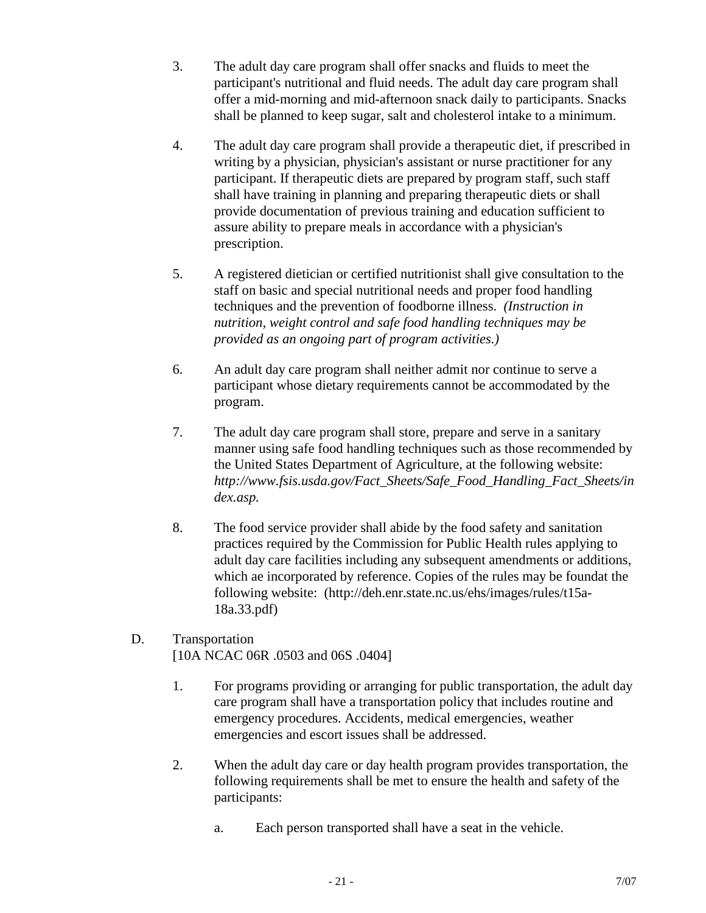3. The adult day care program shall offer snacks and fluids to meet the participant's nutritional and fluid needs. The adult day care program shall offer a mid-morning and mid-afternoon snack daily to participants. Snacks shall be planned to keep sugar, salt and cholesterol intake to a minimum.

4. The adult day care program shall provide a therapeutic diet, if prescribed in writing by a physician, physician's assistant or nurse practitioner for any participant. If therapeutic diets are prepared by program staff, such staff shall have training in planning and preparing therapeutic diets or shall provide documentation of previous training and education sufficient to assure ability to prepare meals in accordance with a physician's prescription.

5. A registered dietician or certified nutritionist shall give consultation to the staff on basic and special nutritional needs and proper food handling techniques and the prevention of foodborne illness. *(Instruction in nutrition, weight control and safe food handling techniques may be provided as an ongoing part of program activities.)*

6. An adult day care program shall neither admit nor continue to serve a participant whose dietary requirements cannot be accommodated by the program.

7. The adult day care program shall store, prepare and serve in a sanitary manner using safe food handling techniques such as those recommended by the United States Department of Agriculture, at the following website: *http://www.fsis.usda.gov/Fact_Sheets/Safe_Food_Handling_Fact_Sheets/index.asp.*

8. The food service provider shall abide by the food safety and sanitation practices required by the Commission for Public Health rules applying to adult day care facilities including any subsequent amendments or additions, which ae incorporated by reference. Copies of the rules may be foundat the following website: (http://deh.enr.state.nc.us/ehs/images/rules/t15a-18a.33.pdf)

D. Transportation
[10A NCAC 06R .0503 and 06S .0404]

1. For programs providing or arranging for public transportation, the adult day care program shall have a transportation policy that includes routine and emergency procedures. Accidents, medical emergencies, weather emergencies and escort issues shall be addressed.

2. When the adult day care or day health program provides transportation, the following requirements shall be met to ensure the health and safety of the participants:

   a. Each person transported shall have a seat in the vehicle.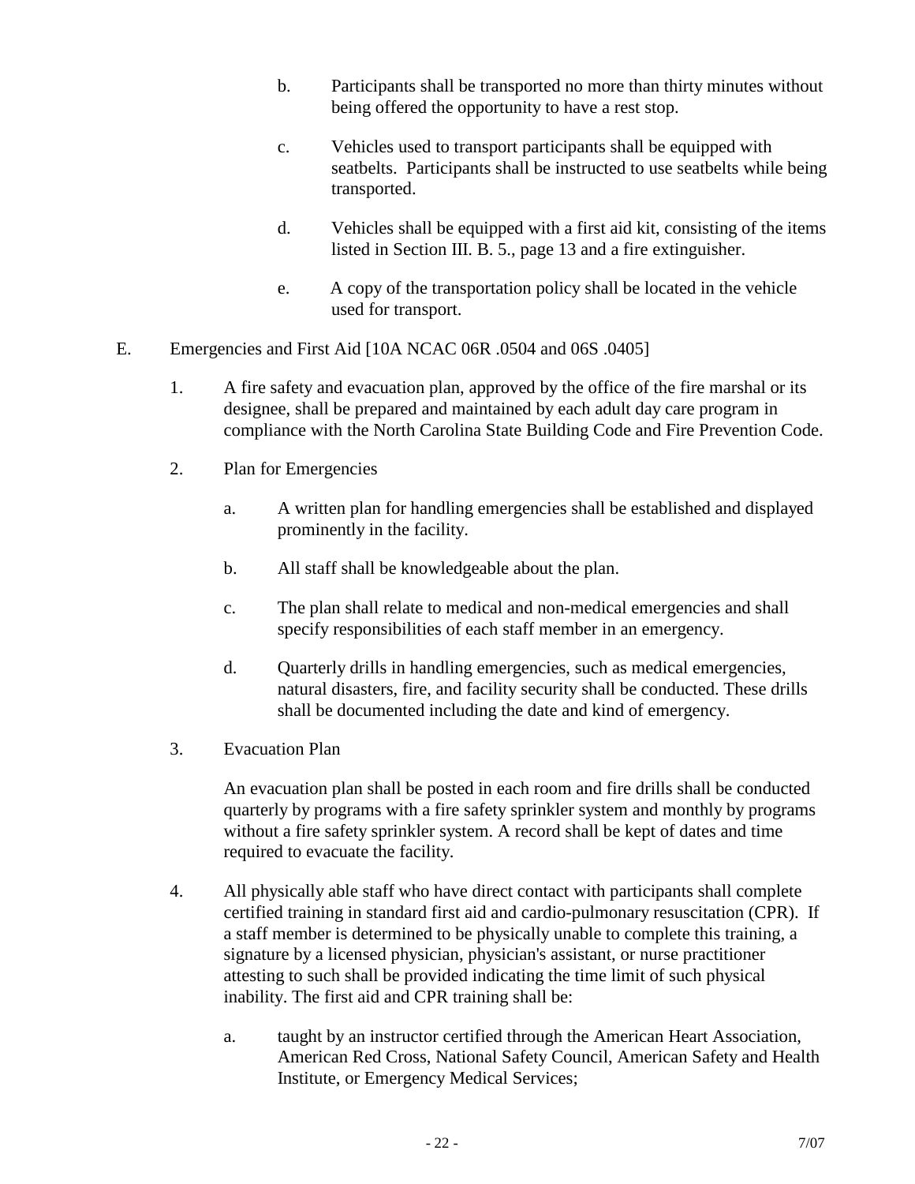b. Participants shall be transported no more than thirty minutes without being offered the opportunity to have a rest stop.

c. Vehicles used to transport participants shall be equipped with seatbelts. Participants shall be instructed to use seatbelts while being transported.

d. Vehicles shall be equipped with a first aid kit, consisting of the items listed in Section III. B. 5., page 13 and a fire extinguisher.

e. A copy of the transportation policy shall be located in the vehicle used for transport.

E. Emergencies and First Aid [10A NCAC 06R .0504 and 06S .0405]

1. A fire safety and evacuation plan, approved by the office of the fire marshal or its designee, shall be prepared and maintained by each adult day care program in compliance with the North Carolina State Building Code and Fire Prevention Code.

2. Plan for Emergencies

   a. A written plan for handling emergencies shall be established and displayed prominently in the facility.

   b. All staff shall be knowledgeable about the plan.

   c. The plan shall relate to medical and non-medical emergencies and shall specify responsibilities of each staff member in an emergency.

   d. Quarterly drills in handling emergencies, such as medical emergencies, natural disasters, fire, and facility security shall be conducted. These drills shall be documented including the date and kind of emergency.

3. Evacuation Plan

   An evacuation plan shall be posted in each room and fire drills shall be conducted quarterly by programs with a fire safety sprinkler system and monthly by programs without a fire safety sprinkler system. A record shall be kept of dates and time required to evacuate the facility.

4. All physically able staff who have direct contact with participants shall complete certified training in standard first aid and cardio-pulmonary resuscitation (CPR). If a staff member is determined to be physically unable to complete this training, a signature by a licensed physician, physician's assistant, or nurse practitioner attesting to such shall be provided indicating the time limit of such physical inability. The first aid and CPR training shall be:

   a. taught by an instructor certified through the American Heart Association, American Red Cross, National Safety Council, American Safety and Health Institute, or Emergency Medical Services;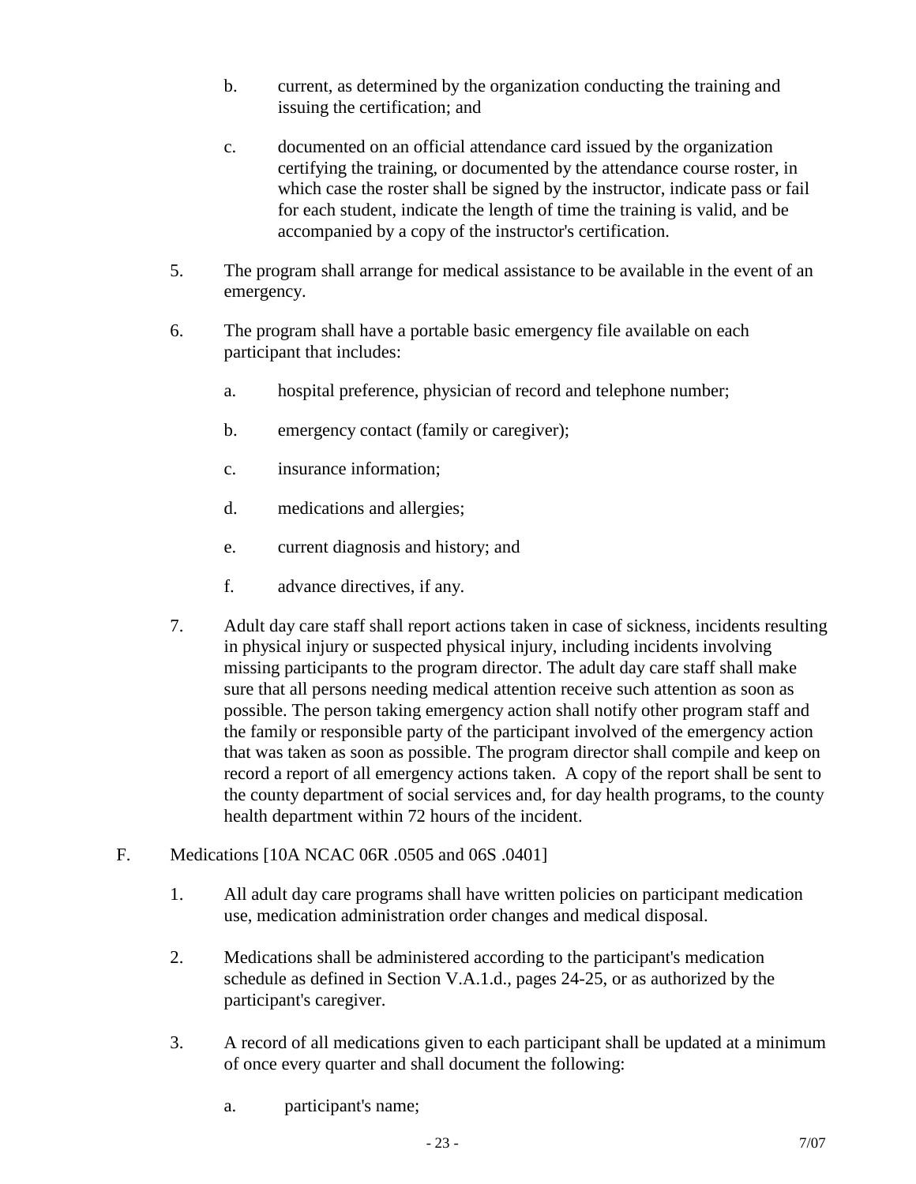b. current, as determined by the organization conducting the training and issuing the certification; and

c. documented on an official attendance card issued by the organization certifying the training, or documented by the attendance course roster, in which case the roster shall be signed by the instructor, indicate pass or fail for each student, indicate the length of time the training is valid, and be accompanied by a copy of the instructor's certification.

5. The program shall arrange for medical assistance to be available in the event of an emergency.

6. The program shall have a portable basic emergency file available on each participant that includes:

   a. hospital preference, physician of record and telephone number;

   b. emergency contact (family or caregiver);

   c. insurance information;

   d. medications and allergies;

   e. current diagnosis and history; and

   f. advance directives, if any.

7. Adult day care staff shall report actions taken in case of sickness, incidents resulting in physical injury or suspected physical injury, including incidents involving missing participants to the program director. The adult day care staff shall make sure that all persons needing medical attention receive such attention as soon as possible. The person taking emergency action shall notify other program staff and the family or responsible party of the participant involved of the emergency action that was taken as soon as possible. The program director shall compile and keep on record a report of all emergency actions taken. A copy of the report shall be sent to the county department of social services and, for day health programs, to the county health department within 72 hours of the incident.

F. Medications [10A NCAC 06R .0505 and 06S .0401]

1. All adult day care programs shall have written policies on participant medication use, medication administration order changes and medical disposal.

2. Medications shall be administered according to the participant's medication schedule as defined in Section V.A.1.d., pages 24-25, or as authorized by the participant's caregiver.

3. A record of all medications given to each participant shall be updated at a minimum of once every quarter and shall document the following:

   a. participant's name;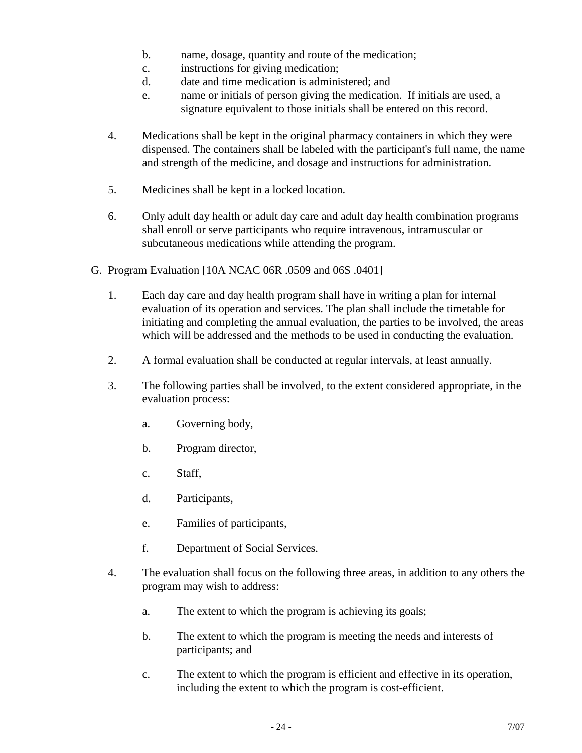b. name, dosage, quantity and route of the medication;
c. instructions for giving medication;
d. date and time medication is administered; and
e. name or initials of person giving the medication. If initials are used, a signature equivalent to those initials shall be entered on this record.

4. Medications shall be kept in the original pharmacy containers in which they were dispensed. The containers shall be labeled with the participant's full name, the name and strength of the medicine, and dosage and instructions for administration.

5. Medicines shall be kept in a locked location.

6. Only adult day health or adult day care and adult day health combination programs shall enroll or serve participants who require intravenous, intramuscular or subcutaneous medications while attending the program.

G. Program Evaluation [10A NCAC 06R .0509 and 06S .0401]

1. Each day care and day health program shall have in writing a plan for internal evaluation of its operation and services. The plan shall include the timetable for initiating and completing the annual evaluation, the parties to be involved, the areas which will be addressed and the methods to be used in conducting the evaluation.

2. A formal evaluation shall be conducted at regular intervals, at least annually.

3. The following parties shall be involved, to the extent considered appropriate, in the evaluation process:

   a. Governing body,

   b. Program director,

   c. Staff,

   d. Participants,

   e. Families of participants,

   f. Department of Social Services.

4. The evaluation shall focus on the following three areas, in addition to any others the program may wish to address:

   a. The extent to which the program is achieving its goals;

   b. The extent to which the program is meeting the needs and interests of participants; and

   c. The extent to which the program is efficient and effective in its operation, including the extent to which the program is cost-efficient.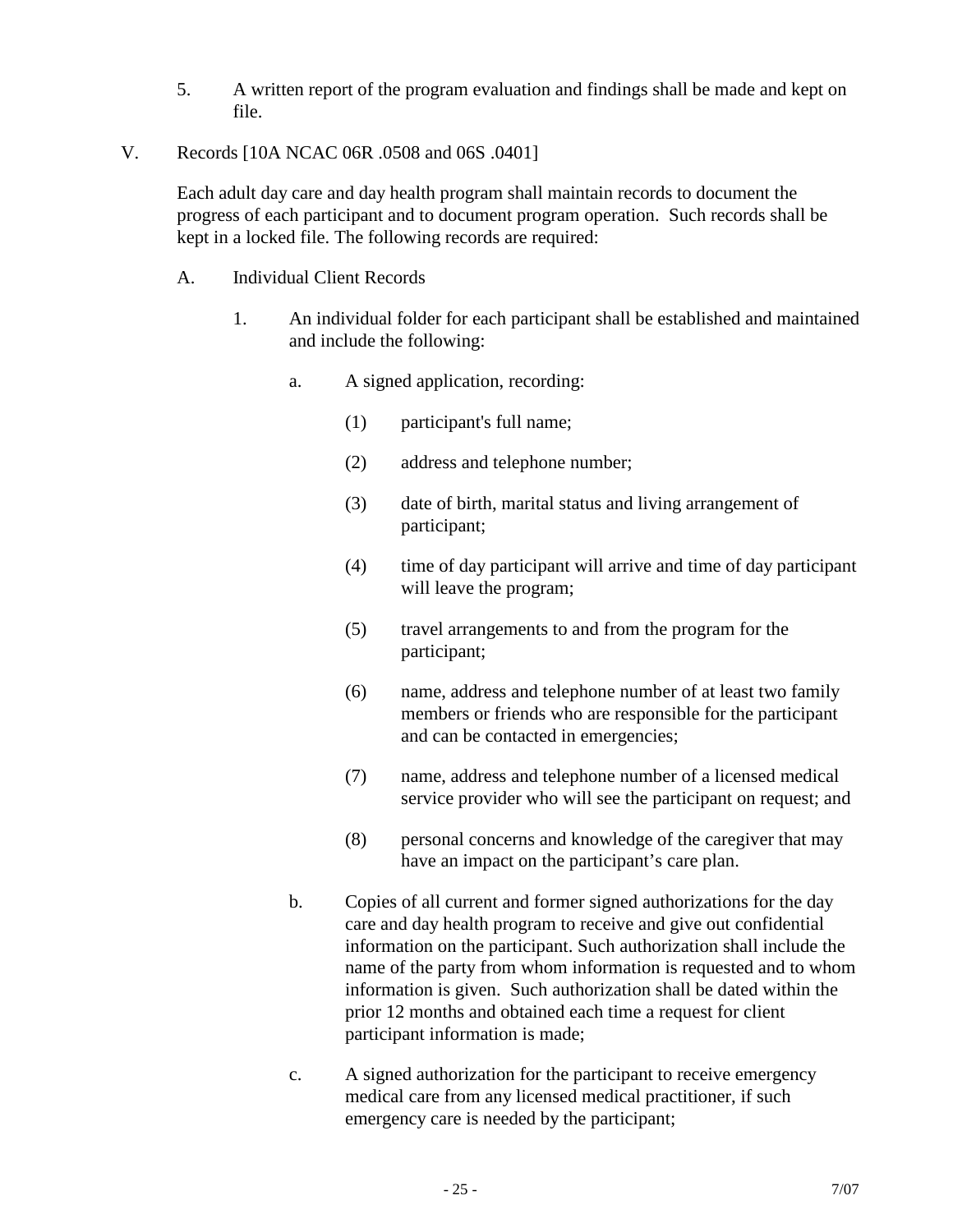5. A written report of the program evaluation and findings shall be made and kept on file.

## V. Records [10A NCAC 06R .0508 and 06S .0401]

Each adult day care and day health program shall maintain records to document the progress of each participant and to document program operation. Such records shall be kept in a locked file. The following records are required:

### A. Individual Client Records

1. An individual folder for each participant shall be established and maintained and include the following:

   a. A signed application, recording:

      (1) participant's full name;

      (2) address and telephone number;

      (3) date of birth, marital status and living arrangement of participant;

      (4) time of day participant will arrive and time of day participant will leave the program;

      (5) travel arrangements to and from the program for the participant;

      (6) name, address and telephone number of at least two family members or friends who are responsible for the participant and can be contacted in emergencies;

      (7) name, address and telephone number of a licensed medical service provider who will see the participant on request; and

      (8) personal concerns and knowledge of the caregiver that may have an impact on the participant’s care plan.

   b. Copies of all current and former signed authorizations for the day care and day health program to receive and give out confidential information on the participant. Such authorization shall include the name of the party from whom information is requested and to whom information is given. Such authorization shall be dated within the prior 12 months and obtained each time a request for client participant information is made;

   c. A signed authorization for the participant to receive emergency medical care from any licensed medical practitioner, if such emergency care is needed by the participant;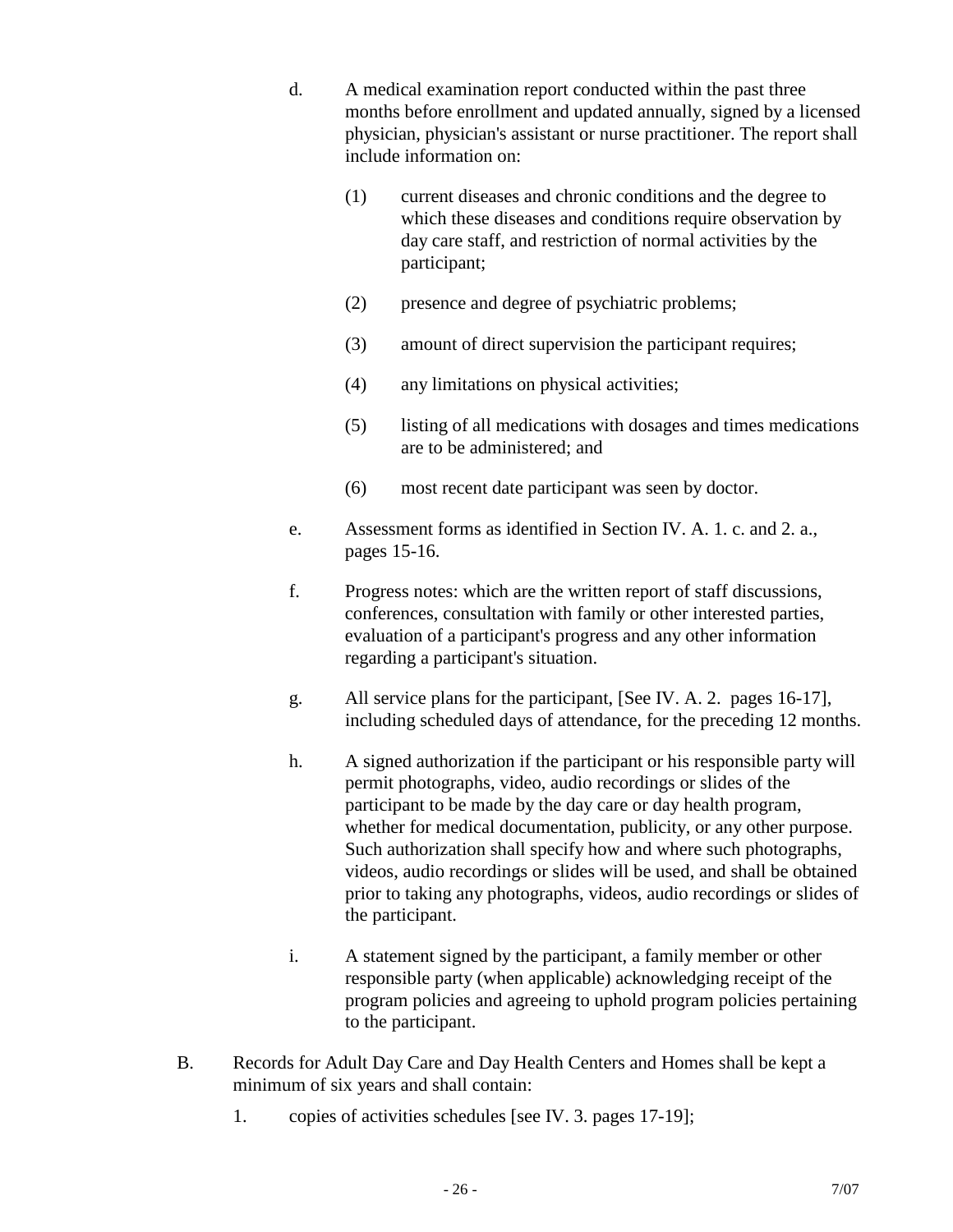d. A medical examination report conducted within the past three months before enrollment and updated annually, signed by a licensed physician, physician's assistant or nurse practitioner. The report shall include information on:

   (1) current diseases and chronic conditions and the degree to which these diseases and conditions require observation by day care staff, and restriction of normal activities by the participant;

   (2) presence and degree of psychiatric problems;

   (3) amount of direct supervision the participant requires;

   (4) any limitations on physical activities;

   (5) listing of all medications with dosages and times medications are to be administered; and

   (6) most recent date participant was seen by doctor.

e. Assessment forms as identified in Section IV. A. 1. c. and 2. a., pages 15-16.

f. Progress notes: which are the written report of staff discussions, conferences, consultation with family or other interested parties, evaluation of a participant's progress and any other information regarding a participant's situation.

g. All service plans for the participant, [See IV. A. 2. pages 16-17], including scheduled days of attendance, for the preceding 12 months.

h. A signed authorization if the participant or his responsible party will permit photographs, video, audio recordings or slides of the participant to be made by the day care or day health program, whether for medical documentation, publicity, or any other purpose. Such authorization shall specify how and where such photographs, videos, audio recordings or slides will be used, and shall be obtained prior to taking any photographs, videos, audio recordings or slides of the participant.

i. A statement signed by the participant, a family member or other responsible party (when applicable) acknowledging receipt of the program policies and agreeing to uphold program policies pertaining to the participant.

B. Records for Adult Day Care and Day Health Centers and Homes shall be kept a minimum of six years and shall contain:

   1. copies of activities schedules [see IV. 3. pages 17-19];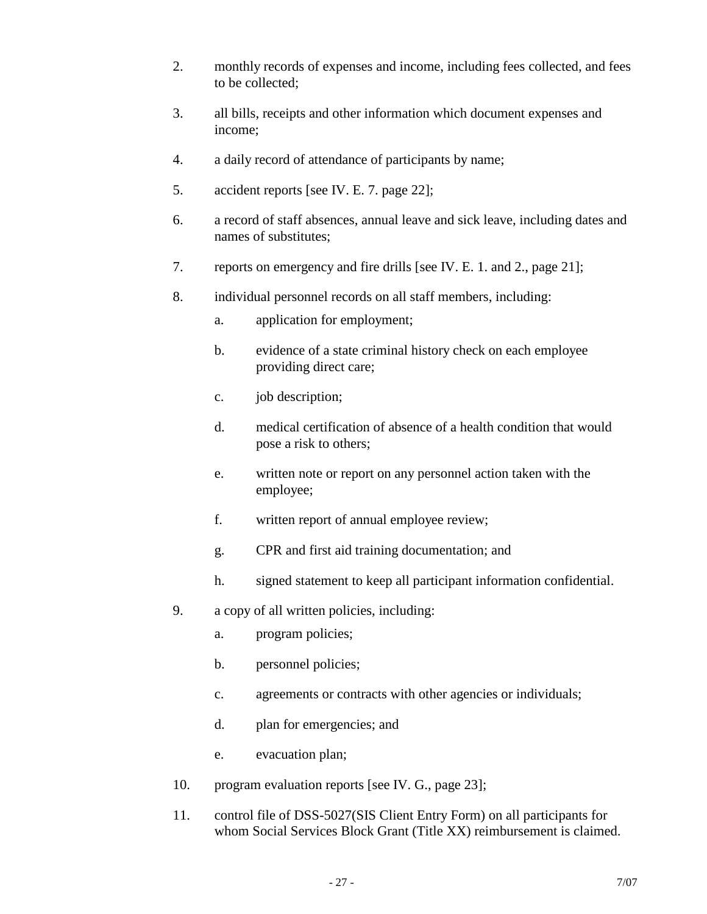2. monthly records of expenses and income, including fees collected, and fees to be collected;

3. all bills, receipts and other information which document expenses and income;

4. a daily record of attendance of participants by name;

5. accident reports [see IV. E. 7. page 22];

6. a record of staff absences, annual leave and sick leave, including dates and names of substitutes;

7. reports on emergency and fire drills [see IV. E. 1. and 2., page 21];

8. individual personnel records on all staff members, including:

   a. application for employment;

   b. evidence of a state criminal history check on each employee providing direct care;

   c. job description;

   d. medical certification of absence of a health condition that would pose a risk to others;

   e. written note or report on any personnel action taken with the employee;

   f. written report of annual employee review;

   g. CPR and first aid training documentation; and

   h. signed statement to keep all participant information confidential.

9. a copy of all written policies, including:

   a. program policies;

   b. personnel policies;

   c. agreements or contracts with other agencies or individuals;

   d. plan for emergencies; and

   e. evacuation plan;

10. program evaluation reports [see IV. G., page 23];

11. control file of DSS-5027(SIS Client Entry Form) on all participants for whom Social Services Block Grant (Title XX) reimbursement is claimed.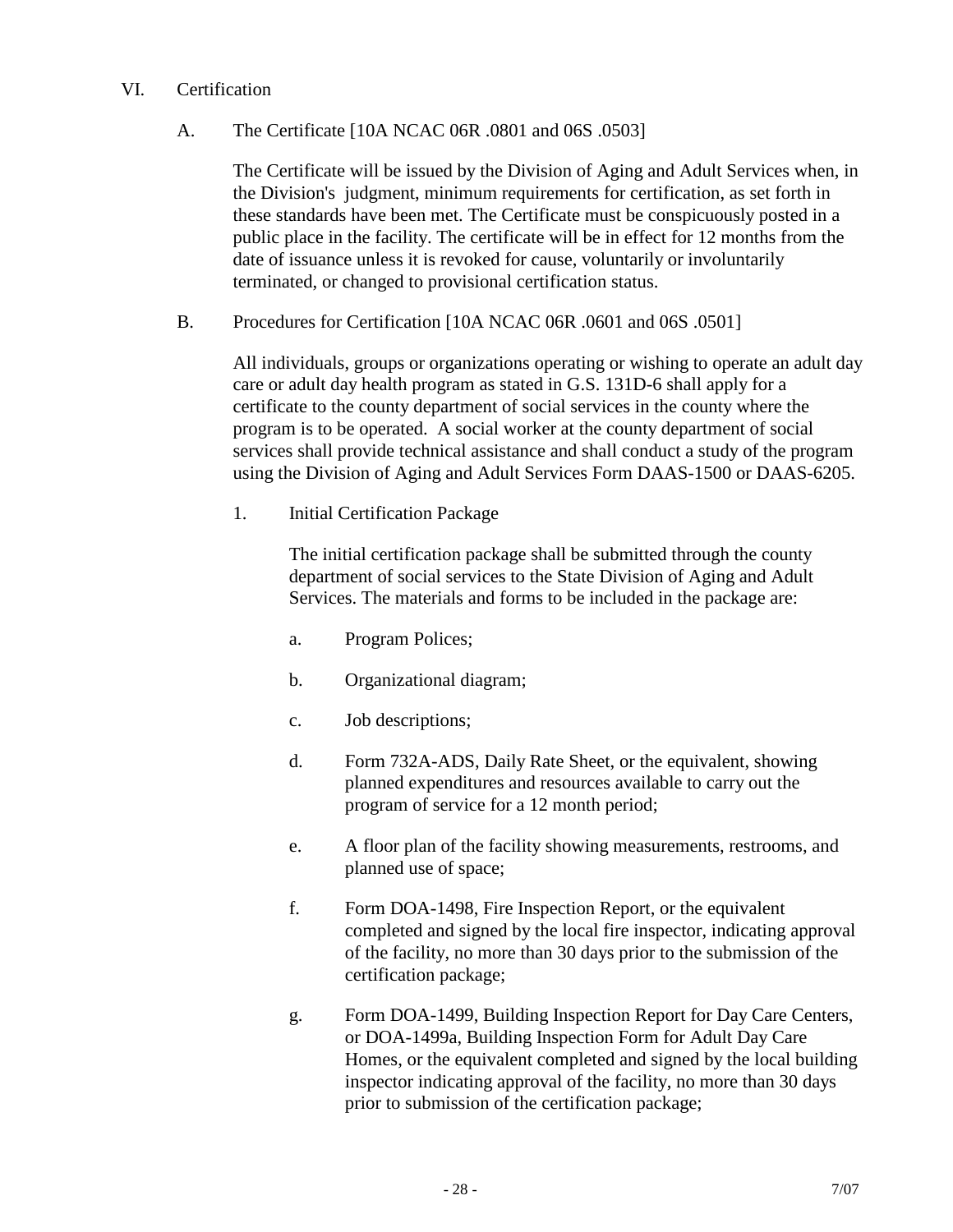## VI. Certification

### A. The Certificate [10A NCAC 06R .0801 and 06S .0503]

The Certificate will be issued by the Division of Aging and Adult Services when, in the Division's judgment, minimum requirements for certification, as set forth in these standards have been met. The Certificate must be conspicuously posted in a public place in the facility. The certificate will be in effect for 12 months from the date of issuance unless it is revoked for cause, voluntarily or involuntarily terminated, or changed to provisional certification status.

### B. Procedures for Certification [10A NCAC 06R .0601 and 06S .0501]

All individuals, groups or organizations operating or wishing to operate an adult day care or adult day health program as stated in G.S. 131D-6 shall apply for a certificate to the county department of social services in the county where the program is to be operated. A social worker at the county department of social services shall provide technical assistance and shall conduct a study of the program using the Division of Aging and Adult Services Form DAAS-1500 or DAAS-6205.

1. Initial Certification Package

   The initial certification package shall be submitted through the county department of social services to the State Division of Aging and Adult Services. The materials and forms to be included in the package are:

   a. Program Polices;

   b. Organizational diagram;

   c. Job descriptions;

   d. Form 732A-ADS, Daily Rate Sheet, or the equivalent, showing planned expenditures and resources available to carry out the program of service for a 12 month period;

   e. A floor plan of the facility showing measurements, restrooms, and planned use of space;

   f. Form DOA-1498, Fire Inspection Report, or the equivalent completed and signed by the local fire inspector, indicating approval of the facility, no more than 30 days prior to the submission of the certification package;

   g. Form DOA-1499, Building Inspection Report for Day Care Centers, or DOA-1499a, Building Inspection Form for Adult Day Care Homes, or the equivalent completed and signed by the local building inspector indicating approval of the facility, no more than 30 days prior to submission of the certification package;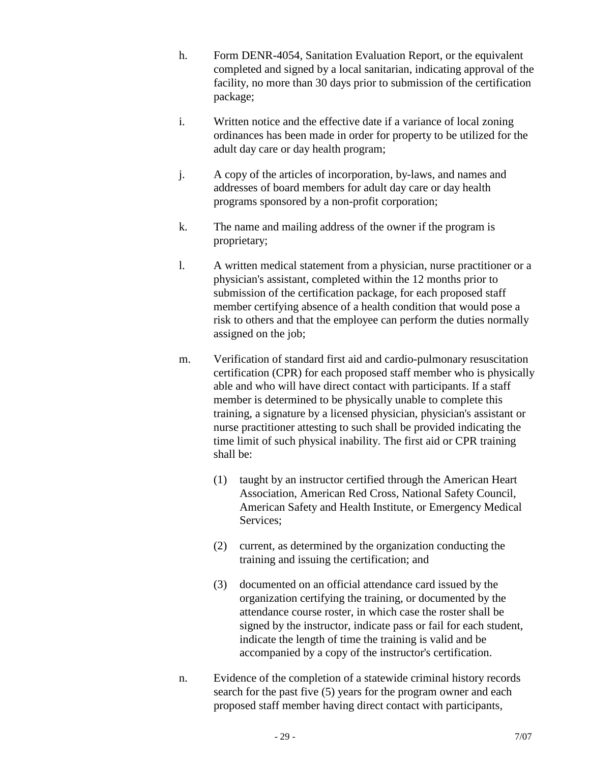h. Form DENR-4054, Sanitation Evaluation Report, or the equivalent completed and signed by a local sanitarian, indicating approval of the facility, no more than 30 days prior to submission of the certification package;

i. Written notice and the effective date if a variance of local zoning ordinances has been made in order for property to be utilized for the adult day care or day health program;

j. A copy of the articles of incorporation, by-laws, and names and addresses of board members for adult day care or day health programs sponsored by a non-profit corporation;

k. The name and mailing address of the owner if the program is proprietary;

l. A written medical statement from a physician, nurse practitioner or a physician's assistant, completed within the 12 months prior to submission of the certification package, for each proposed staff member certifying absence of a health condition that would pose a risk to others and that the employee can perform the duties normally assigned on the job;

m. Verification of standard first aid and cardio-pulmonary resuscitation certification (CPR) for each proposed staff member who is physically able and who will have direct contact with participants. If a staff member is determined to be physically unable to complete this training, a signature by a licensed physician, physician's assistant or nurse practitioner attesting to such shall be provided indicating the time limit of such physical inability. The first aid or CPR training shall be:

   (1) taught by an instructor certified through the American Heart Association, American Red Cross, National Safety Council, American Safety and Health Institute, or Emergency Medical Services;

   (2) current, as determined by the organization conducting the training and issuing the certification; and

   (3) documented on an official attendance card issued by the organization certifying the training, or documented by the attendance course roster, in which case the roster shall be signed by the instructor, indicate pass or fail for each student, indicate the length of time the training is valid and be accompanied by a copy of the instructor's certification.

n. Evidence of the completion of a statewide criminal history records search for the past five (5) years for the program owner and each proposed staff member having direct contact with participants,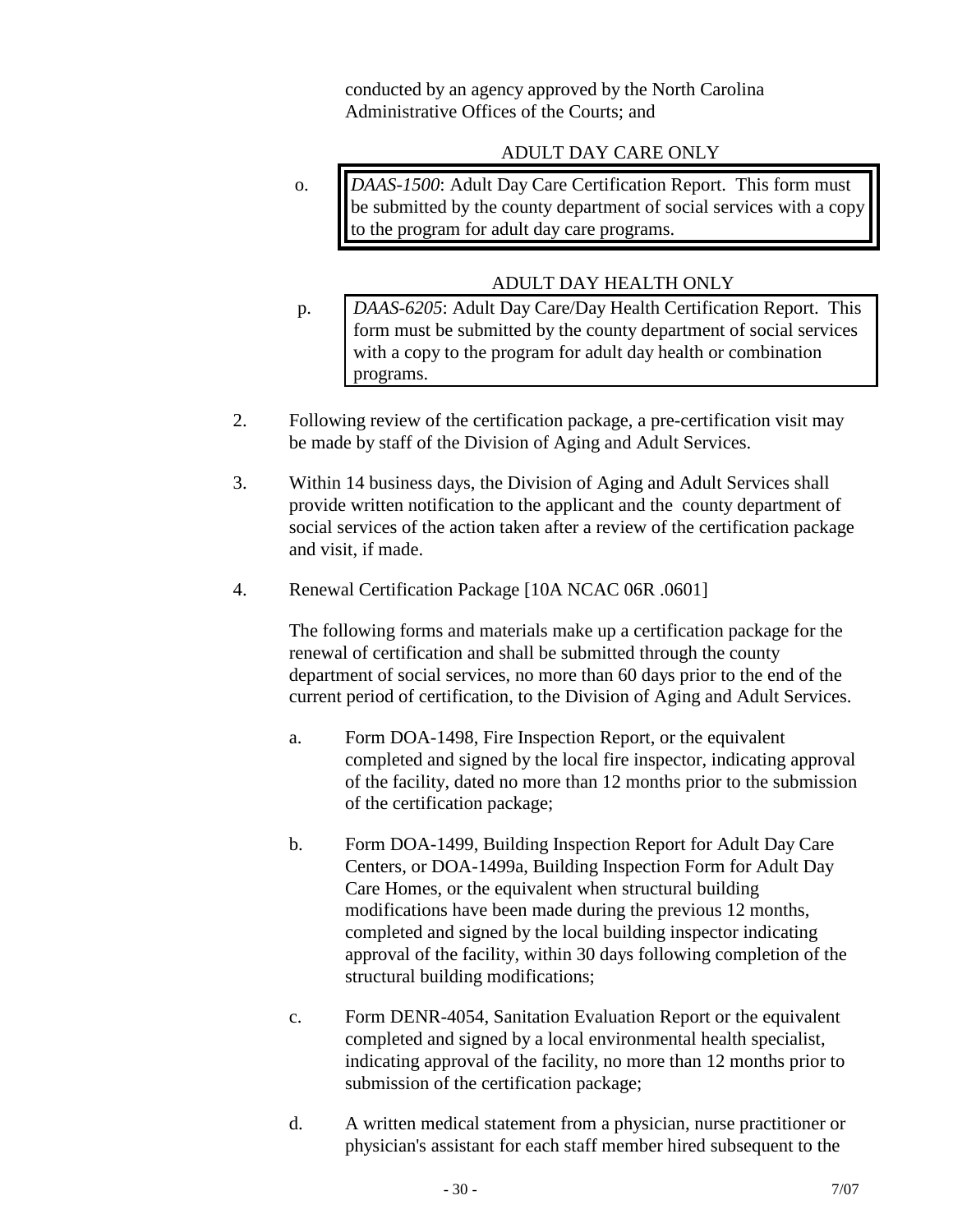conducted by an agency approved by the North Carolina Administrative Offices of the Courts; and

ADULT DAY CARE ONLY

o. *DAAS-1500*: Adult Day Care Certification Report. This form must be submitted by the county department of social services with a copy to the program for adult day care programs.

ADULT DAY HEALTH ONLY

p. *DAAS-6205*: Adult Day Care/Day Health Certification Report. This form must be submitted by the county department of social services with a copy to the program for adult day health or combination programs.

2. Following review of the certification package, a pre-certification visit may be made by staff of the Division of Aging and Adult Services.

3. Within 14 business days, the Division of Aging and Adult Services shall provide written notification to the applicant and the county department of social services of the action taken after a review of the certification package and visit, if made.

4. Renewal Certification Package [10A NCAC 06R .0601]

   The following forms and materials make up a certification package for the renewal of certification and shall be submitted through the county department of social services, no more than 60 days prior to the end of the current period of certification, to the Division of Aging and Adult Services.

   a. Form DOA-1498, Fire Inspection Report, or the equivalent completed and signed by the local fire inspector, indicating approval of the facility, dated no more than 12 months prior to the submission of the certification package;

   b. Form DOA-1499, Building Inspection Report for Adult Day Care Centers, or DOA-1499a, Building Inspection Form for Adult Day Care Homes, or the equivalent when structural building modifications have been made during the previous 12 months, completed and signed by the local building inspector indicating approval of the facility, within 30 days following completion of the structural building modifications;

   c. Form DENR-4054, Sanitation Evaluation Report or the equivalent completed and signed by a local environmental health specialist, indicating approval of the facility, no more than 12 months prior to submission of the certification package;

   d. A written medical statement from a physician, nurse practitioner or physician's assistant for each staff member hired subsequent to the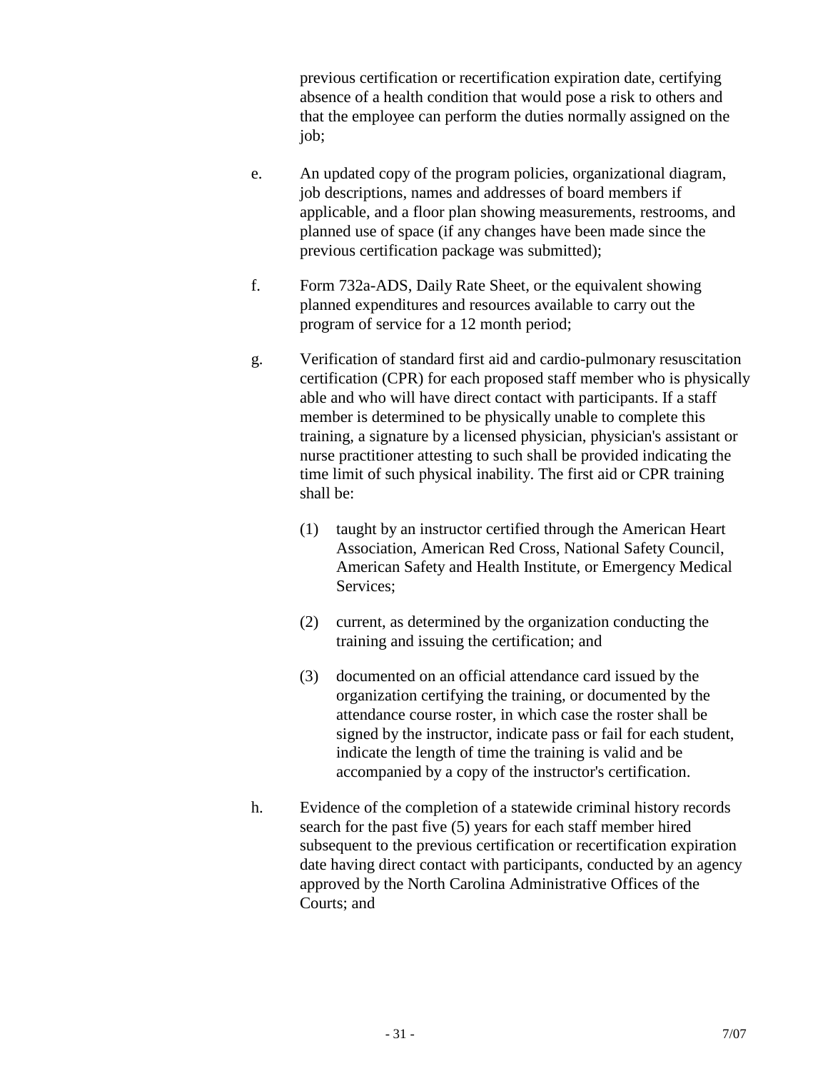previous certification or recertification expiration date, certifying absence of a health condition that would pose a risk to others and that the employee can perform the duties normally assigned on the job;

e. An updated copy of the program policies, organizational diagram, job descriptions, names and addresses of board members if applicable, and a floor plan showing measurements, restrooms, and planned use of space (if any changes have been made since the previous certification package was submitted);

f. Form 732a-ADS, Daily Rate Sheet, or the equivalent showing planned expenditures and resources available to carry out the program of service for a 12 month period;

g. Verification of standard first aid and cardio-pulmonary resuscitation certification (CPR) for each proposed staff member who is physically able and who will have direct contact with participants. If a staff member is determined to be physically unable to complete this training, a signature by a licensed physician, physician's assistant or nurse practitioner attesting to such shall be provided indicating the time limit of such physical inability. The first aid or CPR training shall be:

   (1) taught by an instructor certified through the American Heart Association, American Red Cross, National Safety Council, American Safety and Health Institute, or Emergency Medical Services;

   (2) current, as determined by the organization conducting the training and issuing the certification; and

   (3) documented on an official attendance card issued by the organization certifying the training, or documented by the attendance course roster, in which case the roster shall be signed by the instructor, indicate pass or fail for each student, indicate the length of time the training is valid and be accompanied by a copy of the instructor's certification.

h. Evidence of the completion of a statewide criminal history records search for the past five (5) years for each staff member hired subsequent to the previous certification or recertification expiration date having direct contact with participants, conducted by an agency approved by the North Carolina Administrative Offices of the Courts; and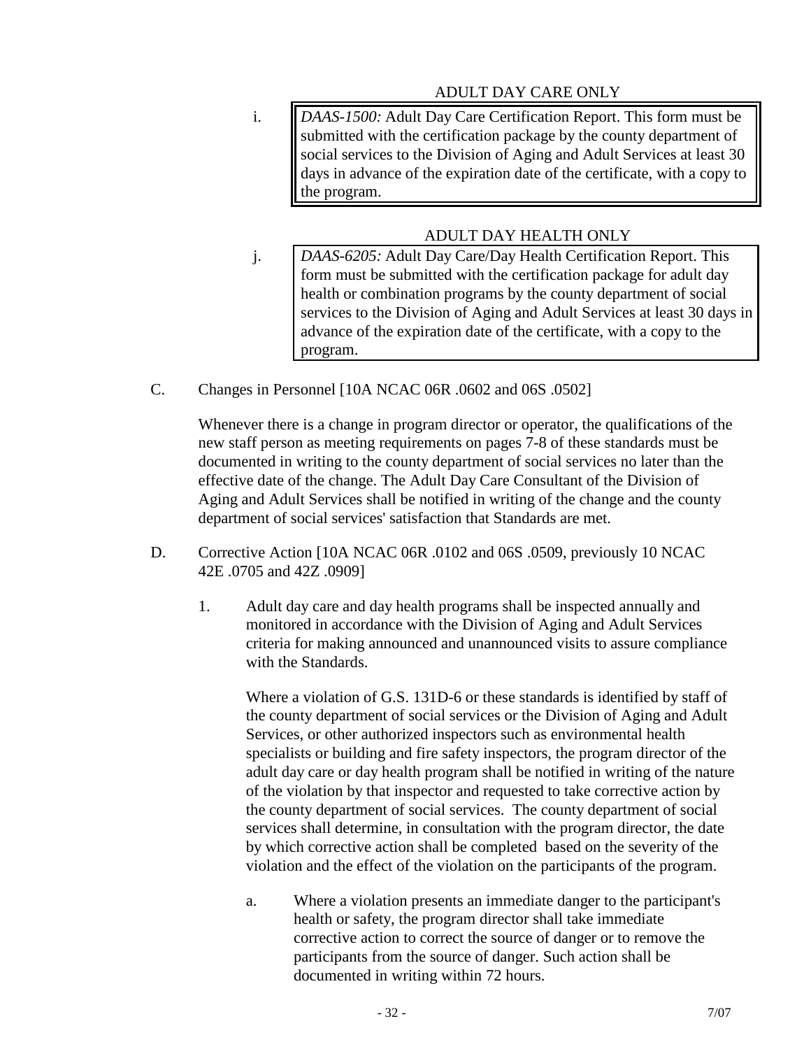ADULT DAY CARE ONLY

i. *DAAS-1500:* Adult Day Care Certification Report. This form must be submitted with the certification package by the county department of social services to the Division of Aging and Adult Services at least 30 days in advance of the expiration date of the certificate, with a copy to the program.

ADULT DAY HEALTH ONLY

j. *DAAS-6205:* Adult Day Care/Day Health Certification Report. This form must be submitted with the certification package for adult day health or combination programs by the county department of social services to the Division of Aging and Adult Services at least 30 days in advance of the expiration date of the certificate, with a copy to the program.

C. Changes in Personnel [10A NCAC 06R .0602 and 06S .0502]

Whenever there is a change in program director or operator, the qualifications of the new staff person as meeting requirements on pages 7-8 of these standards must be documented in writing to the county department of social services no later than the effective date of the change. The Adult Day Care Consultant of the Division of Aging and Adult Services shall be notified in writing of the change and the county department of social services' satisfaction that Standards are met.

D. Corrective Action [10A NCAC 06R .0102 and 06S .0509, previously 10 NCAC 42E .0705 and 42Z .0909]

1. Adult day care and day health programs shall be inspected annually and monitored in accordance with the Division of Aging and Adult Services criteria for making announced and unannounced visits to assure compliance with the Standards.

   Where a violation of G.S. 131D-6 or these standards is identified by staff of the county department of social services or the Division of Aging and Adult Services, or other authorized inspectors such as environmental health specialists or building and fire safety inspectors, the program director of the adult day care or day health program shall be notified in writing of the nature of the violation by that inspector and requested to take corrective action by the county department of social services. The county department of social services shall determine, in consultation with the program director, the date by which corrective action shall be completed based on the severity of the violation and the effect of the violation on the participants of the program.

   a. Where a violation presents an immediate danger to the participant's health or safety, the program director shall take immediate corrective action to correct the source of danger or to remove the participants from the source of danger. Such action shall be documented in writing within 72 hours.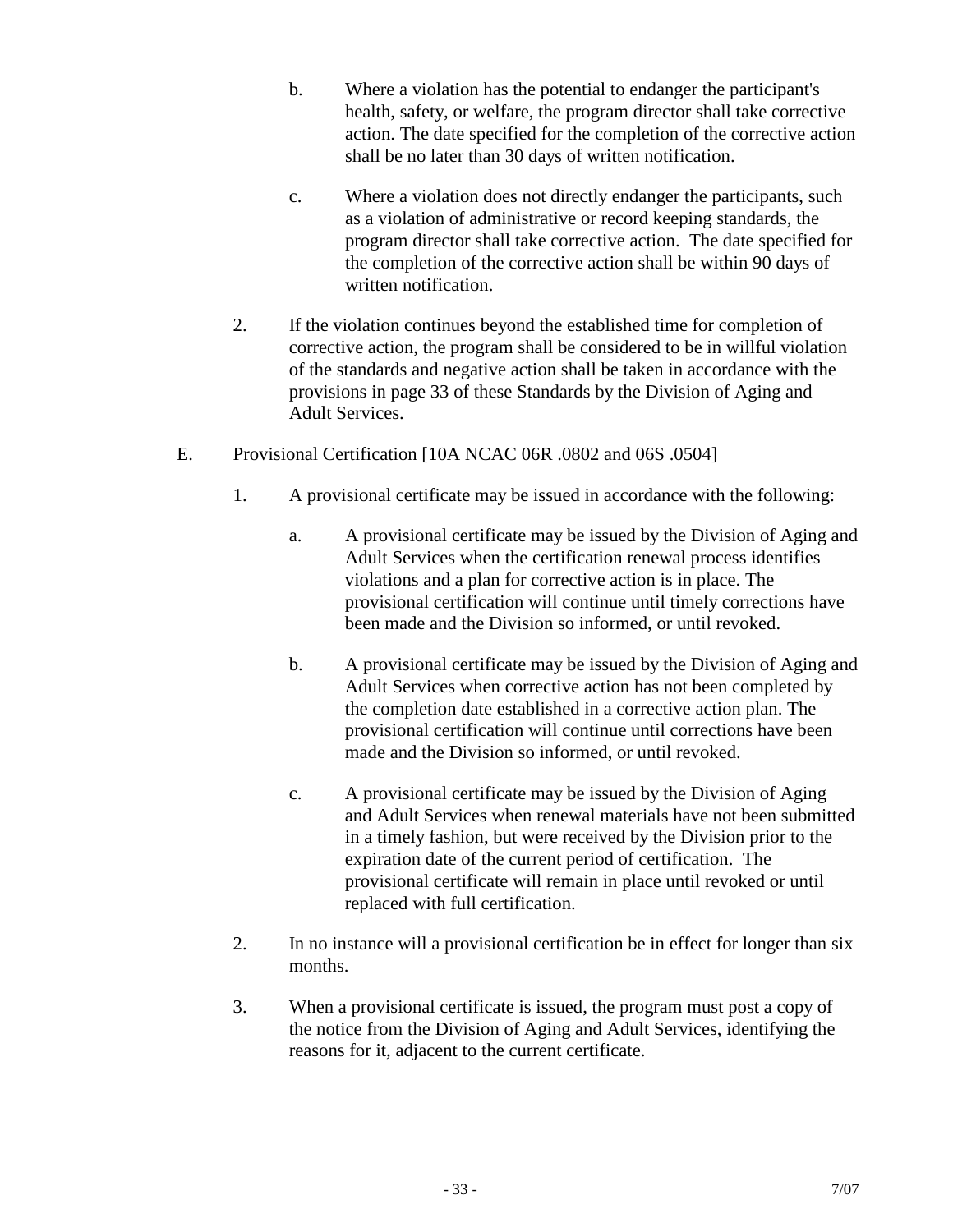b. Where a violation has the potential to endanger the participant's health, safety, or welfare, the program director shall take corrective action. The date specified for the completion of the corrective action shall be no later than 30 days of written notification.

c. Where a violation does not directly endanger the participants, such as a violation of administrative or record keeping standards, the program director shall take corrective action. The date specified for the completion of the corrective action shall be within 90 days of written notification.

2. If the violation continues beyond the established time for completion of corrective action, the program shall be considered to be in willful violation of the standards and negative action shall be taken in accordance with the provisions in page 33 of these Standards by the Division of Aging and Adult Services.

E. Provisional Certification [10A NCAC 06R .0802 and 06S .0504]

1. A provisional certificate may be issued in accordance with the following:

   a. A provisional certificate may be issued by the Division of Aging and Adult Services when the certification renewal process identifies violations and a plan for corrective action is in place. The provisional certification will continue until timely corrections have been made and the Division so informed, or until revoked.

   b. A provisional certificate may be issued by the Division of Aging and Adult Services when corrective action has not been completed by the completion date established in a corrective action plan. The provisional certification will continue until corrections have been made and the Division so informed, or until revoked.

   c. A provisional certificate may be issued by the Division of Aging and Adult Services when renewal materials have not been submitted in a timely fashion, but were received by the Division prior to the expiration date of the current period of certification. The provisional certificate will remain in place until revoked or until replaced with full certification.

2. In no instance will a provisional certification be in effect for longer than six months.

3. When a provisional certificate is issued, the program must post a copy of the notice from the Division of Aging and Adult Services, identifying the reasons for it, adjacent to the current certificate.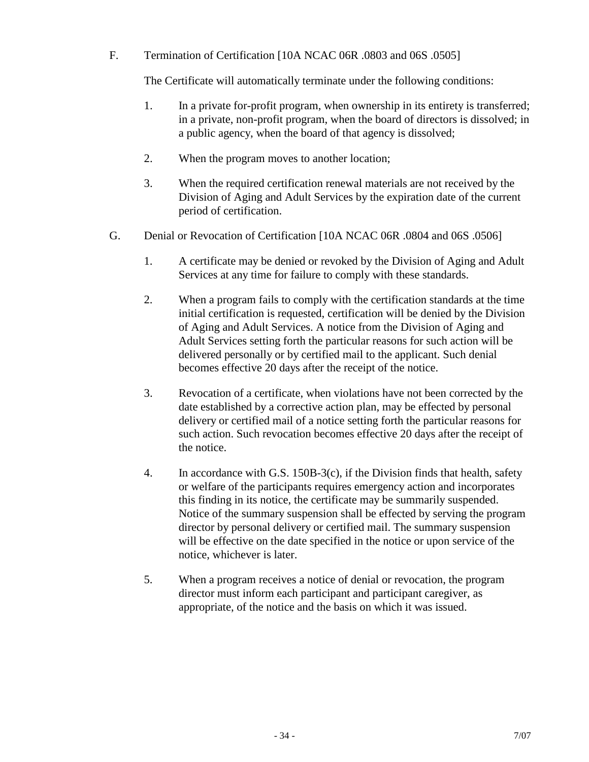F. Termination of Certification [10A NCAC 06R .0803 and 06S .0505]

The Certificate will automatically terminate under the following conditions:

1. In a private for-profit program, when ownership in its entirety is transferred; in a private, non-profit program, when the board of directors is dissolved; in a public agency, when the board of that agency is dissolved;

2. When the program moves to another location;

3. When the required certification renewal materials are not received by the Division of Aging and Adult Services by the expiration date of the current period of certification.

G. Denial or Revocation of Certification [10A NCAC 06R .0804 and 06S .0506]

1. A certificate may be denied or revoked by the Division of Aging and Adult Services at any time for failure to comply with these standards.

2. When a program fails to comply with the certification standards at the time initial certification is requested, certification will be denied by the Division of Aging and Adult Services. A notice from the Division of Aging and Adult Services setting forth the particular reasons for such action will be delivered personally or by certified mail to the applicant. Such denial becomes effective 20 days after the receipt of the notice.

3. Revocation of a certificate, when violations have not been corrected by the date established by a corrective action plan, may be effected by personal delivery or certified mail of a notice setting forth the particular reasons for such action. Such revocation becomes effective 20 days after the receipt of the notice.

4. In accordance with G.S. 150B-3(c), if the Division finds that health, safety or welfare of the participants requires emergency action and incorporates this finding in its notice, the certificate may be summarily suspended. Notice of the summary suspension shall be effected by serving the program director by personal delivery or certified mail. The summary suspension will be effective on the date specified in the notice or upon service of the notice, whichever is later.

5. When a program receives a notice of denial or revocation, the program director must inform each participant and participant caregiver, as appropriate, of the notice and the basis on which it was issued.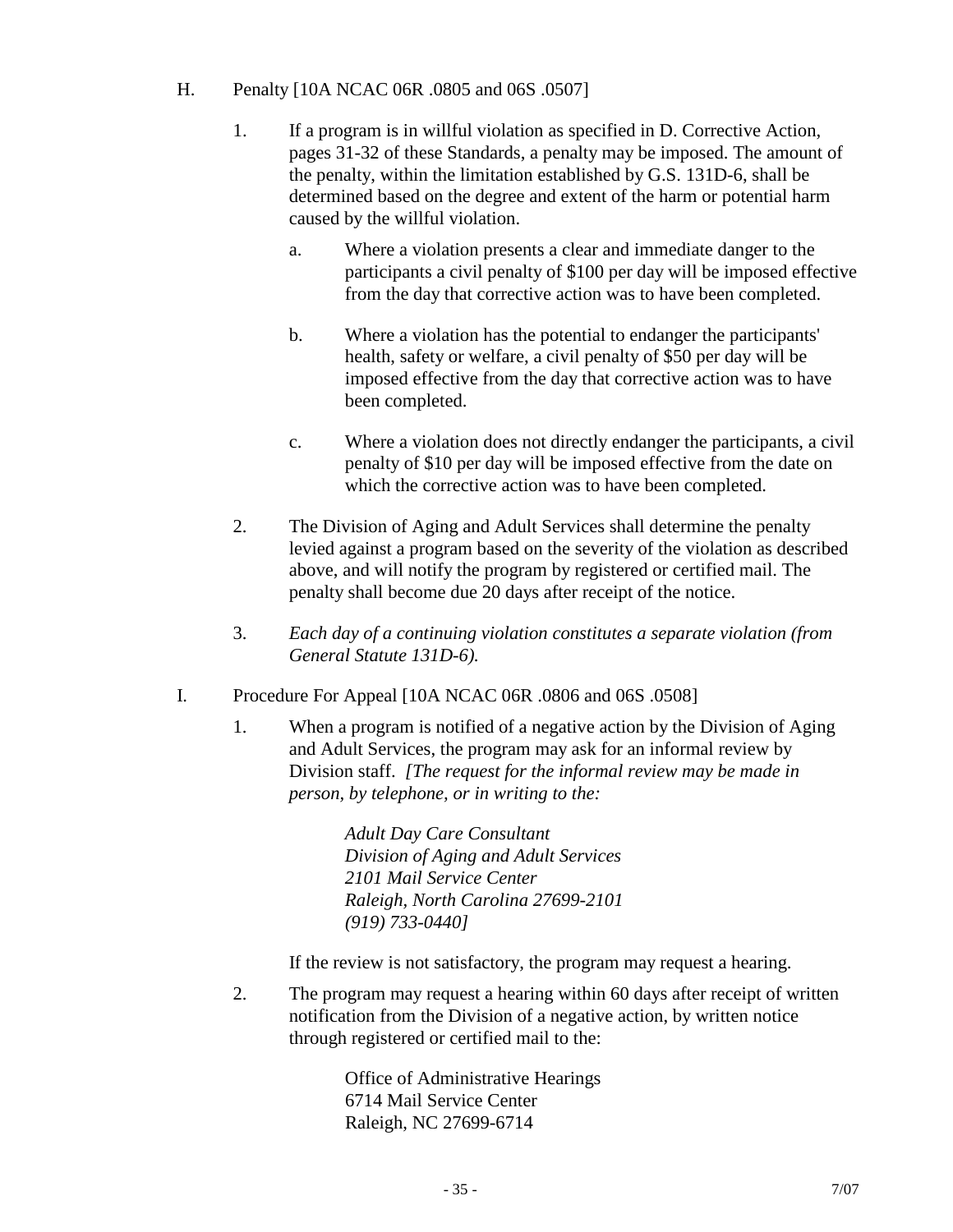H. Penalty [10A NCAC 06R .0805 and 06S .0507]

1. If a program is in willful violation as specified in D. Corrective Action, pages 31-32 of these Standards, a penalty may be imposed. The amount of the penalty, within the limitation established by G.S. 131D-6, shall be determined based on the degree and extent of the harm or potential harm caused by the willful violation.

   a. Where a violation presents a clear and immediate danger to the participants a civil penalty of $100 per day will be imposed effective from the day that corrective action was to have been completed.

   b. Where a violation has the potential to endanger the participants' health, safety or welfare, a civil penalty of $50 per day will be imposed effective from the day that corrective action was to have been completed.

   c. Where a violation does not directly endanger the participants, a civil penalty of $10 per day will be imposed effective from the date on which the corrective action was to have been completed.

2. The Division of Aging and Adult Services shall determine the penalty levied against a program based on the severity of the violation as described above, and will notify the program by registered or certified mail. The penalty shall become due 20 days after receipt of the notice.

3. *Each day of a continuing violation constitutes a separate violation (from General Statute 131D-6).*

I. Procedure For Appeal [10A NCAC 06R .0806 and 06S .0508]

1. When a program is notified of a negative action by the Division of Aging and Adult Services, the program may ask for an informal review by Division staff. *[The request for the informal review may be made in person, by telephone, or in writing to the:*

   *Adult Day Care Consultant*
   *Division of Aging and Adult Services*
   *2101 Mail Service Center*
   *Raleigh, North Carolina 27699-2101*
   *(919) 733-0440]*

   If the review is not satisfactory, the program may request a hearing.

2. The program may request a hearing within 60 days after receipt of written notification from the Division of a negative action, by written notice through registered or certified mail to the:

   Office of Administrative Hearings
   6714 Mail Service Center
   Raleigh, NC 27699-6714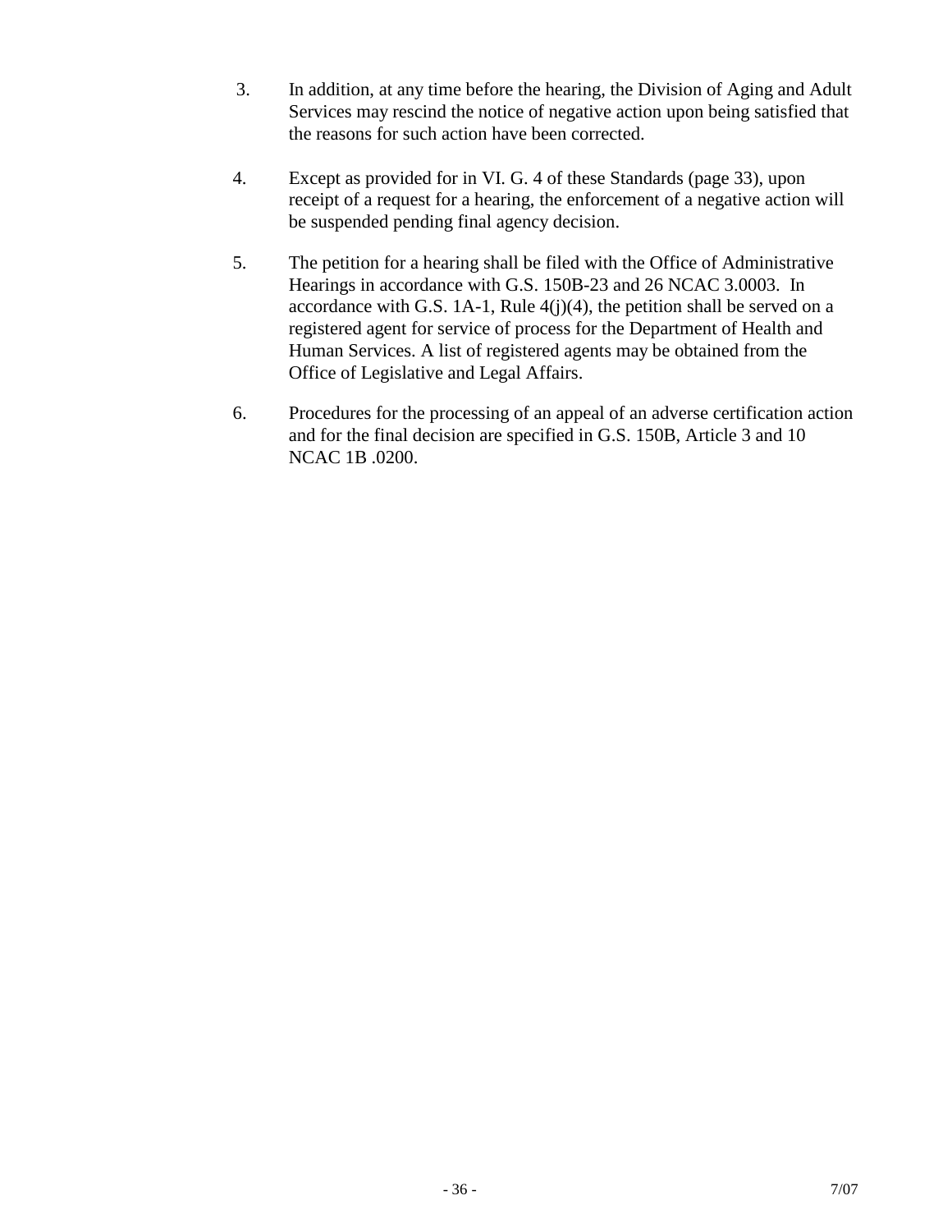3. In addition, at any time before the hearing, the Division of Aging and Adult Services may rescind the notice of negative action upon being satisfied that the reasons for such action have been corrected.

4. Except as provided for in VI. G. 4 of these Standards (page 33), upon receipt of a request for a hearing, the enforcement of a negative action will be suspended pending final agency decision.

5. The petition for a hearing shall be filed with the Office of Administrative Hearings in accordance with G.S. 150B-23 and 26 NCAC 3.0003. In accordance with G.S. 1A-1, Rule 4(j)(4), the petition shall be served on a registered agent for service of process for the Department of Health and Human Services. A list of registered agents may be obtained from the Office of Legislative and Legal Affairs.

6. Procedures for the processing of an appeal of an adverse certification action and for the final decision are specified in G.S. 150B, Article 3 and 10 NCAC 1B .0200.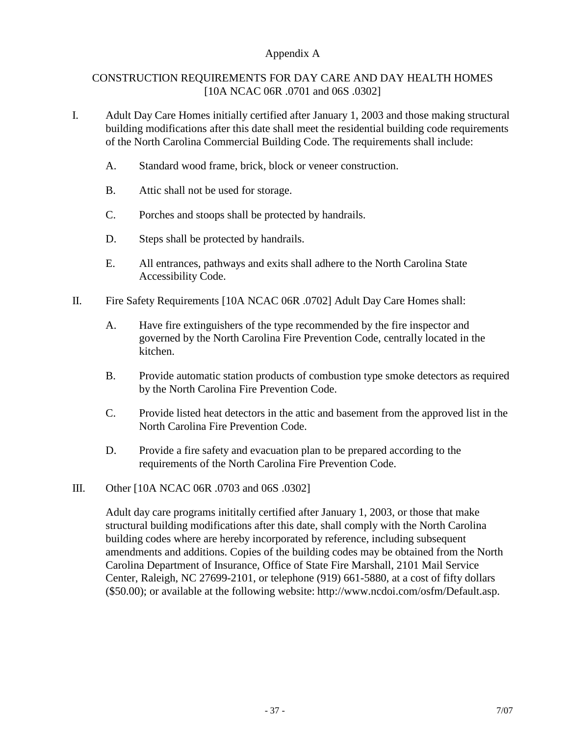# Appendix A

## CONSTRUCTION REQUIREMENTS FOR DAY CARE AND DAY HEALTH HOMES [10A NCAC 06R .0701 and 06S .0302]

I. Adult Day Care Homes initially certified after January 1, 2003 and those making structural building modifications after this date shall meet the residential building code requirements of the North Carolina Commercial Building Code. The requirements shall include:

  A. Standard wood frame, brick, block or veneer construction.

  B. Attic shall not be used for storage.

  C. Porches and stoops shall be protected by handrails.

  D. Steps shall be protected by handrails.

  E. All entrances, pathways and exits shall adhere to the North Carolina State Accessibility Code.

II. Fire Safety Requirements [10A NCAC 06R .0702] Adult Day Care Homes shall:

  A. Have fire extinguishers of the type recommended by the fire inspector and governed by the North Carolina Fire Prevention Code, centrally located in the kitchen.

  B. Provide automatic station products of combustion type smoke detectors as required by the North Carolina Fire Prevention Code.

  C. Provide listed heat detectors in the attic and basement from the approved list in the North Carolina Fire Prevention Code.

  D. Provide a fire safety and evacuation plan to be prepared according to the requirements of the North Carolina Fire Prevention Code.

III. Other [10A NCAC 06R .0703 and 06S .0302]

Adult day care programs inititally certified after January 1, 2003, or those that make structural building modifications after this date, shall comply with the North Carolina building codes where are hereby incorporated by reference, including subsequent amendments and additions. Copies of the building codes may be obtained from the North Carolina Department of Insurance, Office of State Fire Marshall, 2101 Mail Service Center, Raleigh, NC 27699-2101, or telephone (919) 661-5880, at a cost of fifty dollars ($50.00); or available at the following website: http://www.ncdoi.com/osfm/Default.asp.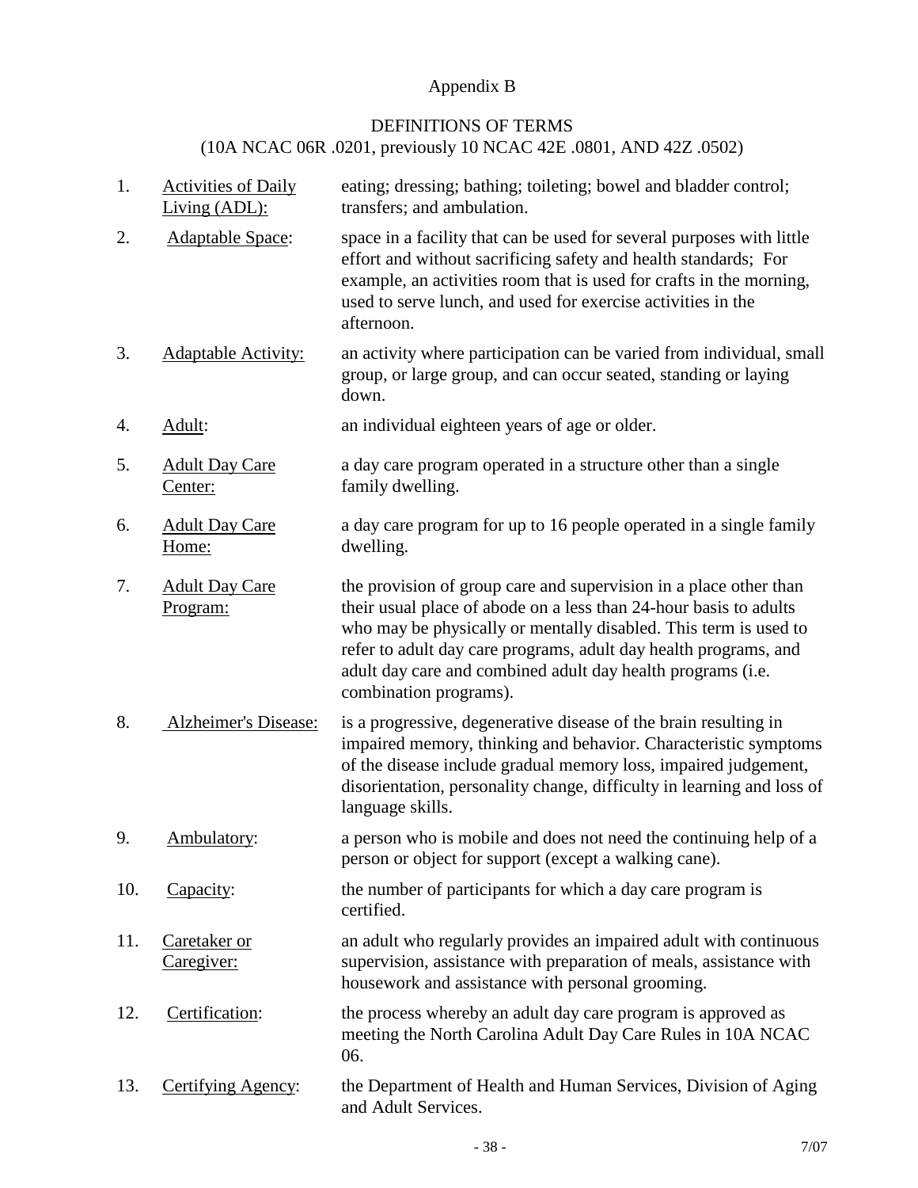# Appendix B

## DEFINITIONS OF TERMS
(10A NCAC 06R .0201, previously 10 NCAC 42E .0801, AND 42Z .0502)

1. Activities of Daily Living (ADL): eating; dressing; bathing; toileting; bowel and bladder control; transfers; and ambulation.

2. Adaptable Space: space in a facility that can be used for several purposes with little effort and without sacrificing safety and health standards; For example, an activities room that is used for crafts in the morning, used to serve lunch, and used for exercise activities in the afternoon.

3. Adaptable Activity: an activity where participation can be varied from individual, small group, or large group, and can occur seated, standing or laying down.

4. Adult: an individual eighteen years of age or older.

5. Adult Day Care Center: a day care program operated in a structure other than a single family dwelling.

6. Adult Day Care Home: a day care program for up to 16 people operated in a single family dwelling.

7. Adult Day Care Program: the provision of group care and supervision in a place other than their usual place of abode on a less than 24-hour basis to adults who may be physically or mentally disabled. This term is used to refer to adult day care programs, adult day health programs, and adult day care and combined adult day health programs (i.e. combination programs).

8. Alzheimer's Disease: is a progressive, degenerative disease of the brain resulting in impaired memory, thinking and behavior. Characteristic symptoms of the disease include gradual memory loss, impaired judgement, disorientation, personality change, difficulty in learning and loss of language skills.

9. Ambulatory: a person who is mobile and does not need the continuing help of a person or object for support (except a walking cane).

10. Capacity: the number of participants for which a day care program is certified.

11. Caretaker or Caregiver: an adult who regularly provides an impaired adult with continuous supervision, assistance with preparation of meals, assistance with housework and assistance with personal grooming.

12. Certification: the process whereby an adult day care program is approved as meeting the North Carolina Adult Day Care Rules in 10A NCAC 06.

13. Certifying Agency: the Department of Health and Human Services, Division of Aging and Adult Services.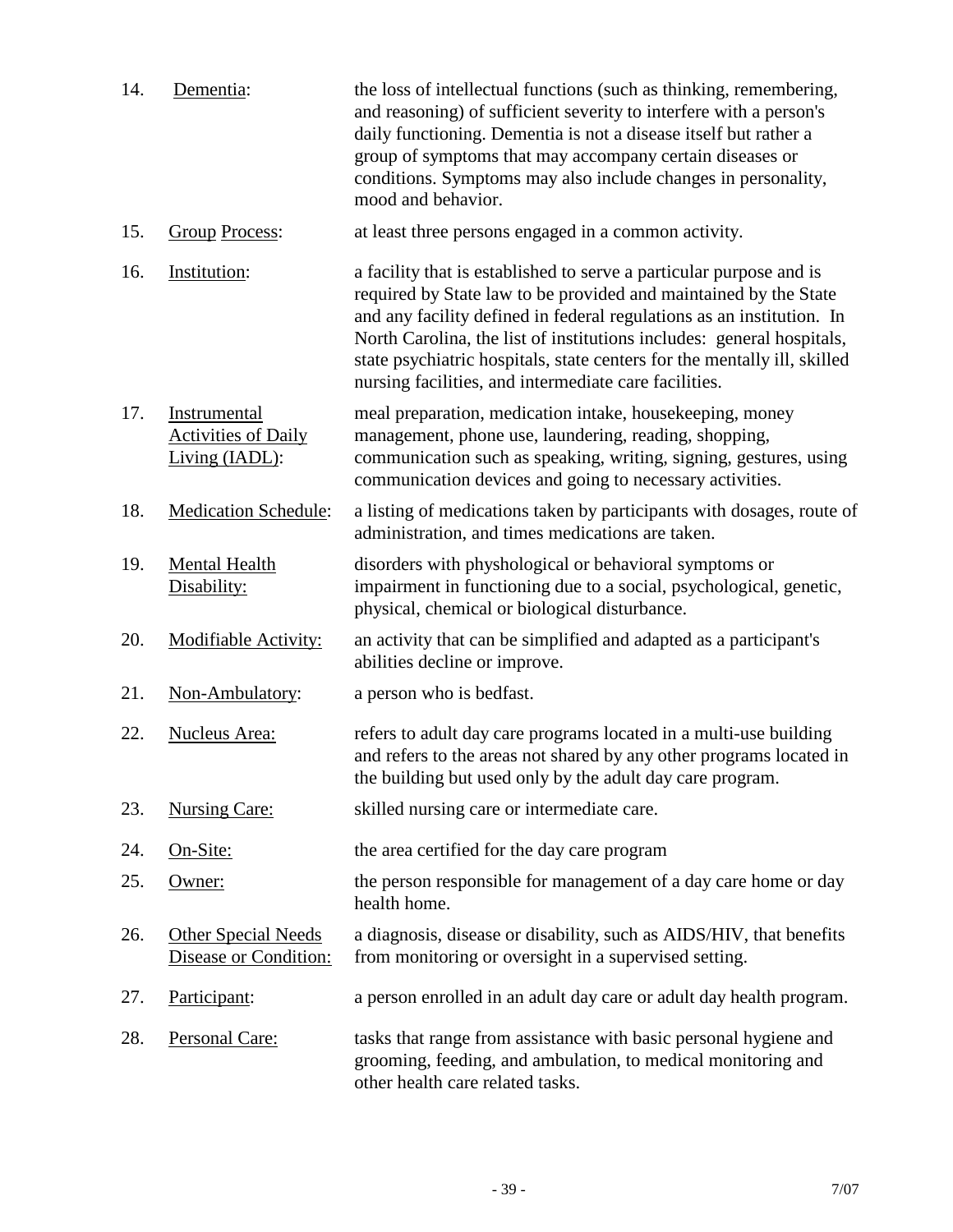14. Dementia: the loss of intellectual functions (such as thinking, remembering, and reasoning) of sufficient severity to interfere with a person's daily functioning. Dementia is not a disease itself but rather a group of symptoms that may accompany certain diseases or conditions. Symptoms may also include changes in personality, mood and behavior.

15. Group Process: at least three persons engaged in a common activity.

16. Institution: a facility that is established to serve a particular purpose and is required by State law to be provided and maintained by the State and any facility defined in federal regulations as an institution. In North Carolina, the list of institutions includes: general hospitals, state psychiatric hospitals, state centers for the mentally ill, skilled nursing facilities, and intermediate care facilities.

17. Instrumental Activities of Daily Living (IADL): meal preparation, medication intake, housekeeping, money management, phone use, laundering, reading, shopping, communication such as speaking, writing, signing, gestures, using communication devices and going to necessary activities.

18. Medication Schedule: a listing of medications taken by participants with dosages, route of administration, and times medications are taken.

19. Mental Health Disability: disorders with physhological or behavioral symptoms or impairment in functioning due to a social, psychological, genetic, physical, chemical or biological disturbance.

20. Modifiable Activity: an activity that can be simplified and adapted as a participant's abilities decline or improve.

21. Non-Ambulatory: a person who is bedfast.

22. Nucleus Area: refers to adult day care programs located in a multi-use building and refers to the areas not shared by any other programs located in the building but used only by the adult day care program.

23. Nursing Care: skilled nursing care or intermediate care.

24. On-Site: the area certified for the day care program

25. Owner: the person responsible for management of a day care home or day health home.

26. Other Special Needs Disease or Condition: a diagnosis, disease or disability, such as AIDS/HIV, that benefits from monitoring or oversight in a supervised setting.

27. Participant: a person enrolled in an adult day care or adult day health program.

28. Personal Care: tasks that range from assistance with basic personal hygiene and grooming, feeding, and ambulation, to medical monitoring and other health care related tasks.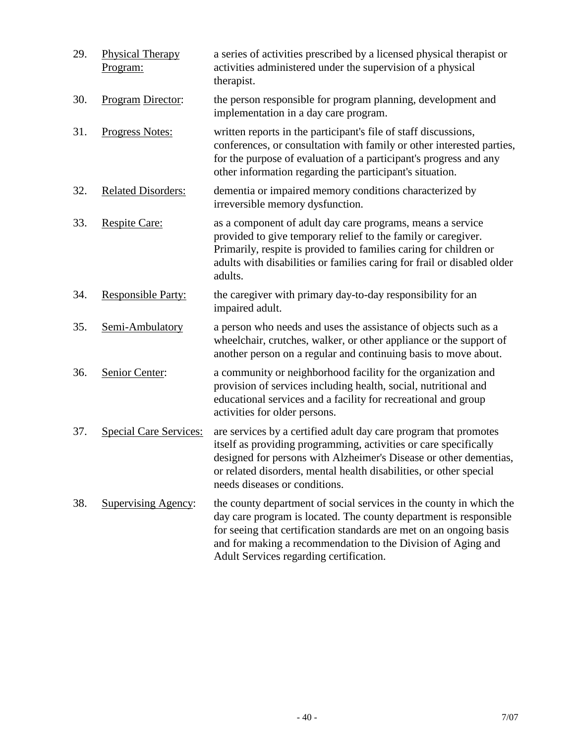29. Physical Therapy Program: a series of activities prescribed by a licensed physical therapist or activities administered under the supervision of a physical therapist.

30. Program Director: the person responsible for program planning, development and implementation in a day care program.

31. Progress Notes: written reports in the participant's file of staff discussions, conferences, or consultation with family or other interested parties, for the purpose of evaluation of a participant's progress and any other information regarding the participant's situation.

32. Related Disorders: dementia or impaired memory conditions characterized by irreversible memory dysfunction.

33. Respite Care: as a component of adult day care programs, means a service provided to give temporary relief to the family or caregiver. Primarily, respite is provided to families caring for children or adults with disabilities or families caring for frail or disabled older adults.

34. Responsible Party: the caregiver with primary day-to-day responsibility for an impaired adult.

35. Semi-Ambulatory a person who needs and uses the assistance of objects such as a wheelchair, crutches, walker, or other appliance or the support of another person on a regular and continuing basis to move about.

36. Senior Center: a community or neighborhood facility for the organization and provision of services including health, social, nutritional and educational services and a facility for recreational and group activities for older persons.

37. Special Care Services: are services by a certified adult day care program that promotes itself as providing programming, activities or care specifically designed for persons with Alzheimer's Disease or other dementias, or related disorders, mental health disabilities, or other special needs diseases or conditions.

38. Supervising Agency: the county department of social services in the county in which the day care program is located. The county department is responsible for seeing that certification standards are met on an ongoing basis and for making a recommendation to the Division of Aging and Adult Services regarding certification.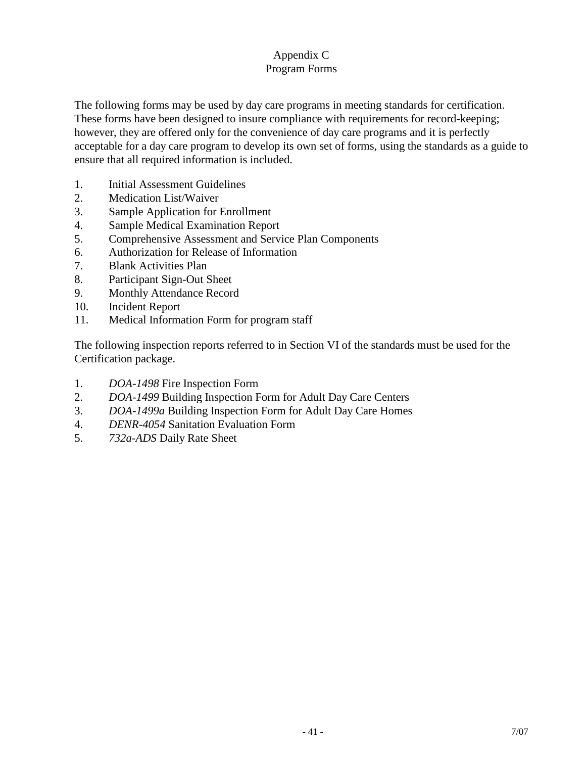# Appendix C
## Program Forms

The following forms may be used by day care programs in meeting standards for certification. These forms have been designed to insure compliance with requirements for record-keeping; however, they are offered only for the convenience of day care programs and it is perfectly acceptable for a day care program to develop its own set of forms, using the standards as a guide to ensure that all required information is included.

1. Initial Assessment Guidelines
2. Medication List/Waiver
3. Sample Application for Enrollment
4. Sample Medical Examination Report
5. Comprehensive Assessment and Service Plan Components
6. Authorization for Release of Information
7. Blank Activities Plan
8. Participant Sign-Out Sheet
9. Monthly Attendance Record
10. Incident Report
11. Medical Information Form for program staff

The following inspection reports referred to in Section VI of the standards must be used for the Certification package.

1. *DOA-1498* Fire Inspection Form
2. *DOA-1499* Building Inspection Form for Adult Day Care Centers
3. *DOA-1499a* Building Inspection Form for Adult Day Care Homes
4. *DENR-4054* Sanitation Evaluation Form
5. *732a-ADS* Daily Rate Sheet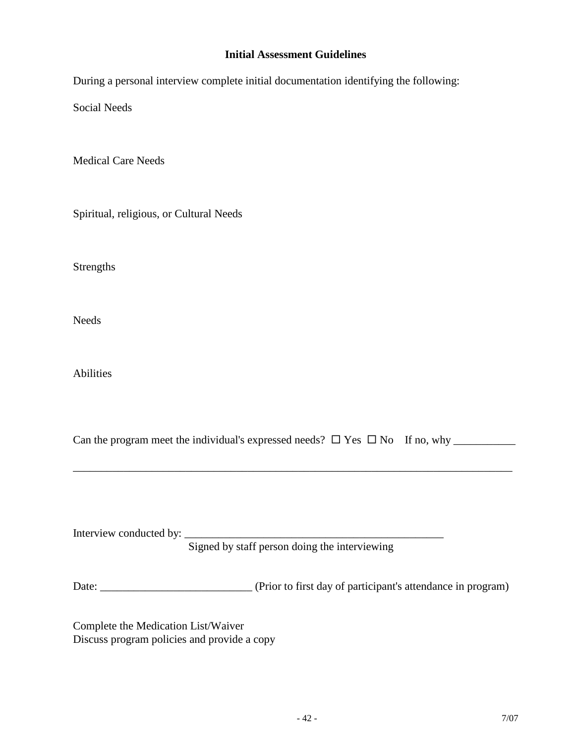## Initial Assessment Guidelines

During a personal interview complete initial documentation identifying the following:

Social Needs

Medical Care Needs

Spiritual, religious, or Cultural Needs

Strengths

Needs

Abilities

Can the program meet the individual's expressed needs? ☐ Yes ☐ No If no, why ___________

_________________________________________________________________________________

Interview conducted by: _______________________________________________
Signed by staff person doing the interviewing

Date: ___________________________ (Prior to first day of participant's attendance in program)

Complete the Medication List/Waiver
Discuss program policies and provide a copy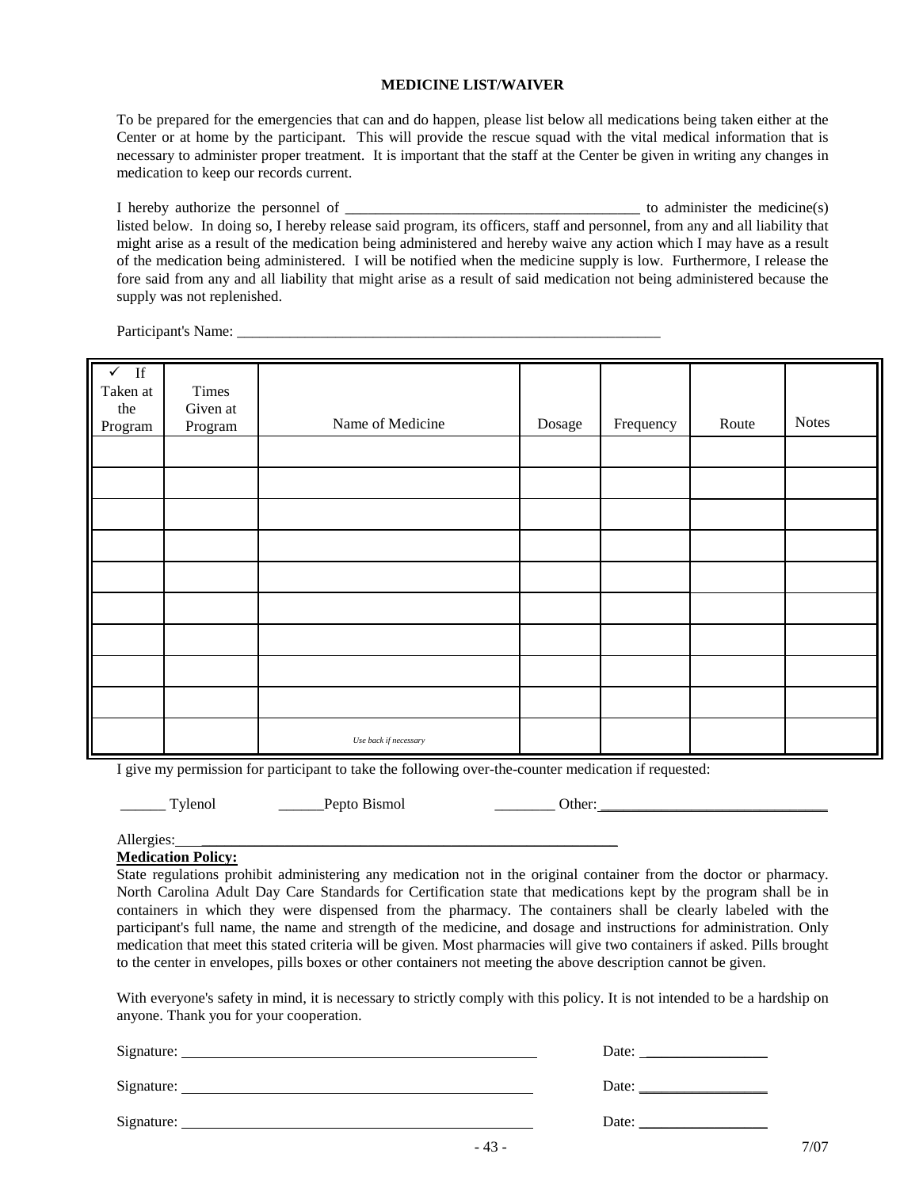**MEDICINE LIST/WAIVER**

To be prepared for the emergencies that can and do happen, please list below all medications being taken either at the Center or at home by the participant. This will provide the rescue squad with the vital medical information that is necessary to administer proper treatment. It is important that the staff at the Center be given in writing any changes in medication to keep our records current.

I hereby authorize the personnel of ________________________________________ to administer the medicine(s) listed below. In doing so, I hereby release said program, its officers, staff and personnel, from any and all liability that might arise as a result of the medication being administered and hereby waive any action which I may have as a result of the medication being administered. I will be notified when the medicine supply is low. Furthermore, I release the fore said from any and all liability that might arise as a result of said medication not being administered because the supply was not replenished.

Participant's Name: ___________________________________________________________

| ✓ If Taken at the Program | Times Given at Program | Name of Medicine | Dosage | Frequency | Route | Notes |
|---|---|---|---|---|---|---|
| | | | | | | |
| | | | | | | |
| | | | | | | |
| | | | | | | |
| | | | | | | |
| | | | | | | |
| | | | | | | |
| | | | | | | |
| | | | | | | |
| | | *Use back if necessary* | | | | |

I give my permission for participant to take the following over-the-counter medication if requested:

______ Tylenol ______Pepto Bismol ________ Other: ______________________________

Allergies: ____________________________________________________________

**Medication Policy:**

State regulations prohibit administering any medication not in the original container from the doctor or pharmacy. North Carolina Adult Day Care Standards for Certification state that medications kept by the program shall be in containers in which they were dispensed from the pharmacy. The containers shall be clearly labeled with the participant's full name, the name and strength of the medicine, and dosage and instructions for administration. Only medication that meet this stated criteria will be given. Most pharmacies will give two containers if asked. Pills brought to the center in envelopes, pills boxes or other containers not meeting the above description cannot be given.

With everyone's safety in mind, it is necessary to strictly comply with this policy. It is not intended to be a hardship on anyone. Thank you for your cooperation.

Signature: ______________________________________________ Date: _________________

Signature: ______________________________________________ Date: _________________

Signature: ______________________________________________ Date: _________________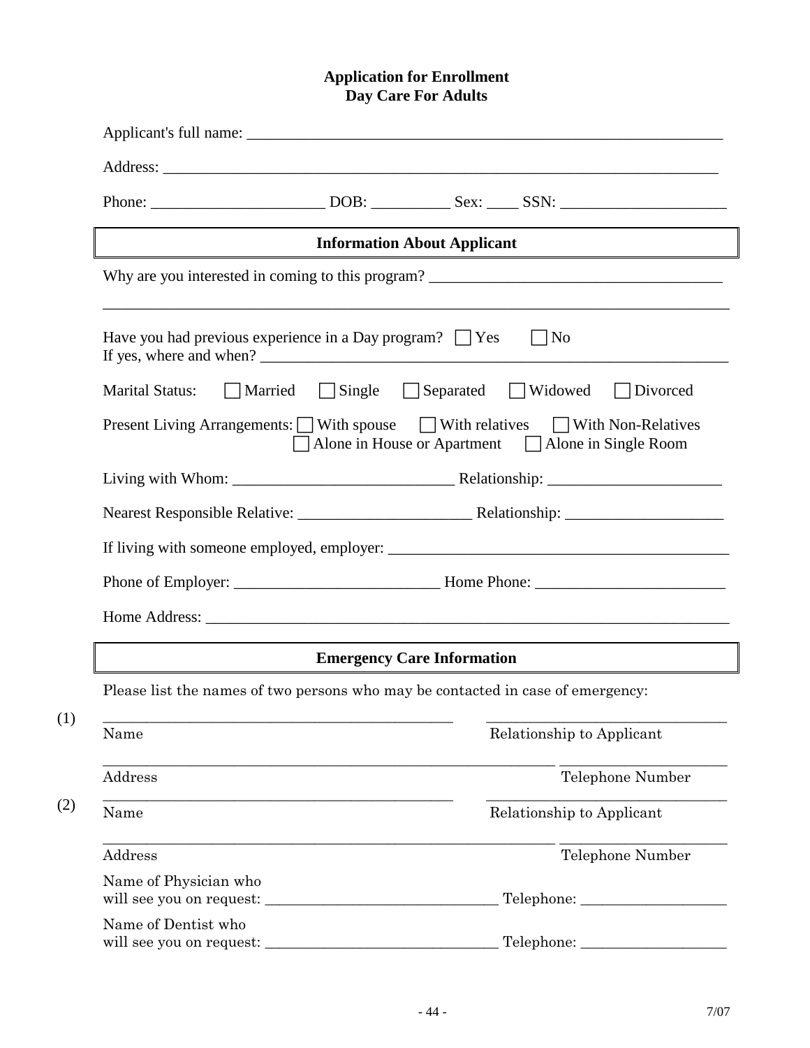# Application for Enrollment
## Day Care For Adults

Applicant's full name: ______________________________________________________________

Address: ______________________________________________________________________

Phone: _____________________ DOB: __________ Sex: ____ SSN: ____________________

### Information About Applicant

Why are you interested in coming to this program? ____________________________________

_______________________________________________________________________________

Have you had previous experience in a Day program? ☐ Yes ☐ No
If yes, where and when? ______________________________________________________________

Marital Status: ☐ Married ☐ Single ☐ Separated ☐ Widowed ☐ Divorced

Present Living Arrangements: ☐ With spouse ☐ With relatives ☐ With Non-Relatives
☐ Alone in House or Apartment ☐ Alone in Single Room

Living with Whom: ____________________________ Relationship: ______________________

Nearest Responsible Relative: ______________________ Relationship: ____________________

If living with someone employed, employer: ___________________________________________

Phone of Employer: __________________________ Home Phone: ________________________

Home Address: ____________________________________________________________________

### Emergency Care Information

Please list the names of two persons who may be contacted in case of emergency:

(1) ______________________________________________ ________________________________
Name Relationship to Applicant

______________________________________________________________ ______________________
Address Telephone Number

(2) ______________________________________________ ________________________________
Name Relationship to Applicant

______________________________________________________________ ______________________
Address Telephone Number

Name of Physician who
will see you on request: ______________________________ Telephone: ___________________

Name of Dentist who
will see you on request: ______________________________ Telephone: ___________________

7/07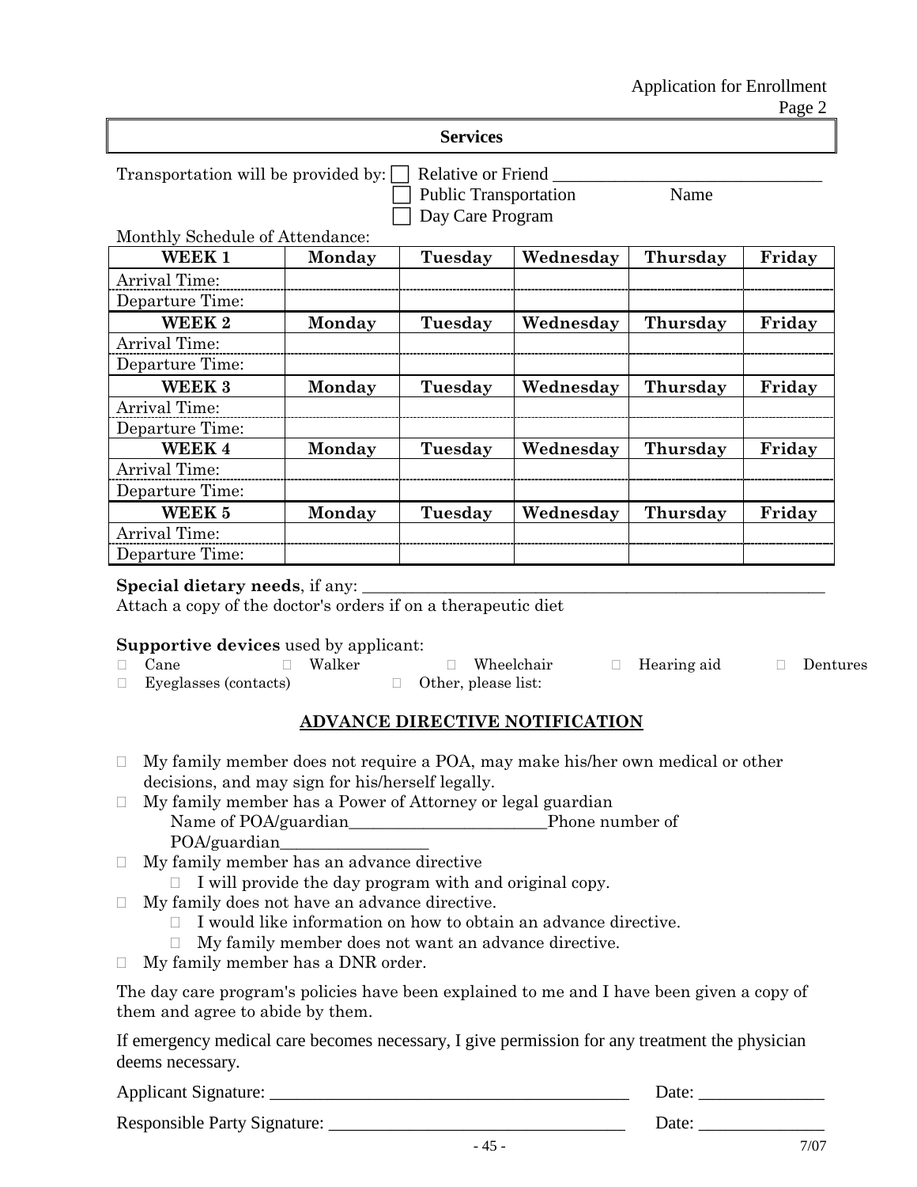Application for Enrollment
Page 2

## Services

Transportation will be provided by: ☐ Relative or Friend ______________________________
☐ Public Transportation Name
☐ Day Care Program

Monthly Schedule of Attendance:

| WEEK 1 | Monday | Tuesday | Wednesday | Thursday | Friday |
|---|---|---|---|---|---|
| Arrival Time: | | | | | |
| Departure Time: | | | | | |
| **WEEK 2** | **Monday** | **Tuesday** | **Wednesday** | **Thursday** | **Friday** |
| Arrival Time: | | | | | |
| Departure Time: | | | | | |
| **WEEK 3** | **Monday** | **Tuesday** | **Wednesday** | **Thursday** | **Friday** |
| Arrival Time: | | | | | |
| Departure Time: | | | | | |
| **WEEK 4** | **Monday** | **Tuesday** | **Wednesday** | **Thursday** | **Friday** |
| Arrival Time: | | | | | |
| Departure Time: | | | | | |
| **WEEK 5** | **Monday** | **Tuesday** | **Wednesday** | **Thursday** | **Friday** |
| Arrival Time: | | | | | |
| Departure Time: | | | | | |

**Special dietary needs**, if any: ______________________________________________________
Attach a copy of the doctor's orders if on a therapeutic diet

**Supportive devices** used by applicant:
☐ Cane ☐ Walker ☐ Wheelchair ☐ Hearing aid ☐ Dentures
☐ Eyeglasses (contacts) ☐ Other, please list:

## ADVANCE DIRECTIVE NOTIFICATION

- ☐ My family member does not require a POA, may make his/her own medical or other decisions, and may sign for his/herself legally.
- ☐ My family member has a Power of Attorney or legal guardian
  Name of POA/guardian________________________Phone number of POA/guardian_________________
- ☐ My family member has an advance directive
  - ☐ I will provide the day program with and original copy.
- ☐ My family does not have an advance directive.
  - ☐ I would like information on how to obtain an advance directive.
  - ☐ My family member does not want an advance directive.
- ☐ My family member has a DNR order.

The day care program's policies have been explained to me and I have been given a copy of them and agree to abide by them.

If emergency medical care becomes necessary, I give permission for any treatment the physician deems necessary.

Applicant Signature: __________________________________________ Date: ______________

Responsible Party Signature: ___________________________________ Date: ______________

7/07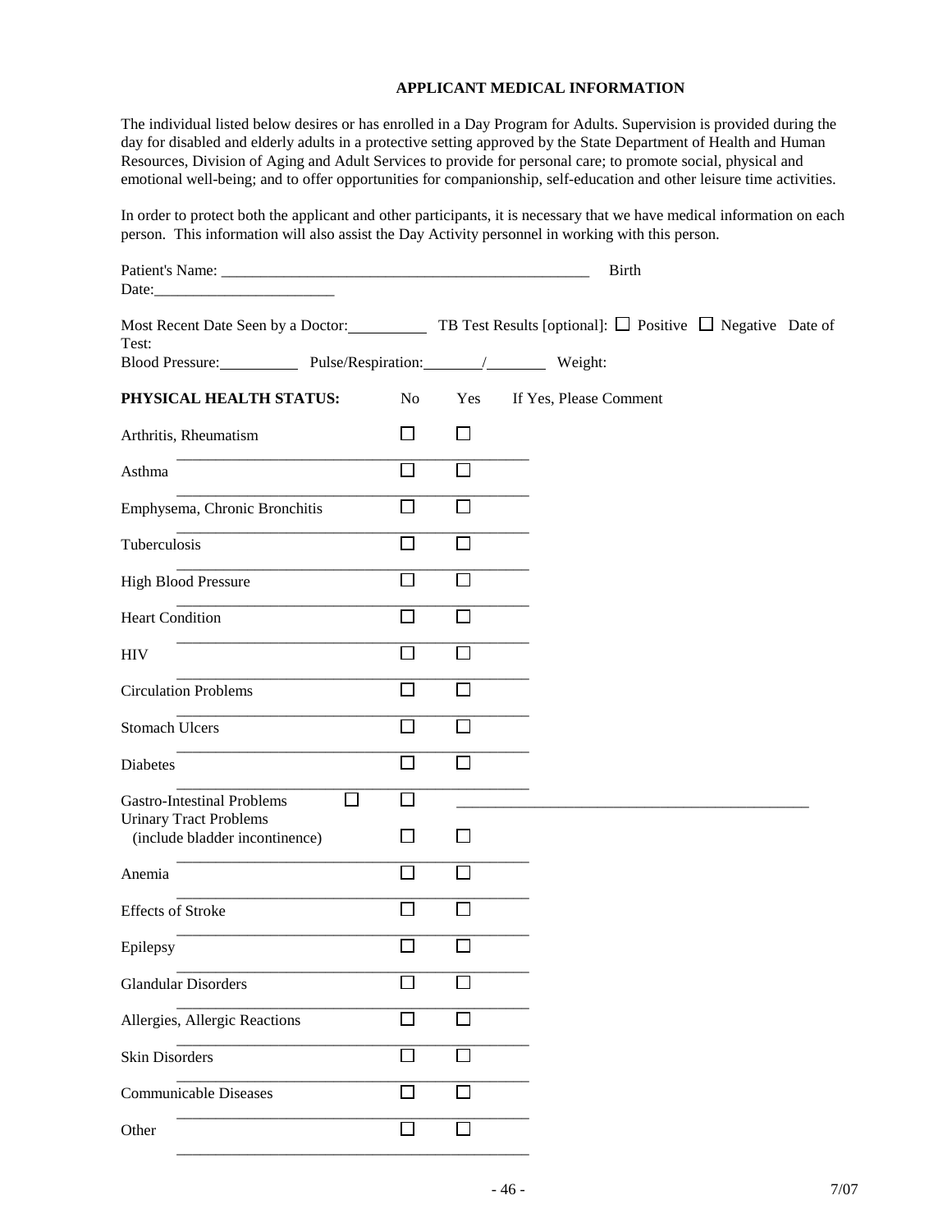## APPLICANT MEDICAL INFORMATION

The individual listed below desires or has enrolled in a Day Program for Adults. Supervision is provided during the day for disabled and elderly adults in a protective setting approved by the State Department of Health and Human Resources, Division of Aging and Adult Services to provide for personal care; to promote social, physical and emotional well-being; and to offer opportunities for companionship, self-education and other leisure time activities.

In order to protect both the applicant and other participants, it is necessary that we have medical information on each person. This information will also assist the Day Activity personnel in working with this person.

Patient's Name: ________________________________________________ Birth Date:________________________

Most Recent Date Seen by a Doctor:__________ TB Test Results [optional]: ☐ Positive ☐ Negative Date of Test:

Blood Pressure:__________ Pulse/Respiration:_______/_______ Weight:

| PHYSICAL HEALTH STATUS: | No | Yes | If Yes, Please Comment |
|---|---|---|---|
| Arthritis, Rheumatism | ☐ | ☐ | ____________________ |
| Asthma | ☐ | ☐ | ____________________ |
| Emphysema, Chronic Bronchitis | ☐ | ☐ | ____________________ |
| Tuberculosis | ☐ | ☐ | ____________________ |
| High Blood Pressure | ☐ | ☐ | ____________________ |
| Heart Condition | ☐ | ☐ | ____________________ |
| HIV | ☐ | ☐ | ____________________ |
| Circulation Problems | ☐ | ☐ | ____________________ |
| Stomach Ulcers | ☐ | ☐ | ____________________ |
| Diabetes | ☐ | ☐ | ____________________ |
| Gastro-Intestinal Problems | ☐ | ☐ | ____________________ |
| Urinary Tract Problems (include bladder incontinence) | ☐ | ☐ | ____________________ |
| Anemia | ☐ | ☐ | ____________________ |
| Effects of Stroke | ☐ | ☐ | ____________________ |
| Epilepsy | ☐ | ☐ | ____________________ |
| Glandular Disorders | ☐ | ☐ | ____________________ |
| Allergies, Allergic Reactions | ☐ | ☐ | ____________________ |
| Skin Disorders | ☐ | ☐ | ____________________ |
| Communicable Diseases | ☐ | ☐ | ____________________ |
| Other | ☐ | ☐ | ____________________ |

7/07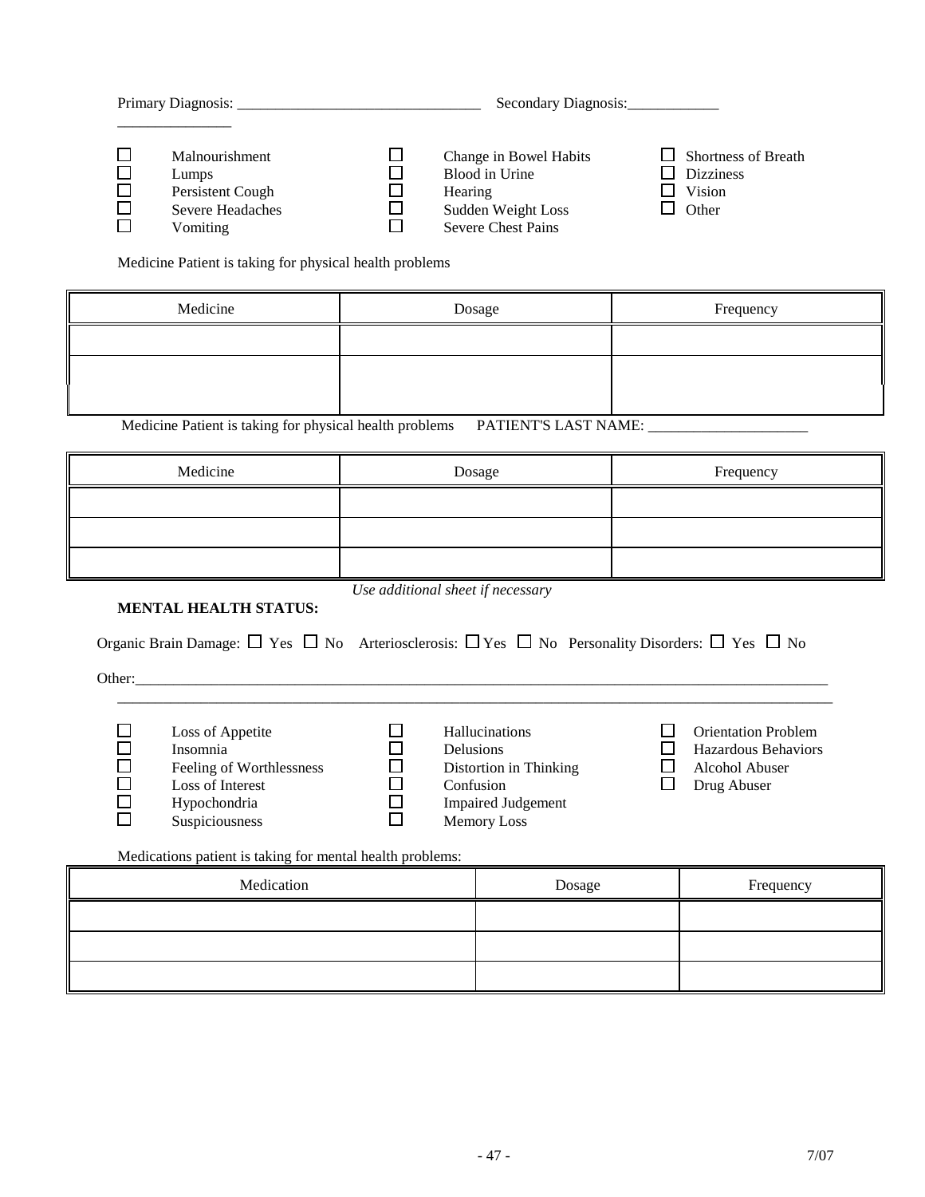Primary Diagnosis: ________________________________ Secondary Diagnosis:____________

_______________

- ☐ Malnourishment
- ☐ Lumps
- ☐ Persistent Cough
- ☐ Severe Headaches
- ☐ Vomiting
- ☐ Change in Bowel Habits
- ☐ Blood in Urine
- ☐ Hearing
- ☐ Sudden Weight Loss
- ☐ Severe Chest Pains
- ☐ Shortness of Breath
- ☐ Dizziness
- ☐ Vision
- ☐ Other

Medicine Patient is taking for physical health problems

| Medicine | Dosage | Frequency |
|---|---|---|
| | | |
| | | |

Medicine Patient is taking for physical health problems PATIENT'S LAST NAME: _____________________

| Medicine | Dosage | Frequency |
|---|---|---|
| | | |
| | | |
| | | |

*Use additional sheet if necessary*

**MENTAL HEALTH STATUS:**

Organic Brain Damage: ☐ Yes ☐ No Arteriosclerosis: ☐ Yes ☐ No Personality Disorders: ☐ Yes ☐ No

Other:_____________________________________________________________________________________________

_____________________________________________________________________________________________

- ☐ Loss of Appetite
- ☐ Insomnia
- ☐ Feeling of Worthlessness
- ☐ Loss of Interest
- ☐ Hypochondria
- ☐ Suspiciousness
- ☐ Hallucinations
- ☐ Delusions
- ☐ Distortion in Thinking
- ☐ Confusion
- ☐ Impaired Judgement
- ☐ Memory Loss
- ☐ Orientation Problem
- ☐ Hazardous Behaviors
- ☐ Alcohol Abuser
- ☐ Drug Abuser

Medications patient is taking for mental health problems:

| Medication | Dosage | Frequency |
|---|---|---|
| | | |
| | | |
| | | |

7/07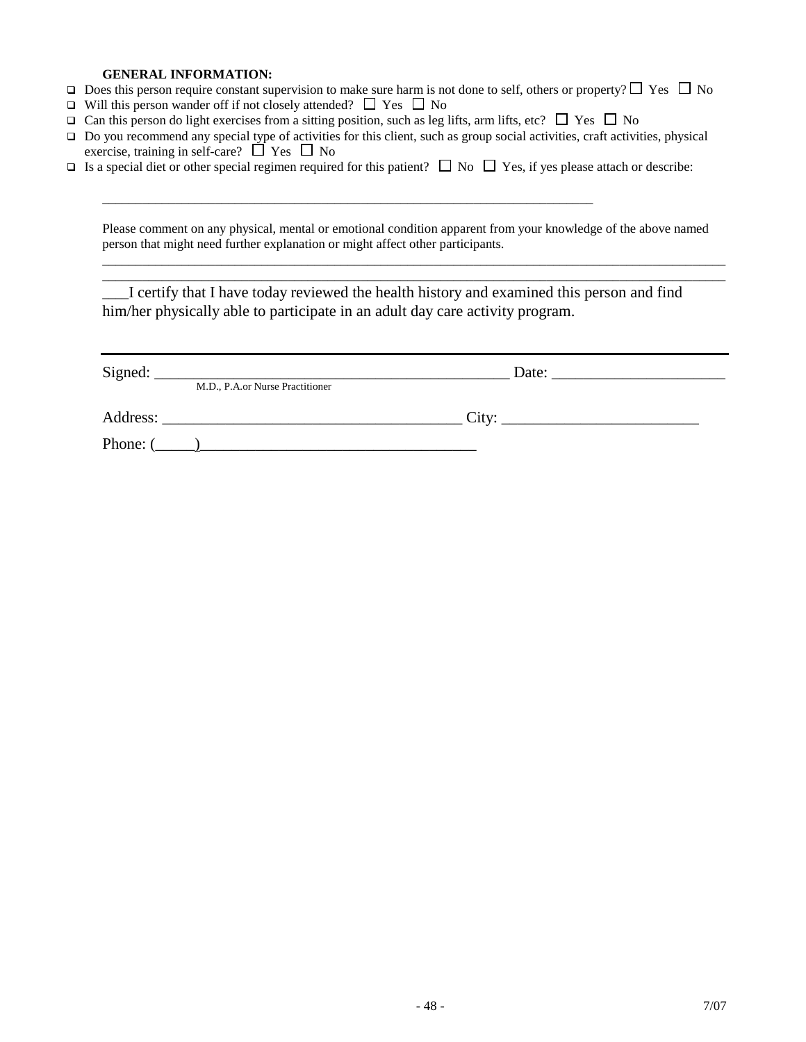**GENERAL INFORMATION:**

- Does this person require constant supervision to make sure harm is not done to self, others or property? ☐ Yes ☐ No
- Will this person wander off if not closely attended? ☐ Yes ☐ No
- Can this person do light exercises from a sitting position, such as leg lifts, arm lifts, etc? ☐ Yes ☐ No
- Do you recommend any special type of activities for this client, such as group social activities, craft activities, physical exercise, training in self-care? ☐ Yes ☐ No
- Is a special diet or other special regimen required for this patient? ☐ No ☐ Yes, if yes please attach or describe:

___________________________________________________________________________

Please comment on any physical, mental or emotional condition apparent from your knowledge of the above named person that might need further explanation or might affect other participants.

_______________________________________________________________________________________________

_______________________________________________________________________________________________

___I certify that I have today reviewed the health history and examined this person and find him/her physically able to participate in an adult day care activity program.

Signed: _______________________________________________ Date: ______________________
M.D., P.A.or Nurse Practitioner

Address: ______________________________________ City: _________________________

Phone: (_____)____________________________________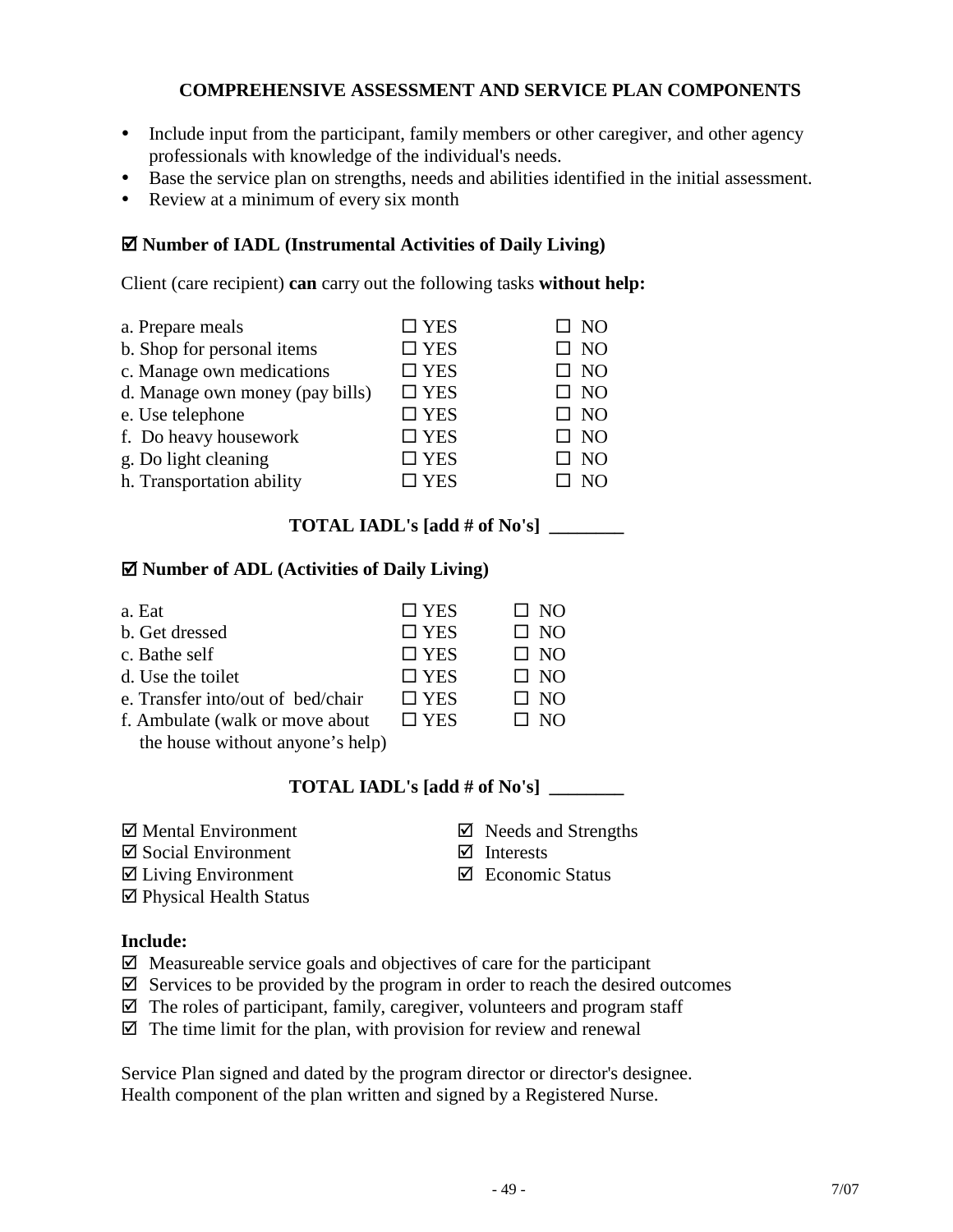## COMPREHENSIVE ASSESSMENT AND SERVICE PLAN COMPONENTS

- Include input from the participant, family members or other caregiver, and other agency professionals with knowledge of the individual's needs.
- Base the service plan on strengths, needs and abilities identified in the initial assessment.
- Review at a minimum of every six month

☑ **Number of IADL (Instrumental Activities of Daily Living)**

Client (care recipient) **can** carry out the following tasks **without help:**

| | | |
|---|---|---|
| a. Prepare meals | ☐ YES | ☐ NO |
| b. Shop for personal items | ☐ YES | ☐ NO |
| c. Manage own medications | ☐ YES | ☐ NO |
| d. Manage own money (pay bills) | ☐ YES | ☐ NO |
| e. Use telephone | ☐ YES | ☐ NO |
| f. Do heavy housework | ☐ YES | ☐ NO |
| g. Do light cleaning | ☐ YES | ☐ NO |
| h. Transportation ability | ☐ YES | ☐ NO |

**TOTAL IADL's [add # of No's] ________**

☑ **Number of ADL (Activities of Daily Living)**

| | | |
|---|---|---|
| a. Eat | ☐ YES | ☐ NO |
| b. Get dressed | ☐ YES | ☐ NO |
| c. Bathe self | ☐ YES | ☐ NO |
| d. Use the toilet | ☐ YES | ☐ NO |
| e. Transfer into/out of bed/chair | ☐ YES | ☐ NO |
| f. Ambulate (walk or move about the house without anyone's help) | ☐ YES | ☐ NO |

**TOTAL IADL's [add # of No's] ________**

☑ Mental Environment
☑ Social Environment
☑ Living Environment
☑ Physical Health Status
☑ Needs and Strengths
☑ Interests
☑ Economic Status

**Include:**

☑ Measureable service goals and objectives of care for the participant
☑ Services to be provided by the program in order to reach the desired outcomes
☑ The roles of participant, family, caregiver, volunteers and program staff
☑ The time limit for the plan, with provision for review and renewal

Service Plan signed and dated by the program director or director's designee.
Health component of the plan written and signed by a Registered Nurse.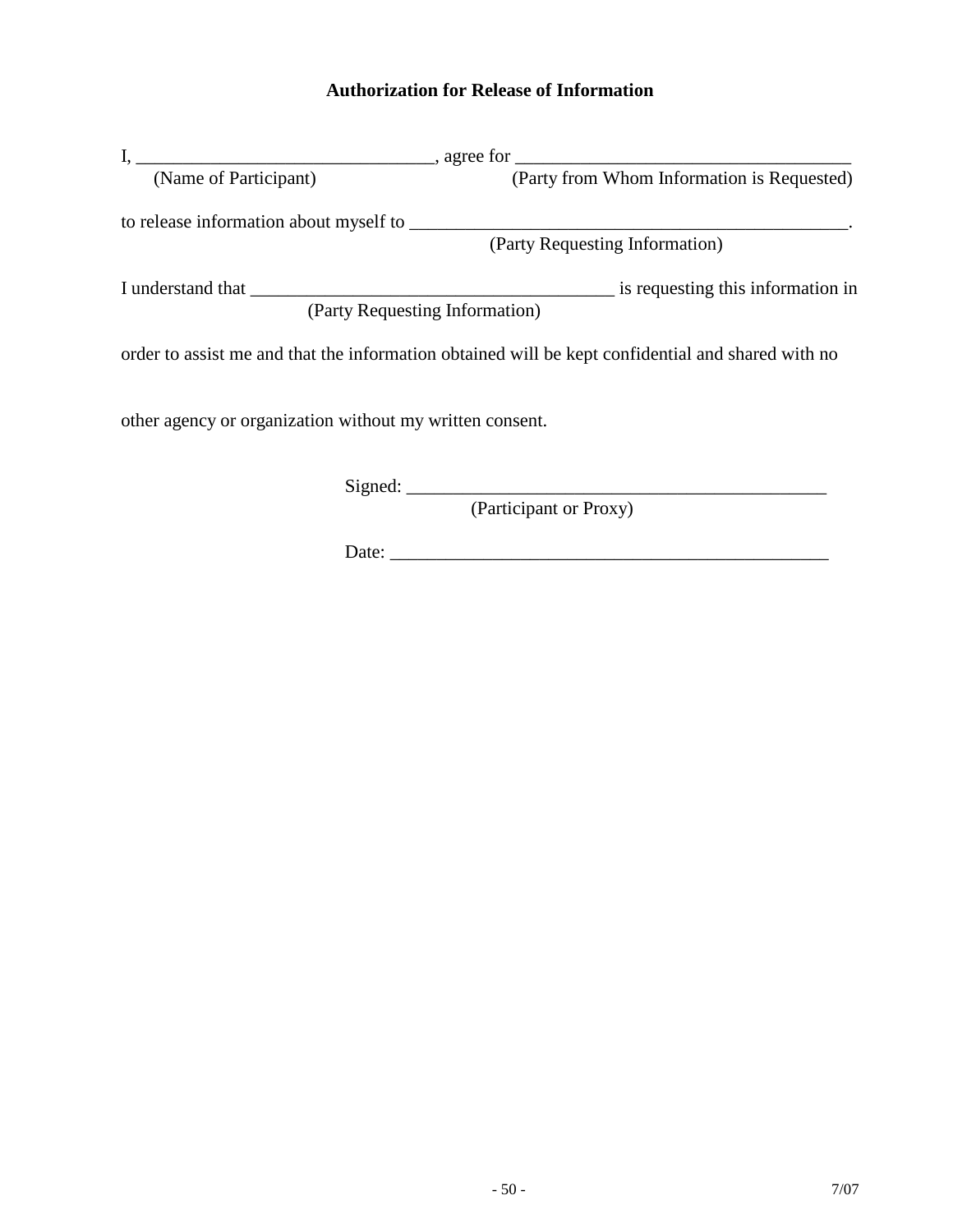**Authorization for Release of Information**

I, ________________________________, agree for ____________________________________
(Name of Participant) (Party from Whom Information is Requested)

to release information about myself to ________________________________________________.
(Party Requesting Information)

I understand that _______________________________________ is requesting this information in
(Party Requesting Information)

order to assist me and that the information obtained will be kept confidential and shared with no

other agency or organization without my written consent.

Signed: ______________________________________________
(Participant or Proxy)

Date: ________________________________________________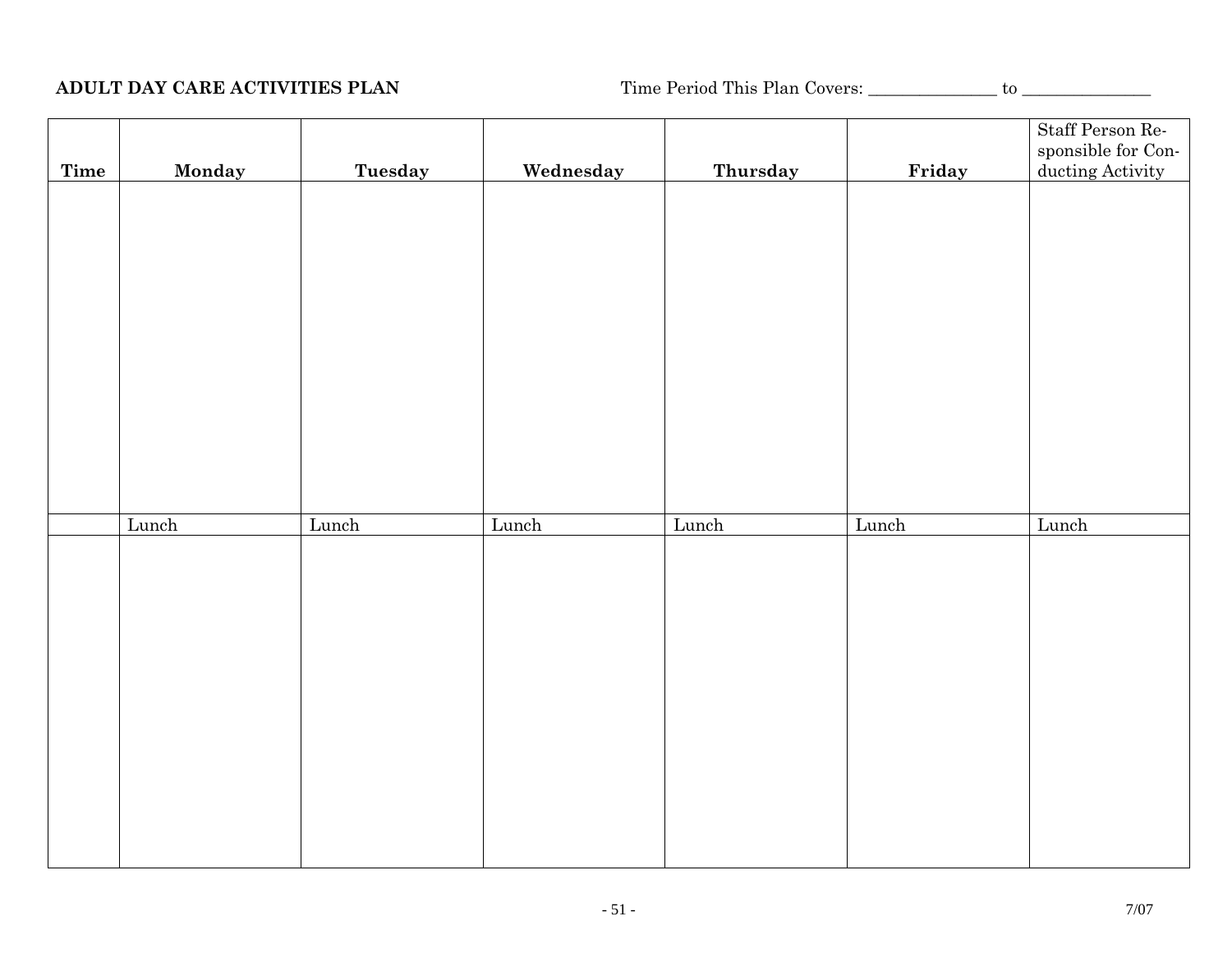**ADULT DAY CARE ACTIVITIES PLAN**

Time Period This Plan Covers: _______________ to _______________

| Time | Monday | Tuesday | Wednesday | Thursday | Friday | Staff Person Responsible for Conducting Activity |
|---|---|---|---|---|---|---|
| | | | | | | |
| | Lunch | Lunch | Lunch | Lunch | Lunch | Lunch |
| | | | | | | |

7/07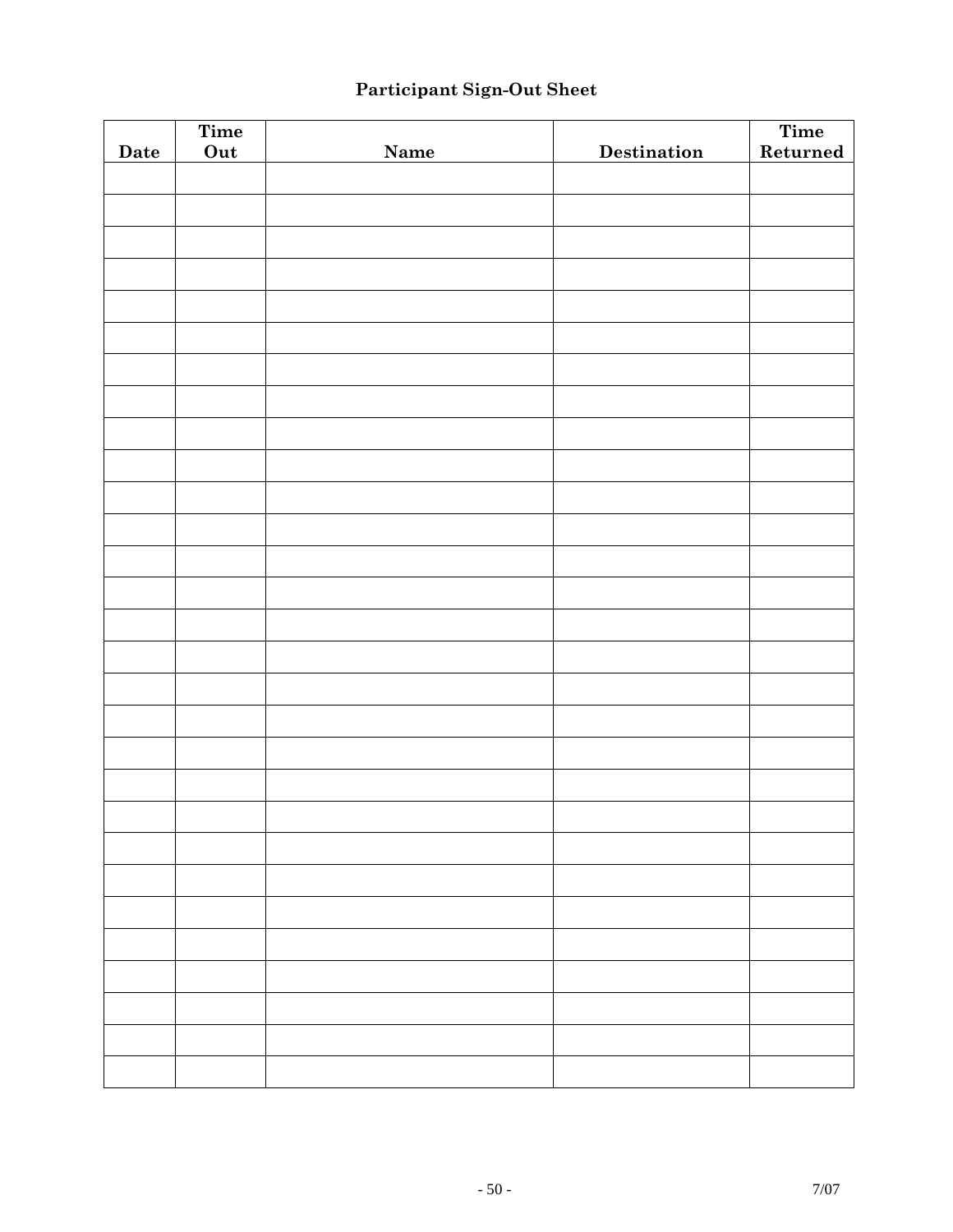# Participant Sign-Out Sheet

| Date | Time Out | Name | Destination | Time Returned |
|---|---|---|---|---|
| | | | | |
| | | | | |
| | | | | |
| | | | | |
| | | | | |
| | | | | |
| | | | | |
| | | | | |
| | | | | |
| | | | | |
| | | | | |
| | | | | |
| | | | | |
| | | | | |
| | | | | |
| | | | | |
| | | | | |
| | | | | |
| | | | | |
| | | | | |
| | | | | |
| | | | | |
| | | | | |
| | | | | |
| | | | | |
| | | | | |
| | | | | |
| | | | | |
| | | | | |
| | | | | |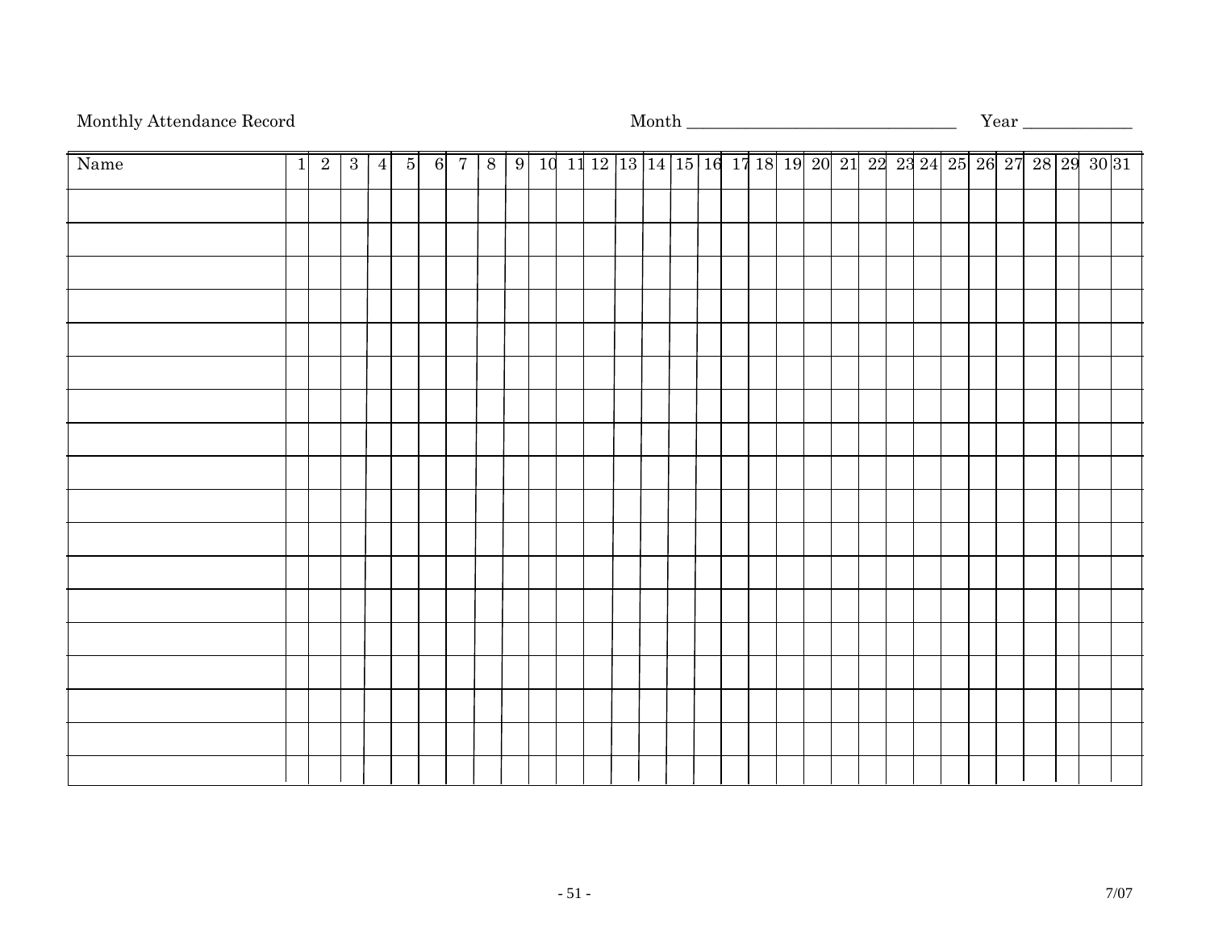Monthly Attendance Record Month ______________________________ Year ___________

| Name | 1 | 2 | 3 | 4 | 5 | 6 | 7 | 8 | 9 | 10 | 11 | 12 | 13 | 14 | 15 | 16 | 17 | 18 | 19 | 20 | 21 | 22 | 23 | 24 | 25 | 26 | 27 | 28 | 29 | 30 | 31 |
|---|---|---|---|---|---|---|---|---|---|---|---|---|---|---|---|---|---|---|---|---|---|---|---|---|---|---|---|---|---|---|---|
| | | | | | | | | | | | | | | | | | | | | | | | | | | | | | | | |
| | | | | | | | | | | | | | | | | | | | | | | | | | | | | | | | |
| | | | | | | | | | | | | | | | | | | | | | | | | | | | | | | | |
| | | | | | | | | | | | | | | | | | | | | | | | | | | | | | | | |
| | | | | | | | | | | | | | | | | | | | | | | | | | | | | | | | |
| | | | | | | | | | | | | | | | | | | | | | | | | | | | | | | | |
| | | | | | | | | | | | | | | | | | | | | | | | | | | | | | | | |
| | | | | | | | | | | | | | | | | | | | | | | | | | | | | | | | |
| | | | | | | | | | | | | | | | | | | | | | | | | | | | | | | | |
| | | | | | | | | | | | | | | | | | | | | | | | | | | | | | | | |
| | | | | | | | | | | | | | | | | | | | | | | | | | | | | | | | |
| | | | | | | | | | | | | | | | | | | | | | | | | | | | | | | | |
| | | | | | | | | | | | | | | | | | | | | | | | | | | | | | | | |
| | | | | | | | | | | | | | | | | | | | | | | | | | | | | | | | |
| | | | | | | | | | | | | | | | | | | | | | | | | | | | | | | | |
| | | | | | | | | | | | | | | | | | | | | | | | | | | | | | | | |
| | | | | | | | | | | | | | | | | | | | | | | | | | | | | | | | |
| | | | | | | | | | | | | | | | | | | | | | | | | | | | | | | | |

7/07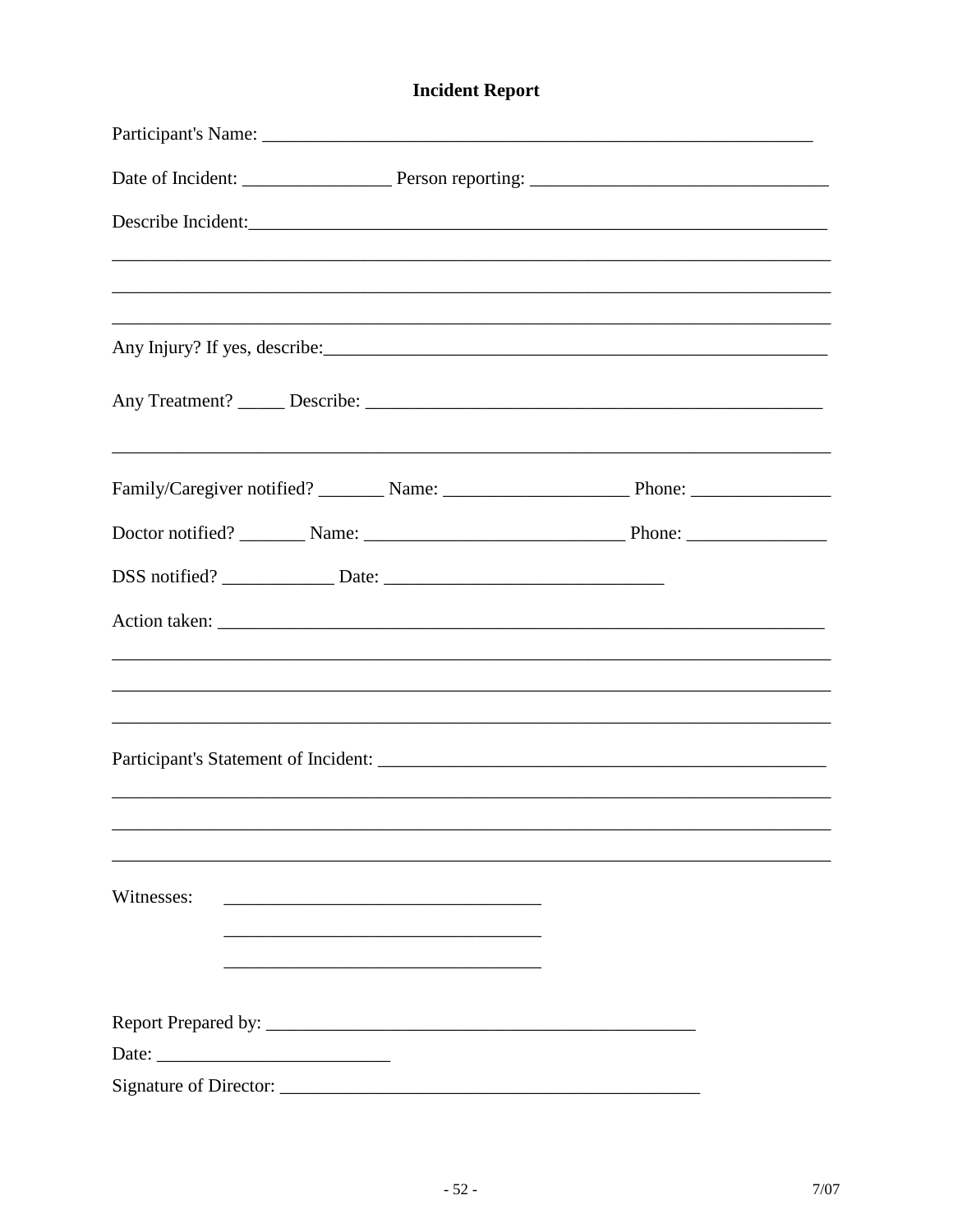# Incident Report

Participant's Name: ___________________________________________________________

Date of Incident: ________________ Person reporting: ________________________________

Describe Incident:_______________________________________________________________

_____________________________________________________________________________

_____________________________________________________________________________

_____________________________________________________________________________

Any Injury? If yes, describe:______________________________________________________

Any Treatment? _____ Describe: ___________________________________________________

_____________________________________________________________________________

Family/Caregiver notified? _______ Name: ____________________ Phone: _______________

Doctor notified? _______ Name: ___________________________ Phone: _______________

DSS notified? ____________ Date: _____________________________

Action taken: ___________________________________________________________________

_____________________________________________________________________________

_____________________________________________________________________________

_____________________________________________________________________________

Participant's Statement of Incident: ________________________________________________

_____________________________________________________________________________

_____________________________________________________________________________

_____________________________________________________________________________

Witnesses: __________________________________

__________________________________

__________________________________

Report Prepared by: _______________________________________________

Date: _________________________

Signature of Director: ______________________________________________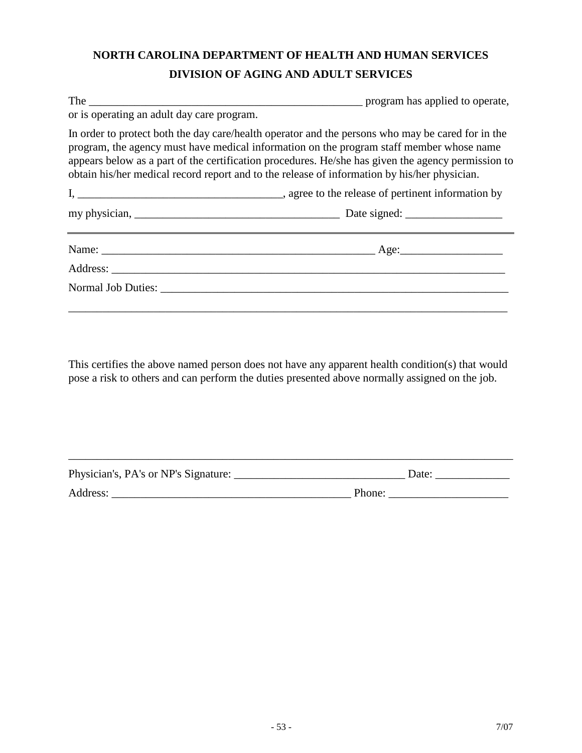**NORTH CAROLINA DEPARTMENT OF HEALTH AND HUMAN SERVICES**

**DIVISION OF AGING AND ADULT SERVICES**

The _________________________________________________ program has applied to operate, or is operating an adult day care program.

In order to protect both the day care/health operator and the persons who may be cared for in the program, the agency must have medical information on the program staff member whose name appears below as a part of the certification procedures. He/she has given the agency permission to obtain his/her medical record report and to the release of information by his/her physician.

I, ___________________________________, agree to the release of pertinent information by

my physician, ____________________________________ Date signed: _________________

---

Name: _________________________________________________ Age:__________________

Address: ________________________________________________________________________

Normal Job Duties: _______________________________________________________________

_______________________________________________________________________________

This certifies the above named person does not have any apparent health condition(s) that would pose a risk to others and can perform the duties presented above normally assigned on the job.

_______________________________________________________________________________

Physician's, PA's or NP's Signature: ______________________________ Date: _____________

Address: ___________________________________________ Phone: _____________________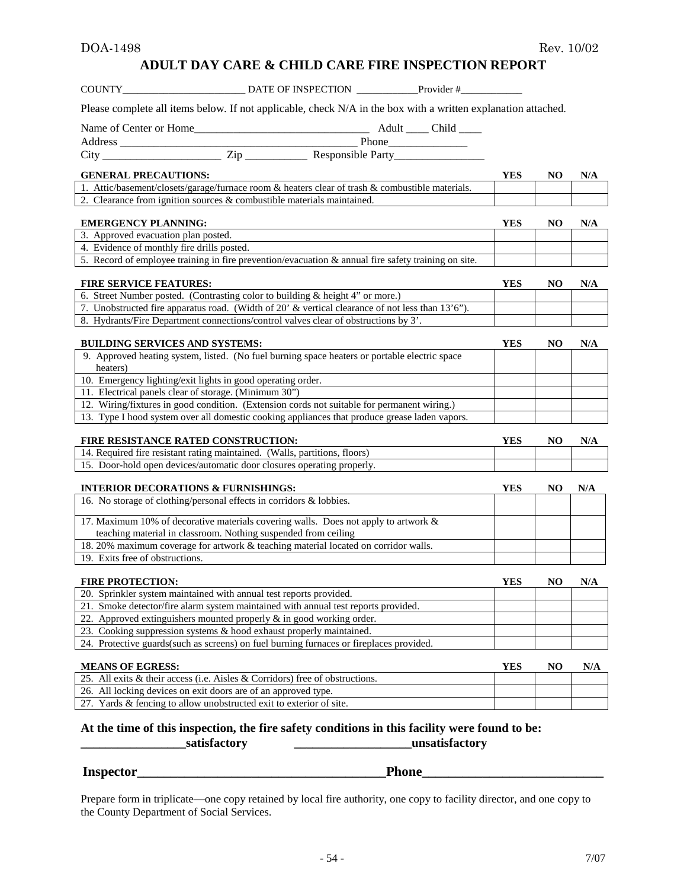DOA-1498 Rev. 10/02

# ADULT DAY CARE & CHILD CARE FIRE INSPECTION REPORT

COUNTY________________________ DATE OF INSPECTION ____________Provider #____________

Please complete all items below. If not applicable, check N/A in the box with a written explanation attached.

Name of Center or Home_______________________________ Adult ____ Child ____

Address _________________________________________ Phone______________

City _____________________ Zip ___________ Responsible Party________________

| GENERAL PRECAUTIONS: | YES | NO | N/A |
|---|---|---|---|
| 1. Attic/basement/closets/garage/furnace room & heaters clear of trash & combustible materials. | | | |
| 2. Clearance from ignition sources & combustible materials maintained. | | | |

| EMERGENCY PLANNING: | YES | NO | N/A |
|---|---|---|---|
| 3. Approved evacuation plan posted. | | | |
| 4. Evidence of monthly fire drills posted. | | | |
| 5. Record of employee training in fire prevention/evacuation & annual fire safety training on site. | | | |

| FIRE SERVICE FEATURES: | YES | NO | N/A |
|---|---|---|---|
| 6. Street Number posted. (Contrasting color to building & height 4" or more.) | | | |
| 7. Unobstructed fire apparatus road. (Width of 20' & vertical clearance of not less than 13'6"). | | | |
| 8. Hydrants/Fire Department connections/control valves clear of obstructions by 3'. | | | |

| BUILDING SERVICES AND SYSTEMS: | YES | NO | N/A |
|---|---|---|---|
| 9. Approved heating system, listed. (No fuel burning space heaters or portable electric space heaters) | | | |
| 10. Emergency lighting/exit lights in good operating order. | | | |
| 11. Electrical panels clear of storage. (Minimum 30") | | | |
| 12. Wiring/fixtures in good condition. (Extension cords not suitable for permanent wiring.) | | | |
| 13. Type I hood system over all domestic cooking appliances that produce grease laden vapors. | | | |

| FIRE RESISTANCE RATED CONSTRUCTION: | YES | NO | N/A |
|---|---|---|---|
| 14. Required fire resistant rating maintained. (Walls, partitions, floors) | | | |
| 15. Door-hold open devices/automatic door closures operating properly. | | | |

| INTERIOR DECORATIONS & FURNISHINGS: | YES | NO | N/A |
|---|---|---|---|
| 16. No storage of clothing/personal effects in corridors & lobbies. | | | |
| 17. Maximum 10% of decorative materials covering walls. Does not apply to artwork & teaching material in classroom. Nothing suspended from ceiling | | | |
| 18. 20% maximum coverage for artwork & teaching material located on corridor walls. | | | |
| 19. Exits free of obstructions. | | | |

| FIRE PROTECTION: | YES | NO | N/A |
|---|---|---|---|
| 20. Sprinkler system maintained with annual test reports provided. | | | |
| 21. Smoke detector/fire alarm system maintained with annual test reports provided. | | | |
| 22. Approved extinguishers mounted properly & in good working order. | | | |
| 23. Cooking suppression systems & hood exhaust properly maintained. | | | |
| 24. Protective guards(such as screens) on fuel burning furnaces or fireplaces provided. | | | |

| MEANS OF EGRESS: | YES | NO | N/A |
|---|---|---|---|
| 25. All exits & their access (i.e. Aisles & Corridors) free of obstructions. | | | |
| 26. All locking devices on exit doors are of an approved type. | | | |
| 27. Yards & fencing to allow unobstructed exit to exterior of site. | | | |

**At the time of this inspection, the fire safety conditions in this facility were found to be:**

**_________________satisfactory ___________________unsatisfactory**

**Inspector______________________________________Phone___________________________**

Prepare form in triplicate—one copy retained by local fire authority, one copy to facility director, and one copy to the County Department of Social Services.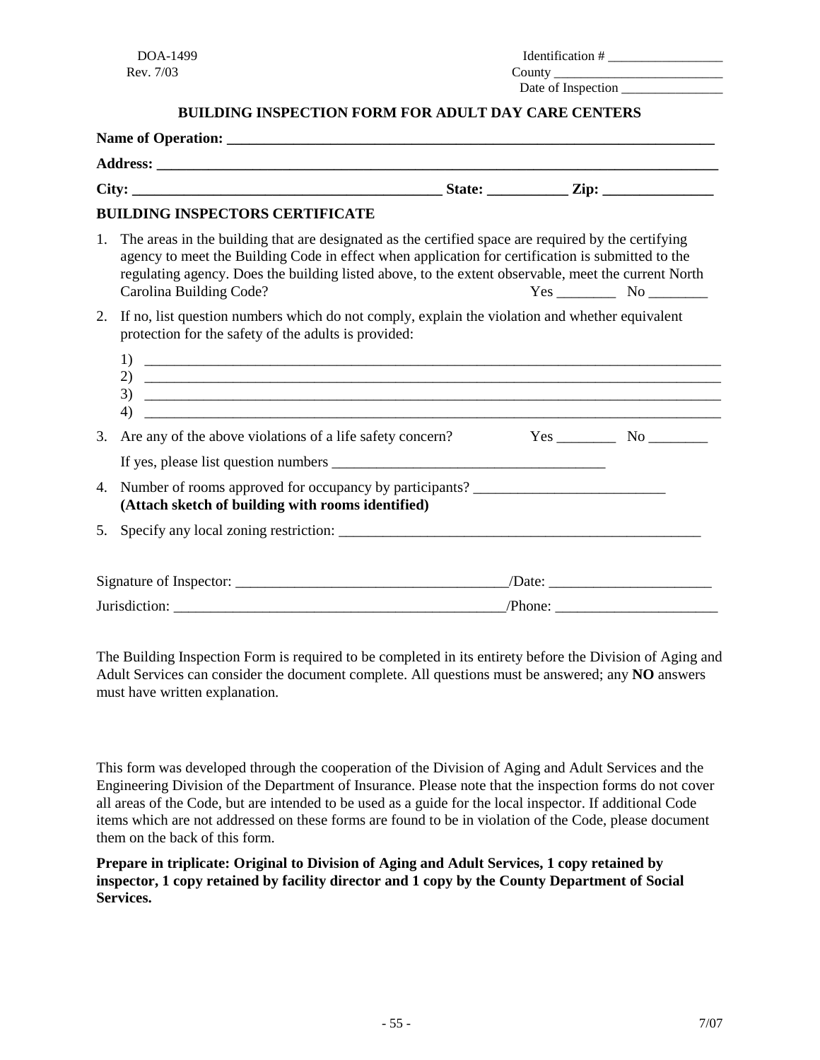DOA-1499
Rev. 7/03

Identification # _________________
County _________________________
Date of Inspection _______________

## BUILDING INSPECTION FORM FOR ADULT DAY CARE CENTERS

**Name of Operation: ____________________________________________________________________**

**Address: __________________________________________________________________________**

**City: ________________________________________ State: __________ Zip: ______________**

### BUILDING INSPECTORS CERTIFICATE

1. The areas in the building that are designated as the certified space are required by the certifying agency to meet the Building Code in effect when application for certification is submitted to the regulating agency. Does the building listed above, to the extent observable, meet the current North Carolina Building Code? Yes ________ No ________

2. If no, list question numbers which do not comply, explain the violation and whether equivalent protection for the safety of the adults is provided:

   1) ______________________________________________________________________________
   2) ______________________________________________________________________________
   3) ______________________________________________________________________________
   4) ______________________________________________________________________________

3. Are any of the above violations of a life safety concern? Yes ________ No ________

   If yes, please list question numbers _____________________________________

4. Number of rooms approved for occupancy by participants? __________________________
   **(Attach sketch of building with rooms identified)**

5. Specify any local zoning restriction: ___________________________________________________

Signature of Inspector: _____________________________________/Date: ______________________

Jurisdiction: _____________________________________________/Phone: ______________________

The Building Inspection Form is required to be completed in its entirety before the Division of Aging and Adult Services can consider the document complete. All questions must be answered; any **NO** answers must have written explanation.

This form was developed through the cooperation of the Division of Aging and Adult Services and the Engineering Division of the Department of Insurance. Please note that the inspection forms do not cover all areas of the Code, but are intended to be used as a guide for the local inspector. If additional Code items which are not addressed on these forms are found to be in violation of the Code, please document them on the back of this form.

**Prepare in triplicate: Original to Division of Aging and Adult Services, 1 copy retained by inspector, 1 copy retained by facility director and 1 copy by the County Department of Social Services.**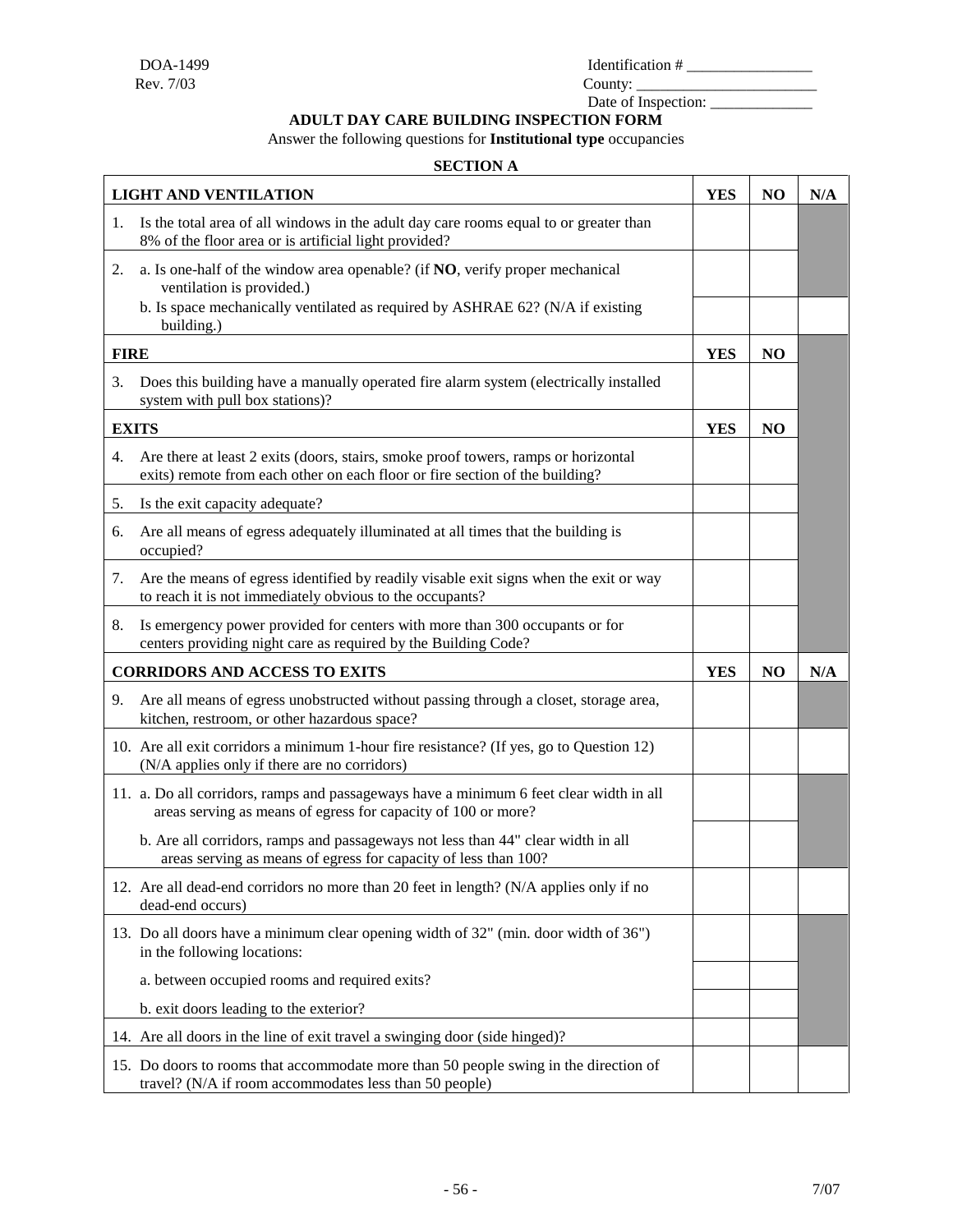DOA-1499
Rev. 7/03

Identification # ________________
County: ________________________
Date of Inspection: _____________

# ADULT DAY CARE BUILDING INSPECTION FORM

Answer the following questions for **Institutional type** occupancies

## SECTION A

| LIGHT AND VENTILATION | YES | NO | N/A |
|---|---|---|---|
| 1. Is the total area of all windows in the adult day care rooms equal to or greater than 8% of the floor area or is artificial light provided? | | | |
| 2. a. Is one-half of the window area openable? (if **NO**, verify proper mechanical ventilation is provided.) | | | |
| b. Is space mechanically ventilated as required by ASHRAE 62? (N/A if existing building.) | | | |
| **FIRE** | **YES** | **NO** | |
| 3. Does this building have a manually operated fire alarm system (electrically installed system with pull box stations)? | | | |
| **EXITS** | **YES** | **NO** | |
| 4. Are there at least 2 exits (doors, stairs, smoke proof towers, ramps or horizontal exits) remote from each other on each floor or fire section of the building? | | | |
| 5. Is the exit capacity adequate? | | | |
| 6. Are all means of egress adequately illuminated at all times that the building is occupied? | | | |
| 7. Are the means of egress identified by readily visable exit signs when the exit or way to reach it is not immediately obvious to the occupants? | | | |
| 8. Is emergency power provided for centers with more than 300 occupants or for centers providing night care as required by the Building Code? | | | |
| **CORRIDORS AND ACCESS TO EXITS** | **YES** | **NO** | **N/A** |
| 9. Are all means of egress unobstructed without passing through a closet, storage area, kitchen, restroom, or other hazardous space? | | | |
| 10. Are all exit corridors a minimum 1-hour fire resistance? (If yes, go to Question 12) (N/A applies only if there are no corridors) | | | |
| 11. a. Do all corridors, ramps and passageways have a minimum 6 feet clear width in all areas serving as means of egress for capacity of 100 or more? | | | |
| b. Are all corridors, ramps and passageways not less than 44" clear width in all areas serving as means of egress for capacity of less than 100? | | | |
| 12. Are all dead-end corridors no more than 20 feet in length? (N/A applies only if no dead-end occurs) | | | |
| 13. Do all doors have a minimum clear opening width of 32" (min. door width of 36") in the following locations: | | | |
| a. between occupied rooms and required exits? | | | |
| b. exit doors leading to the exterior? | | | |
| 14. Are all doors in the line of exit travel a swinging door (side hinged)? | | | |
| 15. Do doors to rooms that accommodate more than 50 people swing in the direction of travel? (N/A if room accommodates less than 50 people) | | | |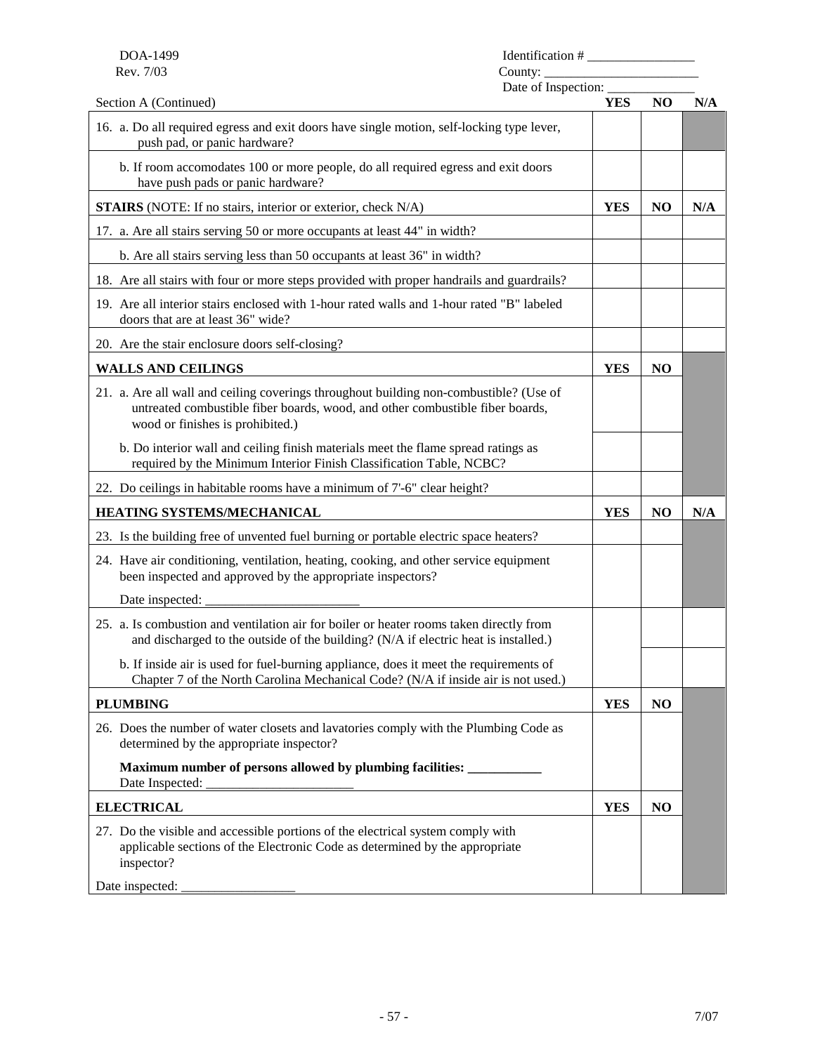DOA-1499
Rev. 7/03

Identification # ________________
County: ________________________
Date of Inspection: _____________

| Section A (Continued) | YES | NO | N/A |
|---|---|---|---|
| 16. a. Do all required egress and exit doors have single motion, self-locking type lever, push pad, or panic hardware? | | | |
| b. If room accomodates 100 or more people, do all required egress and exit doors have push pads or panic hardware? | | | |
| **STAIRS** (NOTE: If no stairs, interior or exterior, check N/A) | **YES** | **NO** | **N/A** |
| 17. a. Are all stairs serving 50 or more occupants at least 44" in width? | | | |
| b. Are all stairs serving less than 50 occupants at least 36" in width? | | | |
| 18. Are all stairs with four or more steps provided with proper handrails and guardrails? | | | |
| 19. Are all interior stairs enclosed with 1-hour rated walls and 1-hour rated "B" labeled doors that are at least 36" wide? | | | |
| 20. Are the stair enclosure doors self-closing? | | | |
| **WALLS AND CEILINGS** | **YES** | **NO** | |
| 21. a. Are all wall and ceiling coverings throughout building non-combustible? (Use of untreated combustible fiber boards, wood, and other combustible fiber boards, wood or finishes is prohibited.) | | | |
| b. Do interior wall and ceiling finish materials meet the flame spread ratings as required by the Minimum Interior Finish Classification Table, NCBC? | | | |
| 22. Do ceilings in habitable rooms have a minimum of 7'-6" clear height? | | | |
| **HEATING SYSTEMS/MECHANICAL** | **YES** | **NO** | **N/A** |
| 23. Is the building free of unvented fuel burning or portable electric space heaters? | | | |
| 24. Have air conditioning, ventilation, heating, cooking, and other service equipment been inspected and approved by the appropriate inspectors?<br>Date inspected: _______________________ | | | |
| 25. a. Is combustion and ventilation air for boiler or heater rooms taken directly from and discharged to the outside of the building? (N/A if electric heat is installed.) | | | |
| b. If inside air is used for fuel-burning appliance, does it meet the requirements of Chapter 7 of the North Carolina Mechanical Code? (N/A if inside air is not used.) | | | |
| **PLUMBING** | **YES** | **NO** | |
| 26. Does the number of water closets and lavatories comply with the Plumbing Code as determined by the appropriate inspector?<br>**Maximum number of persons allowed by plumbing facilities: ___________**<br>Date Inspected: ______________________ | | | |
| **ELECTRICAL** | **YES** | **NO** | |
| 27. Do the visible and accessible portions of the electrical system comply with applicable sections of the Electronic Code as determined by the appropriate inspector?<br>Date inspected: _________________ | | | |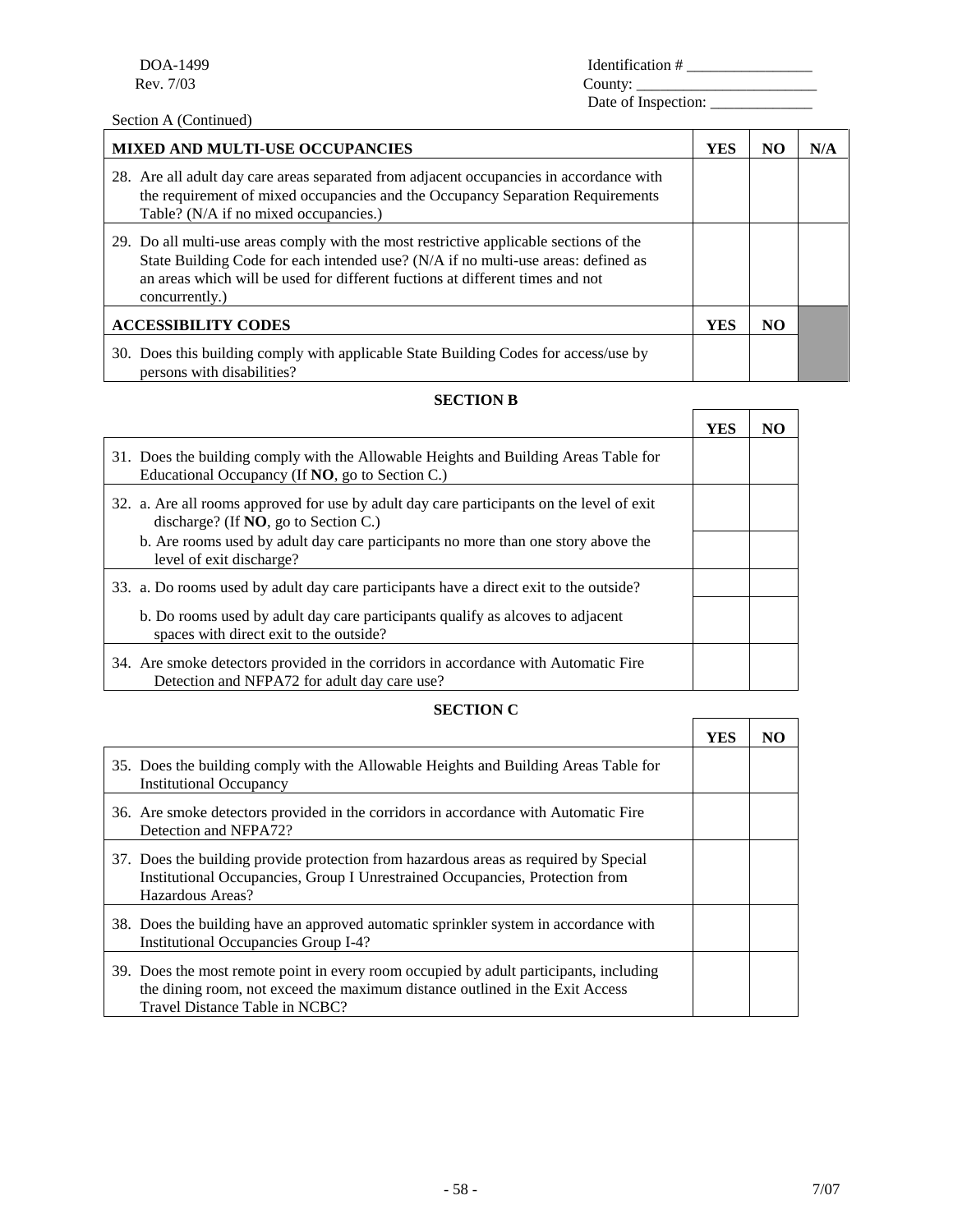DOA-1499
Rev. 7/03

Identification # ________________
County: ________________________
Date of Inspection: _____________

Section A (Continued)

| MIXED AND MULTI-USE OCCUPANCIES | YES | NO | N/A |
|---|---|---|---|
| 28. Are all adult day care areas separated from adjacent occupancies in accordance with the requirement of mixed occupancies and the Occupancy Separation Requirements Table? (N/A if no mixed occupancies.) | | | |
| 29. Do all multi-use areas comply with the most restrictive applicable sections of the State Building Code for each intended use? (N/A if no multi-use areas: defined as an areas which will be used for different fuctions at different times and not concurrently.) | | | |
| **ACCESSIBILITY CODES** | **YES** | **NO** | |
| 30. Does this building comply with applicable State Building Codes for access/use by persons with disabilities? | | | |

## SECTION B

| | YES | NO |
|---|---|---|
| 31. Does the building comply with the Allowable Heights and Building Areas Table for Educational Occupancy (If **NO**, go to Section C.) | | |
| 32. a. Are all rooms approved for use by adult day care participants on the level of exit discharge? (If **NO**, go to Section C.) | | |
| b. Are rooms used by adult day care participants no more than one story above the level of exit discharge? | | |
| 33. a. Do rooms used by adult day care participants have a direct exit to the outside? | | |
| b. Do rooms used by adult day care participants qualify as alcoves to adjacent spaces with direct exit to the outside? | | |
| 34. Are smoke detectors provided in the corridors in accordance with Automatic Fire Detection and NFPA72 for adult day care use? | | |

## SECTION C

| | YES | NO |
|---|---|---|
| 35. Does the building comply with the Allowable Heights and Building Areas Table for Institutional Occupancy | | |
| 36. Are smoke detectors provided in the corridors in accordance with Automatic Fire Detection and NFPA72? | | |
| 37. Does the building provide protection from hazardous areas as required by Special Institutional Occupancies, Group I Unrestrained Occupancies, Protection from Hazardous Areas? | | |
| 38. Does the building have an approved automatic sprinkler system in accordance with Institutional Occupancies Group I-4? | | |
| 39. Does the most remote point in every room occupied by adult participants, including the dining room, not exceed the maximum distance outlined in the Exit Access Travel Distance Table in NCBC? | | |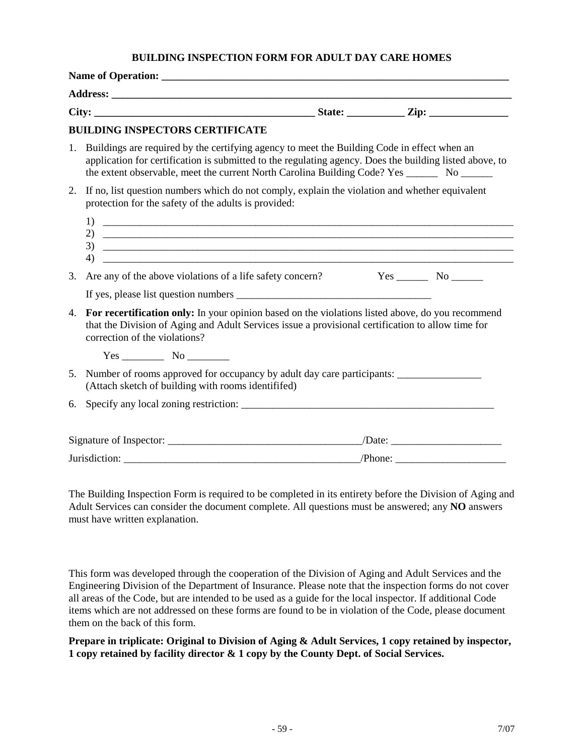# BUILDING INSPECTION FORM FOR ADULT DAY CARE HOMES

**Name of Operation: \_\_\_\_\_\_\_\_\_\_\_\_\_\_\_\_\_\_\_\_\_\_\_\_\_\_\_\_\_\_\_\_\_\_\_\_\_\_\_\_\_\_\_\_\_\_\_\_\_\_\_\_\_\_\_\_\_\_\_\_\_\_\_\_\_\_\_\_**

**Address: \_\_\_\_\_\_\_\_\_\_\_\_\_\_\_\_\_\_\_\_\_\_\_\_\_\_\_\_\_\_\_\_\_\_\_\_\_\_\_\_\_\_\_\_\_\_\_\_\_\_\_\_\_\_\_\_\_\_\_\_\_\_\_\_\_\_\_\_\_\_\_\_\_\_\_\_\_\_\_**

**City: \_\_\_\_\_\_\_\_\_\_\_\_\_\_\_\_\_\_\_\_\_\_\_\_\_\_\_\_\_\_\_\_\_\_\_\_\_\_\_\_\_\_\_ State: \_\_\_\_\_\_\_\_\_\_\_ Zip: \_\_\_\_\_\_\_\_\_\_\_\_\_\_\_\_**

**BUILDING INSPECTORS CERTIFICATE**

1. Buildings are required by the certifying agency to meet the Building Code in effect when an application for certification is submitted to the regulating agency. Does the building listed above, to the extent observable, meet the current North Carolina Building Code? Yes \_\_\_\_\_\_ No \_\_\_\_\_\_

2. If no, list question numbers which do not comply, explain the violation and whether equivalent protection for the safety of the adults is provided:

   1) \_\_\_\_\_\_\_\_\_\_\_\_\_\_\_\_\_\_\_\_\_\_\_\_\_\_\_\_\_\_\_\_\_\_\_\_\_\_\_\_\_\_\_\_\_\_\_\_\_\_\_\_\_\_\_\_\_\_\_\_\_\_\_\_\_\_\_\_\_\_\_\_\_\_\_\_\_\_\_\_
   2) \_\_\_\_\_\_\_\_\_\_\_\_\_\_\_\_\_\_\_\_\_\_\_\_\_\_\_\_\_\_\_\_\_\_\_\_\_\_\_\_\_\_\_\_\_\_\_\_\_\_\_\_\_\_\_\_\_\_\_\_\_\_\_\_\_\_\_\_\_\_\_\_\_\_\_\_\_\_\_\_
   3) \_\_\_\_\_\_\_\_\_\_\_\_\_\_\_\_\_\_\_\_\_\_\_\_\_\_\_\_\_\_\_\_\_\_\_\_\_\_\_\_\_\_\_\_\_\_\_\_\_\_\_\_\_\_\_\_\_\_\_\_\_\_\_\_\_\_\_\_\_\_\_\_\_\_\_\_\_\_\_\_
   4) \_\_\_\_\_\_\_\_\_\_\_\_\_\_\_\_\_\_\_\_\_\_\_\_\_\_\_\_\_\_\_\_\_\_\_\_\_\_\_\_\_\_\_\_\_\_\_\_\_\_\_\_\_\_\_\_\_\_\_\_\_\_\_\_\_\_\_\_\_\_\_\_\_\_\_\_\_\_\_\_

3. Are any of the above violations of a life safety concern? Yes \_\_\_\_\_\_ No \_\_\_\_\_\_

   If yes, please list question numbers \_\_\_\_\_\_\_\_\_\_\_\_\_\_\_\_\_\_\_\_\_\_\_\_\_\_\_\_\_\_\_\_\_\_\_\_\_\_\_

4. **For recertification only:** In your opinion based on the violations listed above, do you recommend that the Division of Aging and Adult Services issue a provisional certification to allow time for correction of the violations?

   Yes \_\_\_\_\_\_\_\_ No \_\_\_\_\_\_\_\_

5. Number of rooms approved for occupancy by adult day care participants: \_\_\_\_\_\_\_\_\_\_\_\_\_\_\_\_
   (Attach sketch of building with rooms identififed)

6. Specify any local zoning restriction: \_\_\_\_\_\_\_\_\_\_\_\_\_\_\_\_\_\_\_\_\_\_\_\_\_\_\_\_\_\_\_\_\_\_\_\_\_\_\_\_\_\_\_\_\_\_\_\_\_\_\_

Signature of Inspector: \_\_\_\_\_\_\_\_\_\_\_\_\_\_\_\_\_\_\_\_\_\_\_\_\_\_\_\_\_\_\_\_\_\_\_\_\_\_/Date: \_\_\_\_\_\_\_\_\_\_\_\_\_\_\_\_\_\_\_\_\_

Jurisdiction: \_\_\_\_\_\_\_\_\_\_\_\_\_\_\_\_\_\_\_\_\_\_\_\_\_\_\_\_\_\_\_\_\_\_\_\_\_\_\_\_\_\_\_\_\_\_/Phone: \_\_\_\_\_\_\_\_\_\_\_\_\_\_\_\_\_\_\_\_\_

The Building Inspection Form is required to be completed in its entirety before the Division of Aging and Adult Services can consider the document complete. All questions must be answered; any **NO** answers must have written explanation.

This form was developed through the cooperation of the Division of Aging and Adult Services and the Engineering Division of the Department of Insurance. Please note that the inspection forms do not cover all areas of the Code, but are intended to be used as a guide for the local inspector. If additional Code items which are not addressed on these forms are found to be in violation of the Code, please document them on the back of this form.

**Prepare in triplicate: Original to Division of Aging & Adult Services, 1 copy retained by inspector, 1 copy retained by facility director & 1 copy by the County Dept. of Social Services.**

7/07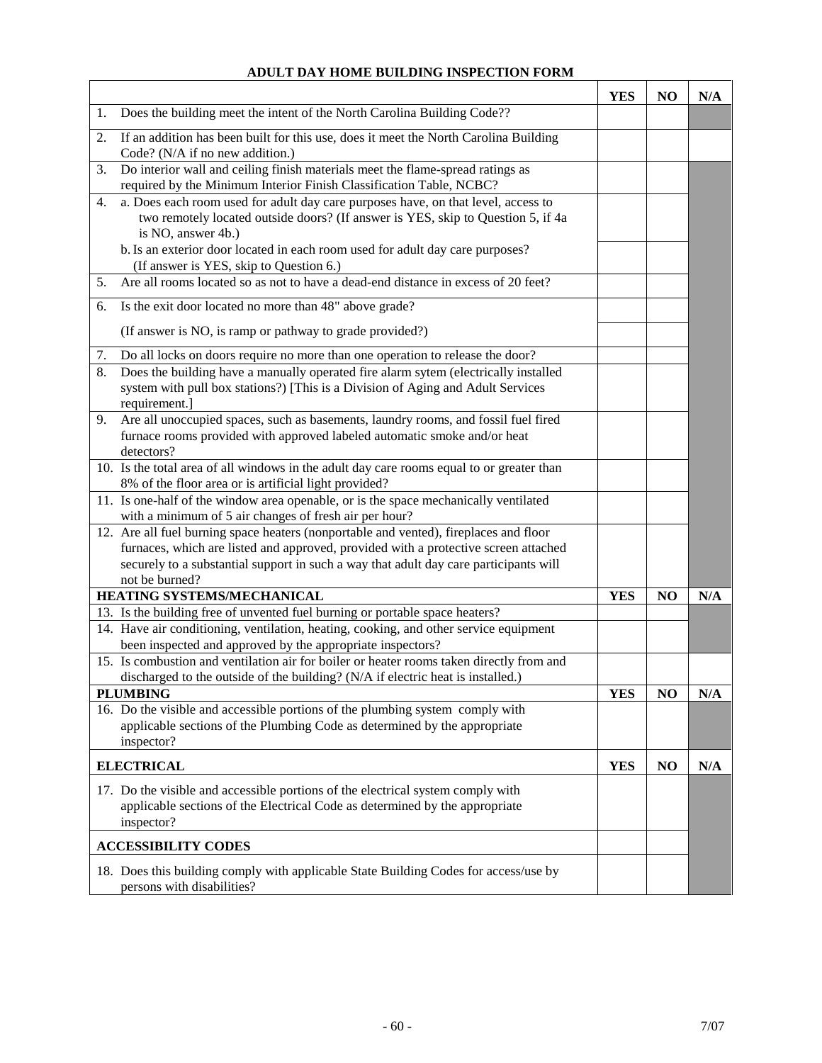**ADULT DAY HOME BUILDING INSPECTION FORM**

| | YES | NO | N/A |
|---|---|---|---|
| 1. Does the building meet the intent of the North Carolina Building Code?? | | | |
| 2. If an addition has been built for this use, does it meet the North Carolina Building Code? (N/A if no new addition.) | | | |
| 3. Do interior wall and ceiling finish materials meet the flame-spread ratings as required by the Minimum Interior Finish Classification Table, NCBC? | | | |
| 4. a. Does each room used for adult day care purposes have, on that level, access to two remotely located outside doors? (If answer is YES, skip to Question 5, if 4a is NO, answer 4b.) | | | |
| b. Is an exterior door located in each room used for adult day care purposes? (If answer is YES, skip to Question 6.) | | | |
| 5. Are all rooms located so as not to have a dead-end distance in excess of 20 feet? | | | |
| 6. Is the exit door located no more than 48" above grade? | | | |
| (If answer is NO, is ramp or pathway to grade provided?) | | | |
| 7. Do all locks on doors require no more than one operation to release the door? | | | |
| 8. Does the building have a manually operated fire alarm sytem (electrically installed system with pull box stations?) [This is a Division of Aging and Adult Services requirement.] | | | |
| 9. Are all unoccupied spaces, such as basements, laundry rooms, and fossil fuel fired furnace rooms provided with approved labeled automatic smoke and/or heat detectors? | | | |
| 10. Is the total area of all windows in the adult day care rooms equal to or greater than 8% of the floor area or is artificial light provided? | | | |
| 11. Is one-half of the window area openable, or is the space mechanically ventilated with a minimum of 5 air changes of fresh air per hour? | | | |
| 12. Are all fuel burning space heaters (nonportable and vented), fireplaces and floor furnaces, which are listed and approved, provided with a protective screen attached securely to a substantial support in such a way that adult day care participants will not be burned? | | | |
| **HEATING SYSTEMS/MECHANICAL** | **YES** | **NO** | **N/A** |
| 13. Is the building free of unvented fuel burning or portable space heaters? | | | |
| 14. Have air conditioning, ventilation, heating, cooking, and other service equipment been inspected and approved by the appropriate inspectors? | | | |
| 15. Is combustion and ventilation air for boiler or heater rooms taken directly from and discharged to the outside of the building? (N/A if electric heat is installed.) | | | |
| **PLUMBING** | **YES** | **NO** | **N/A** |
| 16. Do the visible and accessible portions of the plumbing system comply with applicable sections of the Plumbing Code as determined by the appropriate inspector? | | | |
| **ELECTRICAL** | **YES** | **NO** | **N/A** |
| 17. Do the visible and accessible portions of the electrical system comply with applicable sections of the Electrical Code as determined by the appropriate inspector? | | | |
| **ACCESSIBILITY CODES** | | | |
| 18. Does this building comply with applicable State Building Codes for access/use by persons with disabilities? | | | |

7/07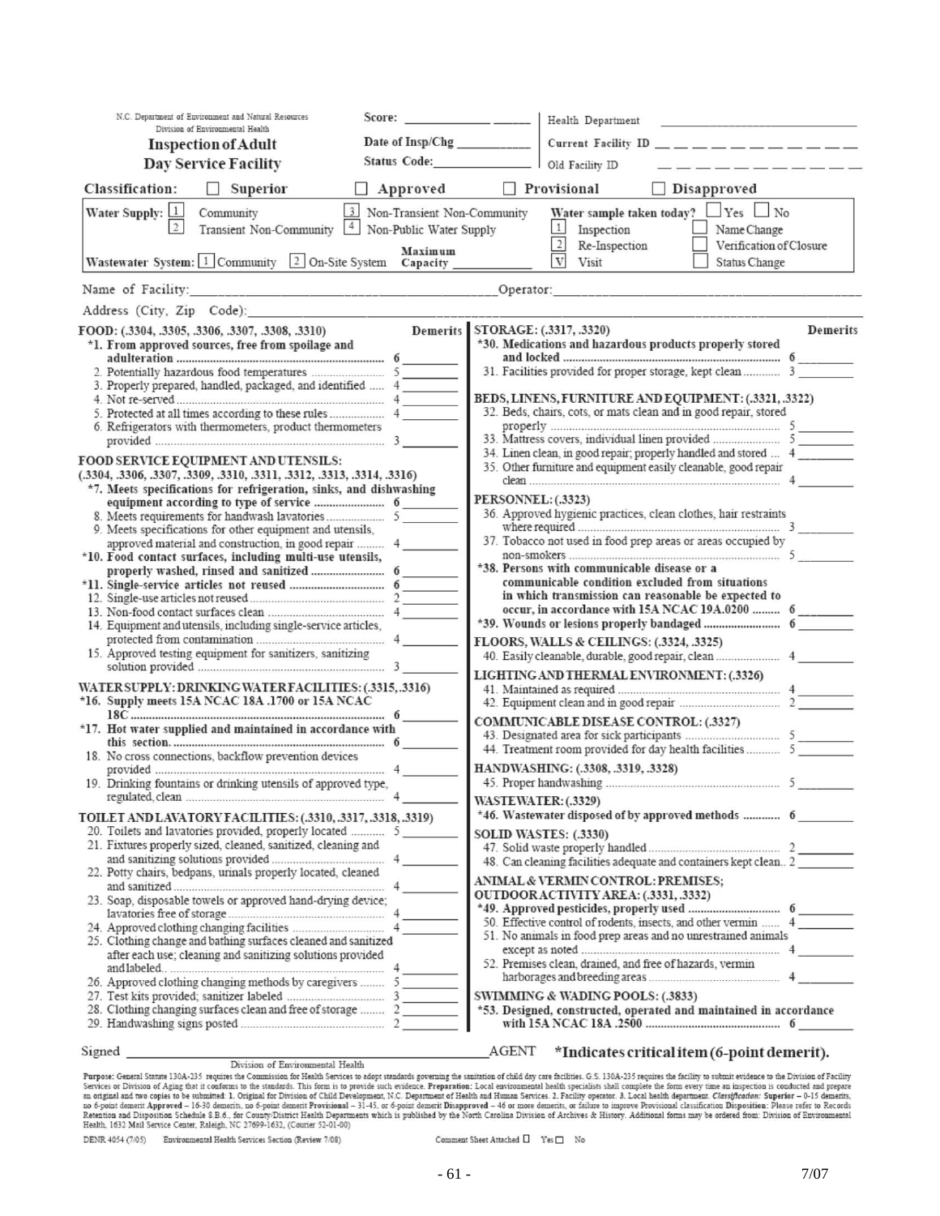N.C. Department of Environment and Natural Resources
Division of Environmental Health

# Inspection of Adult Day Service Facility

Score: ______________ ______

Date of Insp/Chg ___________

Status Code: _______________

Health Department ___________________________

Current Facility ID __ __ __ __ __ __ __ __ __ __

Old Facility ID __ __ __ __ __ __ __ __ __ __

**Classification:** ☐ Superior ☐ Approved ☐ Provisional ☐ Disapproved

**Water Supply:** [1] Community [2] Transient Non-Community [3] Non-Transient Non-Community [4] Non-Public Water Supply

**Wastewater System:** [1] Community [2] On-Site System **Maximum Capacity** ___________

Water sample taken today? ☐ Yes ☐ No

[1] Inspection ☐ Name Change
[2] Re-Inspection ☐ Verification of Closure
[V] Visit ☐ Status Change

Name of Facility: _________________________________ Operator: _________________________________

Address (City, Zip Code): _________________________________________________________________

| FOOD: (.3304, .3305, .3306, .3307, .3308, .3310) | | Demerits |
|---|---|---|
| ***1. From approved sources, free from spoilage and adulteration** | 6 | ______ |
| 2. Potentially hazardous food temperatures | 5 | ______ |
| 3. Properly prepared, handled, packaged, and identified | 4 | ______ |
| 4. Not re-served | 4 | ______ |
| 5. Protected at all times according to these rules | 4 | ______ |
| 6. Refrigerators with thermometers, product thermometers provided | 3 | ______ |
| **FOOD SERVICE EQUIPMENT AND UTENSILS: (.3304, .3306, .3307, .3309, .3310, .3311, .3312, .3313, .3314, .3316)** | | |
| ***7. Meets specifications for refrigeration, sinks, and dishwashing equipment according to type of service** | 6 | ______ |
| 8. Meets requirements for handwash lavatories | 5 | ______ |
| 9. Meets specifications for other equipment and utensils, approved material and construction, in good repair | 4 | ______ |
| ***10. Food contact surfaces, including multi-use utensils, properly washed, rinsed and sanitized** | 6 | ______ |
| ***11. Single-service articles not reused** | 6 | ______ |
| 12. Single-use articles not reused | 2 | ______ |
| 13. Non-food contact surfaces clean | 4 | ______ |
| 14. Equipment and utensils, including single-service articles, protected from contamination | 4 | ______ |
| 15. Approved testing equipment for sanitizers, sanitizing solution provided | 3 | ______ |
| **WATER SUPPLY: DRINKING WATER FACILITIES: (.3315, .3316)** | | |
| ***16. Supply meets 15A NCAC 18A .1700 or 15A NCAC 18C** | 6 | ______ |
| ***17. Hot water supplied and maintained in accordance with this section.** | 6 | ______ |
| 18. No cross connections, backflow prevention devices provided | 4 | ______ |
| 19. Drinking fountains or drinking utensils of approved type, regulated, clean | 4 | ______ |
| **TOILET AND LAVATORY FACILITIES: (.3310, .3317, .3318, .3319)** | | |
| 20. Toilets and lavatories provided, properly located | 5 | ______ |
| 21. Fixtures properly sized, cleaned, sanitized, cleaning and and sanitizing solutions provided | 4 | ______ |
| 22. Potty chairs, bedpans, urinals properly located, cleaned and sanitized | 4 | ______ |
| 23. Soap, disposable towels or approved hand-drying device; lavatories free of storage | 4 | ______ |
| 24. Approved clothing changing facilities | 4 | ______ |
| 25. Clothing change and bathing surfaces cleaned and sanitized after each use; cleaning and sanitizing solutions provided and labeled | 4 | ______ |
| 26. Approved clothing changing methods by caregivers | 5 | ______ |
| 27. Test kits provided; sanitizer labeled | 3 | ______ |
| 28. Clothing changing surfaces clean and free of storage | 2 | ______ |
| 29. Handwashing signs posted | 2 | ______ |

| STORAGE: (.3317, .3320) | | Demerits |
|---|---|---|
| ***30. Medications and hazardous products properly stored and locked** | 6 | ______ |
| 31. Facilities provided for proper storage, kept clean | 3 | ______ |
| **BEDS, LINENS, FURNITURE AND EQUIPMENT: (.3321, .3322)** | | |
| 32. Beds, chairs, cots, or mats clean and in good repair, stored properly | 5 | ______ |
| 33. Mattress covers, individual linen provided | 5 | ______ |
| 34. Linen clean, in good repair; properly handled and stored | 4 | ______ |
| 35. Other furniture and equipment easily cleanable, good repair clean | 4 | ______ |
| **PERSONNEL: (.3323)** | | |
| 36. Approved hygienic practices, clean clothes, hair restraints where required | 3 | ______ |
| 37. Tobacco not used in food prep areas or areas occupied by non-smokers | 5 | ______ |
| ***38. Persons with communicable disease or a communicable condition excluded from situations in which transmission can reasonable be expected to occur, in accordance with 15A NCAC 19A.0200** | 6 | ______ |
| ***39. Wounds or lesions properly bandaged** | 6 | ______ |
| **FLOORS, WALLS & CEILINGS: (.3324, .3325)** | | |
| 40. Easily cleanable, durable, good repair, clean | 4 | ______ |
| **LIGHTING AND THERMAL ENVIRONMENT: (.3326)** | | |
| 41. Maintained as required | 4 | ______ |
| 42. Equipment clean and in good repair | 2 | ______ |
| **COMMUNICABLE DISEASE CONTROL: (.3327)** | | |
| 43. Designated area for sick participants | 5 | ______ |
| 44. Treatment room provided for day health facilities | 5 | ______ |
| **HANDWASHING: (.3308, .3319, .3328)** | | |
| 45. Proper handwashing | 5 | ______ |
| **WASTEWATER: (.3329)** | | |
| ***46. Wastewater disposed of by approved methods** | 6 | ______ |
| **SOLID WASTES: (.3330)** | | |
| 47. Solid waste properly handled | 2 | ______ |
| 48. Can cleaning facilities adequate and containers kept clean | 2 | ______ |
| **ANIMAL & VERMIN CONTROL: PREMISES; OUTDOOR ACTIVITY AREA: (.3331, .3332)** | | |
| ***49. Approved pesticides, properly used** | 6 | ______ |
| 50. Effective control of rodents, insects, and other vermin | 4 | ______ |
| 51. No animals in food prep areas and no unrestrained animals except as noted | 4 | ______ |
| 52. Premises clean, drained, and free of hazards, vermin harborages and breeding areas | 4 | ______ |
| **SWIMMING & WADING POOLS: (.3833)** | | |
| ***53. Designed, constructed, operated and maintained in accordance with 15A NCAC 18A .2500** | 6 | ______ |

Signed _______________________________________________ AGENT **\*Indicates critical item (6-point demerit).**

Division of Environmental Health

**Purpose:** General Statute 130A-235 requires the Commission for Health Services to adopt standards governing the sanitation of child day care facilities. G.S. 130A-235 requires the facility to submit evidence to the Division of Facility Services or Division of Aging that it conforms to the standards. This form is to provide such evidence. **Preparation:** Local environmental health specialists shall complete the form every time an inspection is conducted and prepare an original and two copies to be submitted: **1.** Original for Division of Child Development, N.C. Department of Health and Human Services. **2.** Facility operator. **3.** Local health department. *Classification:* **Superior** – 0-15 demerits, no 6-point demerit **Approved** – 16-30 demerits, no 6-point demerit **Provisional** – 31-45, or 6-point demerit **Disapproved** – 46 or more demerits, or failure to improve Provisional classification **Disposition:** Please refer to Records Retention and Disposition Schedule 8.B.6., for County/District Health Departments which is published by the North Carolina Division of Archives & History. Additional forms may be ordered from: Division of Environmental Health, 1632 Mail Service Center, Raleigh, NC 27699-1632, (Courier 52-01-00)

DENR 4054 (7/05) Environmental Health Services Section (Review 7/08) Comment Sheet Attached ☐ Yes ☐ No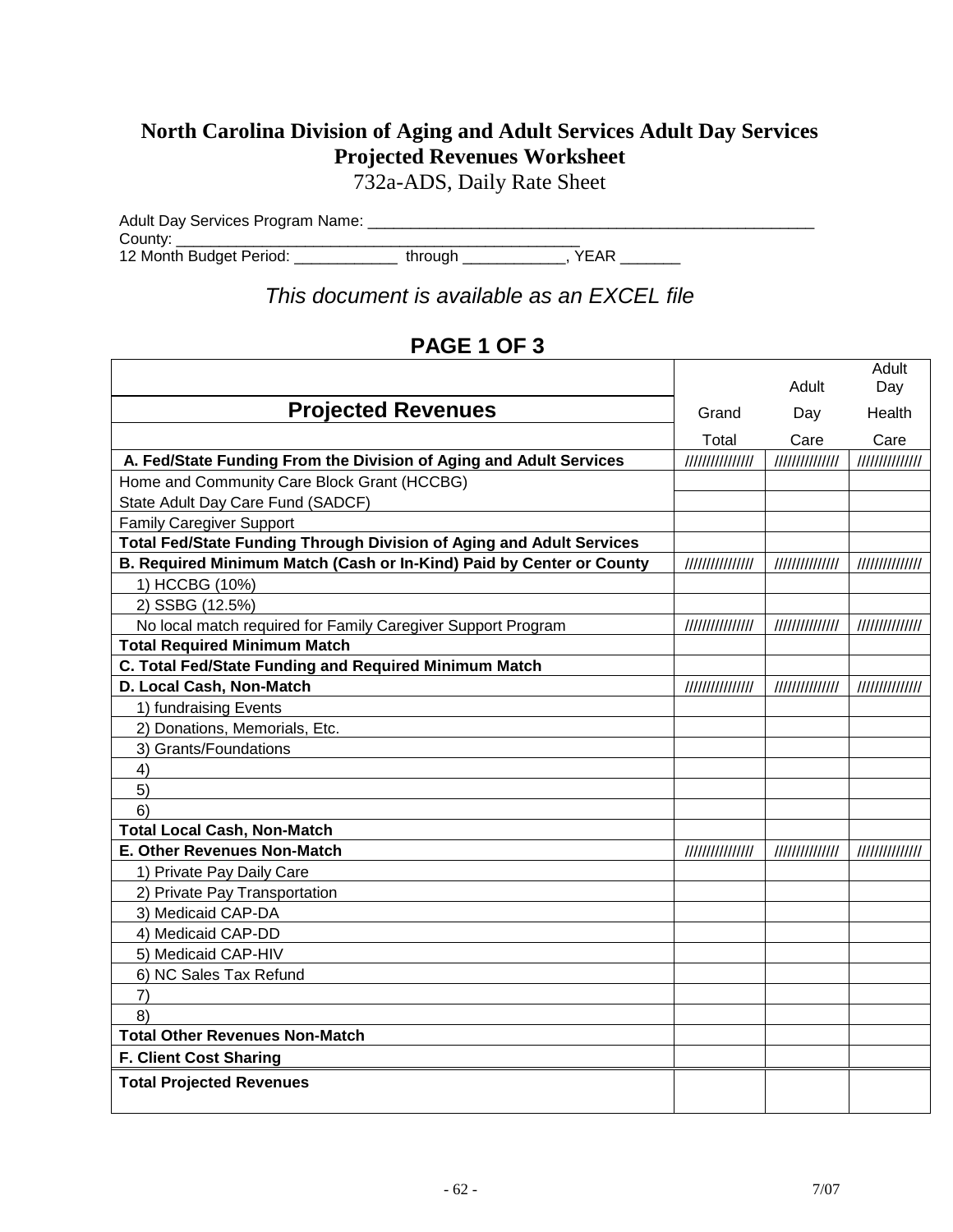# North Carolina Division of Aging and Adult Services Adult Day Services Projected Revenues Worksheet

732a-ADS, Daily Rate Sheet

Adult Day Services Program Name: ____________________________________________________

County: ______________________________________________

12 Month Budget Period: ____________ through ____________, YEAR _______

*This document is available as an EXCEL file*

## PAGE 1 OF 3

| Projected Revenues | Grand Total | Adult Day Care | Adult Day Health Care |
|---|---|---|---|
| **A. Fed/State Funding From the Division of Aging and Adult Services** | /////////////// | ////////////// | ////////////// |
| Home and Community Care Block Grant (HCCBG) | | | |
| State Adult Day Care Fund (SADCF) | | | |
| Family Caregiver Support | | | |
| **Total Fed/State Funding Through Division of Aging and Adult Services** | | | |
| **B. Required Minimum Match (Cash or In-Kind) Paid by Center or County** | /////////////// | ////////////// | ////////////// |
| 1) HCCBG (10%) | | | |
| 2) SSBG (12.5%) | | | |
| No local match required for Family Caregiver Support Program | /////////////// | ////////////// | ////////////// |
| **Total Required Minimum Match** | | | |
| **C. Total Fed/State Funding and Required Minimum Match** | | | |
| **D. Local Cash, Non-Match** | /////////////// | ////////////// | ////////////// |
| 1) fundraising Events | | | |
| 2) Donations, Memorials, Etc. | | | |
| 3) Grants/Foundations | | | |
| 4) | | | |
| 5) | | | |
| 6) | | | |
| **Total Local Cash, Non-Match** | | | |
| **E. Other Revenues Non-Match** | /////////////// | ////////////// | ////////////// |
| 1) Private Pay Daily Care | | | |
| 2) Private Pay Transportation | | | |
| 3) Medicaid CAP-DA | | | |
| 4) Medicaid CAP-DD | | | |
| 5) Medicaid CAP-HIV | | | |
| 6) NC Sales Tax Refund | | | |
| 7) | | | |
| 8) | | | |
| **Total Other Revenues Non-Match** | | | |
| **F. Client Cost Sharing** | | | |
| **Total Projected Revenues** | | | |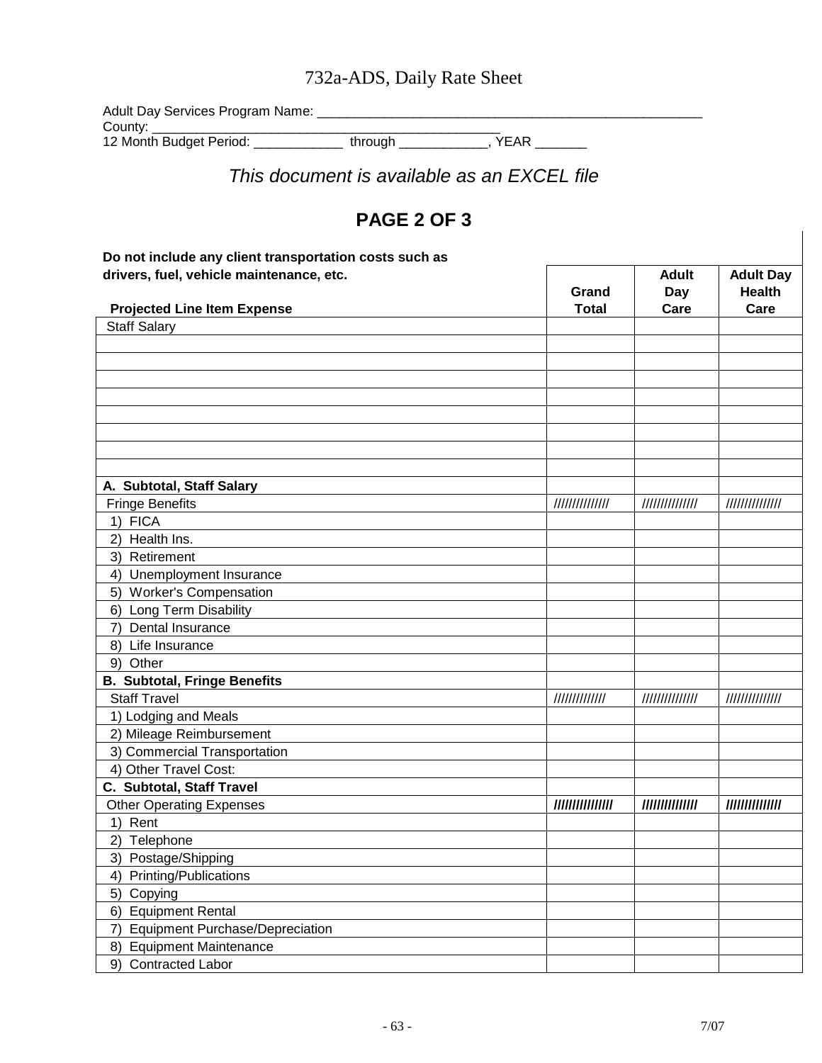# 732a-ADS, Daily Rate Sheet

Adult Day Services Program Name: ___________________________________________________

County: ___________________________________________

12 Month Budget Period: ____________ through ____________, YEAR _______

*This document is available as an EXCEL file*

## PAGE 2 OF 3

**Do not include any client transportation costs such as drivers, fuel, vehicle maintenance, etc.**

| **Projected Line Item Expense** | **Grand Total** | **Adult Day Care** | **Adult Day Health Care** |
|---|---|---|---|
| Staff Salary | | | |
| | | | |
| | | | |
| | | | |
| | | | |
| | | | |
| | | | |
| | | | |
| | | | |
| **A. Subtotal, Staff Salary** | | | |
| Fringe Benefits | ////////////// | ////////////// | ////////////// |
| 1) FICA | | | |
| 2) Health Ins. | | | |
| 3) Retirement | | | |
| 4) Unemployment Insurance | | | |
| 5) Worker's Compensation | | | |
| 6) Long Term Disability | | | |
| 7) Dental Insurance | | | |
| 8) Life Insurance | | | |
| 9) Other | | | |
| **B. Subtotal, Fringe Benefits** | | | |
| Staff Travel | ////////////// | ////////////// | ////////////// |
| 1) Lodging and Meals | | | |
| 2) Mileage Reimbursement | | | |
| 3) Commercial Transportation | | | |
| 4) Other Travel Cost: | | | |
| **C. Subtotal, Staff Travel** | | | |
| Other Operating Expenses | /////////////// | ////////////// | ////////////// |
| 1) Rent | | | |
| 2) Telephone | | | |
| 3) Postage/Shipping | | | |
| 4) Printing/Publications | | | |
| 5) Copying | | | |
| 6) Equipment Rental | | | |
| 7) Equipment Purchase/Depreciation | | | |
| 8) Equipment Maintenance | | | |
| 9) Contracted Labor | | | |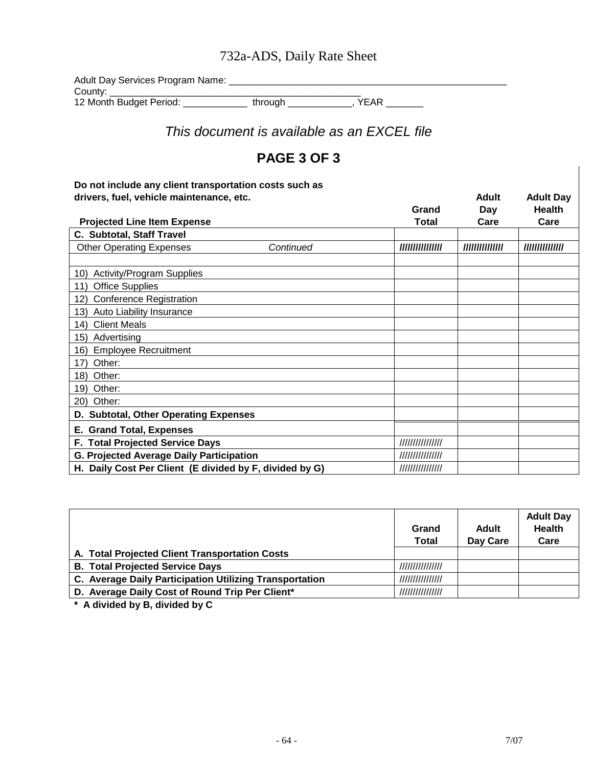# 732a-ADS, Daily Rate Sheet

Adult Day Services Program Name: ___________________________________________________

County: _______________________________________________

12 Month Budget Period: ____________ through ____________, YEAR _______

*This document is available as an EXCEL file*

## PAGE 3 OF 3

**Do not include any client transportation costs such as drivers, fuel, vehicle maintenance, etc.**

| **Projected Line Item Expense** | **Grand Total** | **Adult Day Care** | **Adult Day Health Care** |
|---|---|---|---|
| **C. Subtotal, Staff Travel** | | | |
| Other Operating Expenses *Continued* | /////////////// | ////////////// | ////////////// |
| | | | |
| 10) Activity/Program Supplies | | | |
| 11) Office Supplies | | | |
| 12) Conference Registration | | | |
| 13) Auto Liability Insurance | | | |
| 14) Client Meals | | | |
| 15) Advertising | | | |
| 16) Employee Recruitment | | | |
| 17) Other: | | | |
| 18) Other: | | | |
| 19) Other: | | | |
| 20) Other: | | | |
| **D. Subtotal, Other Operating Expenses** | | | |
| **E. Grand Total, Expenses** | | | |
| **F. Total Projected Service Days** | /////////////// | | |
| **G. Projected Average Daily Participation** | /////////////// | | |
| **H. Daily Cost Per Client (E divided by F, divided by G)** | /////////////// | | |

| | **Grand Total** | **Adult Day Care** | **Adult Day Health Care** |
|---|---|---|---|
| **A. Total Projected Client Transportation Costs** | | | |
| **B. Total Projected Service Days** | /////////////// | | |
| **C. Average Daily Participation Utilizing Transportation** | /////////////// | | |
| **D. Average Daily Cost of Round Trip Per Client*** | /////////////// | | |

**\* A divided by B, divided by C**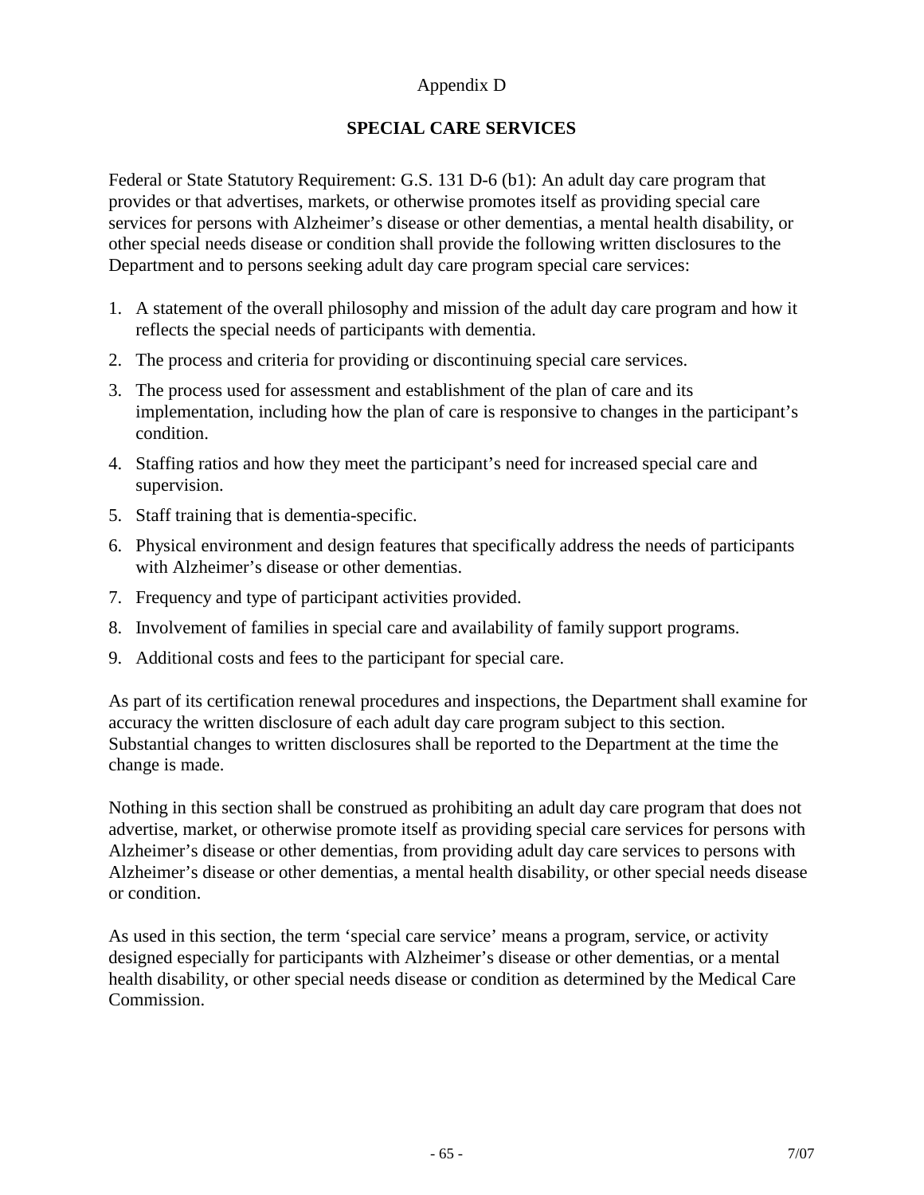Appendix D

## SPECIAL CARE SERVICES

Federal or State Statutory Requirement: G.S. 131 D-6 (b1): An adult day care program that provides or that advertises, markets, or otherwise promotes itself as providing special care services for persons with Alzheimer's disease or other dementias, a mental health disability, or other special needs disease or condition shall provide the following written disclosures to the Department and to persons seeking adult day care program special care services:

1. A statement of the overall philosophy and mission of the adult day care program and how it reflects the special needs of participants with dementia.
2. The process and criteria for providing or discontinuing special care services.
3. The process used for assessment and establishment of the plan of care and its implementation, including how the plan of care is responsive to changes in the participant's condition.
4. Staffing ratios and how they meet the participant's need for increased special care and supervision.
5. Staff training that is dementia-specific.
6. Physical environment and design features that specifically address the needs of participants with Alzheimer's disease or other dementias.
7. Frequency and type of participant activities provided.
8. Involvement of families in special care and availability of family support programs.
9. Additional costs and fees to the participant for special care.

As part of its certification renewal procedures and inspections, the Department shall examine for accuracy the written disclosure of each adult day care program subject to this section. Substantial changes to written disclosures shall be reported to the Department at the time the change is made.

Nothing in this section shall be construed as prohibiting an adult day care program that does not advertise, market, or otherwise promote itself as providing special care services for persons with Alzheimer's disease or other dementias, from providing adult day care services to persons with Alzheimer's disease or other dementias, a mental health disability, or other special needs disease or condition.

As used in this section, the term 'special care service' means a program, service, or activity designed especially for participants with Alzheimer's disease or other dementias, or a mental health disability, or other special needs disease or condition as determined by the Medical Care Commission.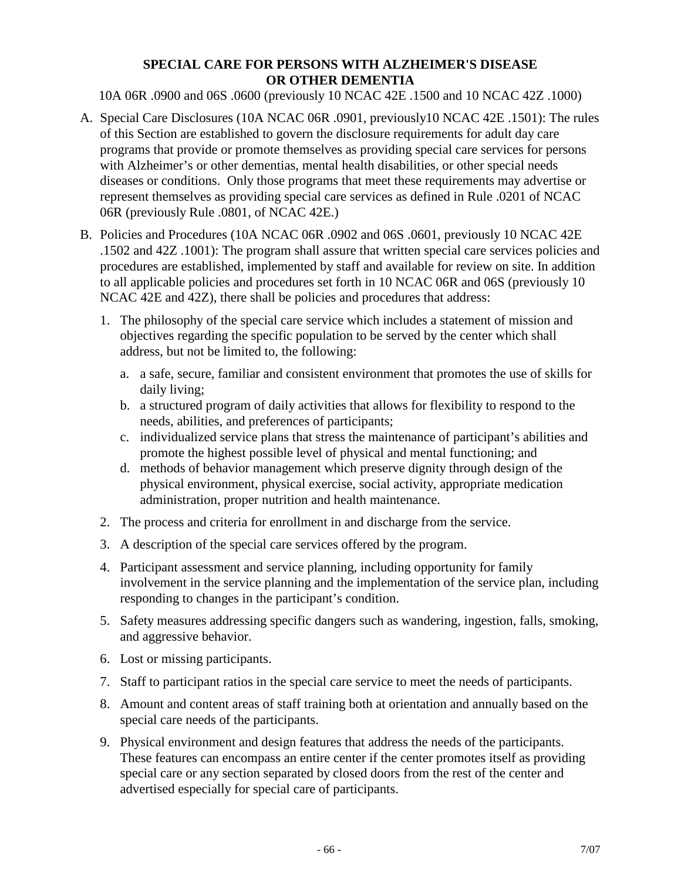## SPECIAL CARE FOR PERSONS WITH ALZHEIMER'S DISEASE OR OTHER DEMENTIA

10A 06R .0900 and 06S .0600 (previously 10 NCAC 42E .1500 and 10 NCAC 42Z .1000)

A. Special Care Disclosures (10A NCAC 06R .0901, previously10 NCAC 42E .1501): The rules of this Section are established to govern the disclosure requirements for adult day care programs that provide or promote themselves as providing special care services for persons with Alzheimer's or other dementias, mental health disabilities, or other special needs diseases or conditions. Only those programs that meet these requirements may advertise or represent themselves as providing special care services as defined in Rule .0201 of NCAC 06R (previously Rule .0801, of NCAC 42E.)

B. Policies and Procedures (10A NCAC 06R .0902 and 06S .0601, previously 10 NCAC 42E .1502 and 42Z .1001): The program shall assure that written special care services policies and procedures are established, implemented by staff and available for review on site. In addition to all applicable policies and procedures set forth in 10 NCAC 06R and 06S (previously 10 NCAC 42E and 42Z), there shall be policies and procedures that address:

   1. The philosophy of the special care service which includes a statement of mission and objectives regarding the specific population to be served by the center which shall address, but not be limited to, the following:

      a. a safe, secure, familiar and consistent environment that promotes the use of skills for daily living;
      b. a structured program of daily activities that allows for flexibility to respond to the needs, abilities, and preferences of participants;
      c. individualized service plans that stress the maintenance of participant's abilities and promote the highest possible level of physical and mental functioning; and
      d. methods of behavior management which preserve dignity through design of the physical environment, physical exercise, social activity, appropriate medication administration, proper nutrition and health maintenance.

   2. The process and criteria for enrollment in and discharge from the service.

   3. A description of the special care services offered by the program.

   4. Participant assessment and service planning, including opportunity for family involvement in the service planning and the implementation of the service plan, including responding to changes in the participant's condition.

   5. Safety measures addressing specific dangers such as wandering, ingestion, falls, smoking, and aggressive behavior.

   6. Lost or missing participants.

   7. Staff to participant ratios in the special care service to meet the needs of participants.

   8. Amount and content areas of staff training both at orientation and annually based on the special care needs of the participants.

   9. Physical environment and design features that address the needs of the participants. These features can encompass an entire center if the center promotes itself as providing special care or any section separated by closed doors from the rest of the center and advertised especially for special care of participants.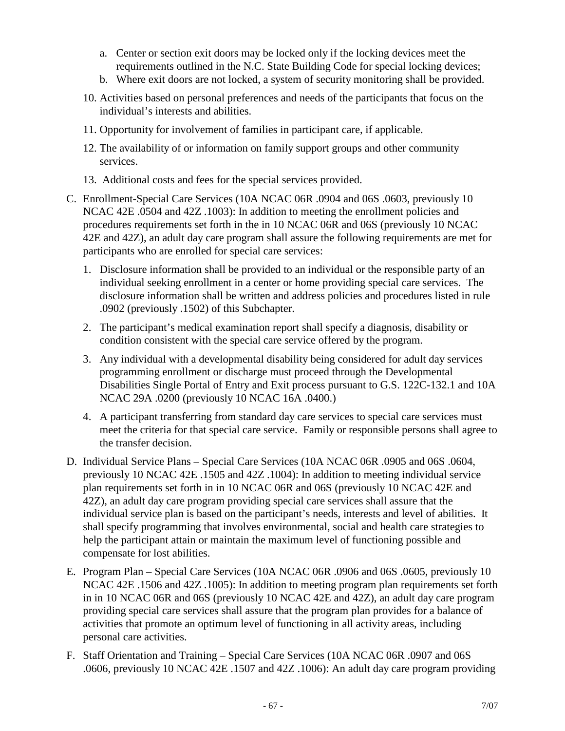a. Center or section exit doors may be locked only if the locking devices meet the requirements outlined in the N.C. State Building Code for special locking devices;
   b. Where exit doors are not locked, a system of security monitoring shall be provided.

10. Activities based on personal preferences and needs of the participants that focus on the individual's interests and abilities.

11. Opportunity for involvement of families in participant care, if applicable.

12. The availability of or information on family support groups and other community services.

13. Additional costs and fees for the special services provided.

C. Enrollment-Special Care Services (10A NCAC 06R .0904 and 06S .0603, previously 10 NCAC 42E .0504 and 42Z .1003): In addition to meeting the enrollment policies and procedures requirements set forth in the in 10 NCAC 06R and 06S (previously 10 NCAC 42E and 42Z), an adult day care program shall assure the following requirements are met for participants who are enrolled for special care services:

   1. Disclosure information shall be provided to an individual or the responsible party of an individual seeking enrollment in a center or home providing special care services. The disclosure information shall be written and address policies and procedures listed in rule .0902 (previously .1502) of this Subchapter.

   2. The participant's medical examination report shall specify a diagnosis, disability or condition consistent with the special care service offered by the program.

   3. Any individual with a developmental disability being considered for adult day services programming enrollment or discharge must proceed through the Developmental Disabilities Single Portal of Entry and Exit process pursuant to G.S. 122C-132.1 and 10A NCAC 29A .0200 (previously 10 NCAC 16A .0400.)

   4. A participant transferring from standard day care services to special care services must meet the criteria for that special care service. Family or responsible persons shall agree to the transfer decision.

D. Individual Service Plans – Special Care Services (10A NCAC 06R .0905 and 06S .0604, previously 10 NCAC 42E .1505 and 42Z .1004): In addition to meeting individual service plan requirements set forth in in 10 NCAC 06R and 06S (previously 10 NCAC 42E and 42Z), an adult day care program providing special care services shall assure that the individual service plan is based on the participant's needs, interests and level of abilities. It shall specify programming that involves environmental, social and health care strategies to help the participant attain or maintain the maximum level of functioning possible and compensate for lost abilities.

E. Program Plan – Special Care Services (10A NCAC 06R .0906 and 06S .0605, previously 10 NCAC 42E .1506 and 42Z .1005): In addition to meeting program plan requirements set forth in in 10 NCAC 06R and 06S (previously 10 NCAC 42E and 42Z), an adult day care program providing special care services shall assure that the program plan provides for a balance of activities that promote an optimum level of functioning in all activity areas, including personal care activities.

F. Staff Orientation and Training – Special Care Services (10A NCAC 06R .0907 and 06S .0606, previously 10 NCAC 42E .1507 and 42Z .1006): An adult day care program providing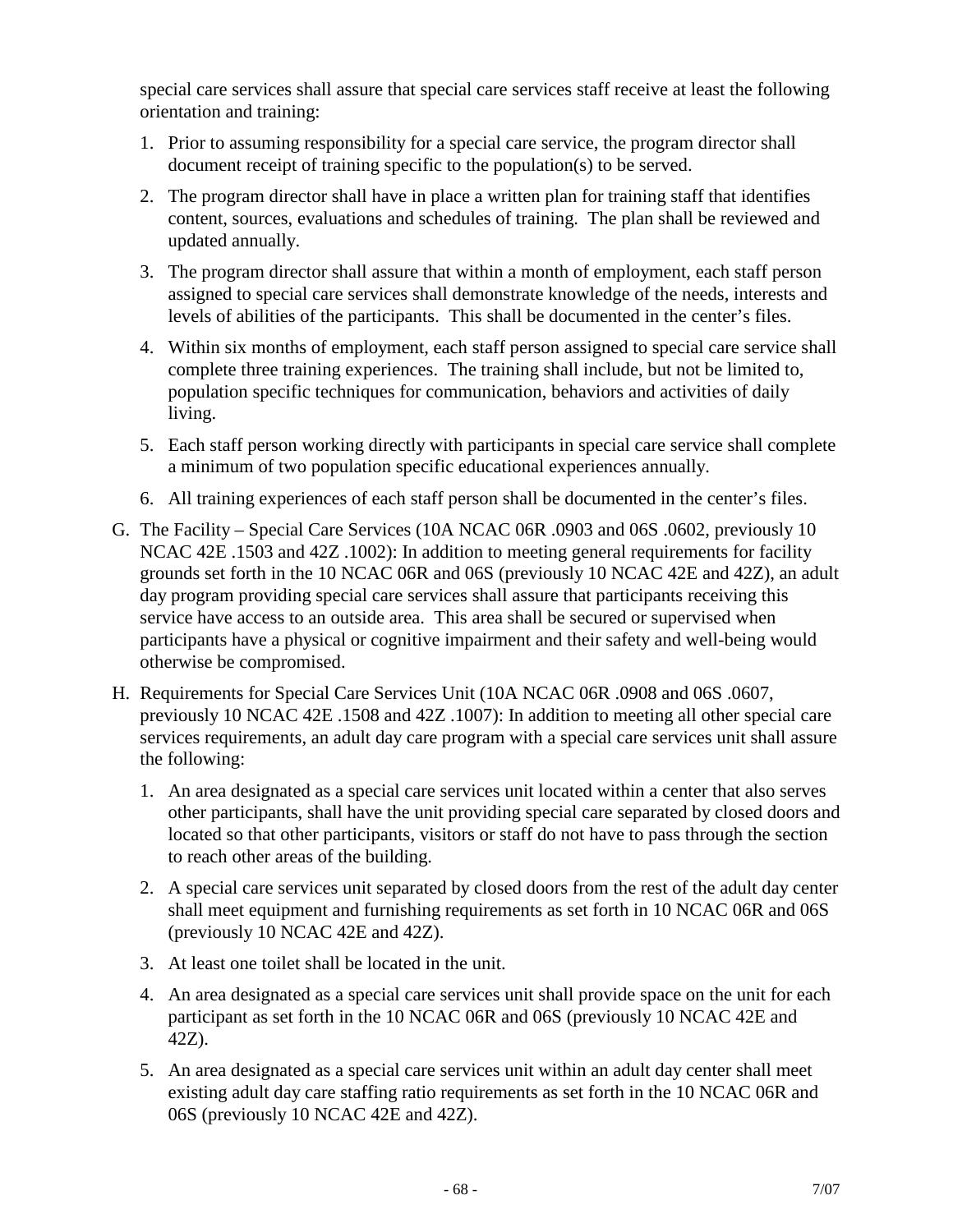special care services shall assure that special care services staff receive at least the following orientation and training:

1. Prior to assuming responsibility for a special care service, the program director shall document receipt of training specific to the population(s) to be served.
2. The program director shall have in place a written plan for training staff that identifies content, sources, evaluations and schedules of training. The plan shall be reviewed and updated annually.
3. The program director shall assure that within a month of employment, each staff person assigned to special care services shall demonstrate knowledge of the needs, interests and levels of abilities of the participants. This shall be documented in the center's files.
4. Within six months of employment, each staff person assigned to special care service shall complete three training experiences. The training shall include, but not be limited to, population specific techniques for communication, behaviors and activities of daily living.
5. Each staff person working directly with participants in special care service shall complete a minimum of two population specific educational experiences annually.
6. All training experiences of each staff person shall be documented in the center's files.

G. The Facility – Special Care Services (10A NCAC 06R .0903 and 06S .0602, previously 10 NCAC 42E .1503 and 42Z .1002): In addition to meeting general requirements for facility grounds set forth in the 10 NCAC 06R and 06S (previously 10 NCAC 42E and 42Z), an adult day program providing special care services shall assure that participants receiving this service have access to an outside area. This area shall be secured or supervised when participants have a physical or cognitive impairment and their safety and well-being would otherwise be compromised.

H. Requirements for Special Care Services Unit (10A NCAC 06R .0908 and 06S .0607, previously 10 NCAC 42E .1508 and 42Z .1007): In addition to meeting all other special care services requirements, an adult day care program with a special care services unit shall assure the following:

1. An area designated as a special care services unit located within a center that also serves other participants, shall have the unit providing special care separated by closed doors and located so that other participants, visitors or staff do not have to pass through the section to reach other areas of the building.
2. A special care services unit separated by closed doors from the rest of the adult day center shall meet equipment and furnishing requirements as set forth in 10 NCAC 06R and 06S (previously 10 NCAC 42E and 42Z).
3. At least one toilet shall be located in the unit.
4. An area designated as a special care services unit shall provide space on the unit for each participant as set forth in the 10 NCAC 06R and 06S (previously 10 NCAC 42E and 42Z).
5. An area designated as a special care services unit within an adult day center shall meet existing adult day care staffing ratio requirements as set forth in the 10 NCAC 06R and 06S (previously 10 NCAC 42E and 42Z).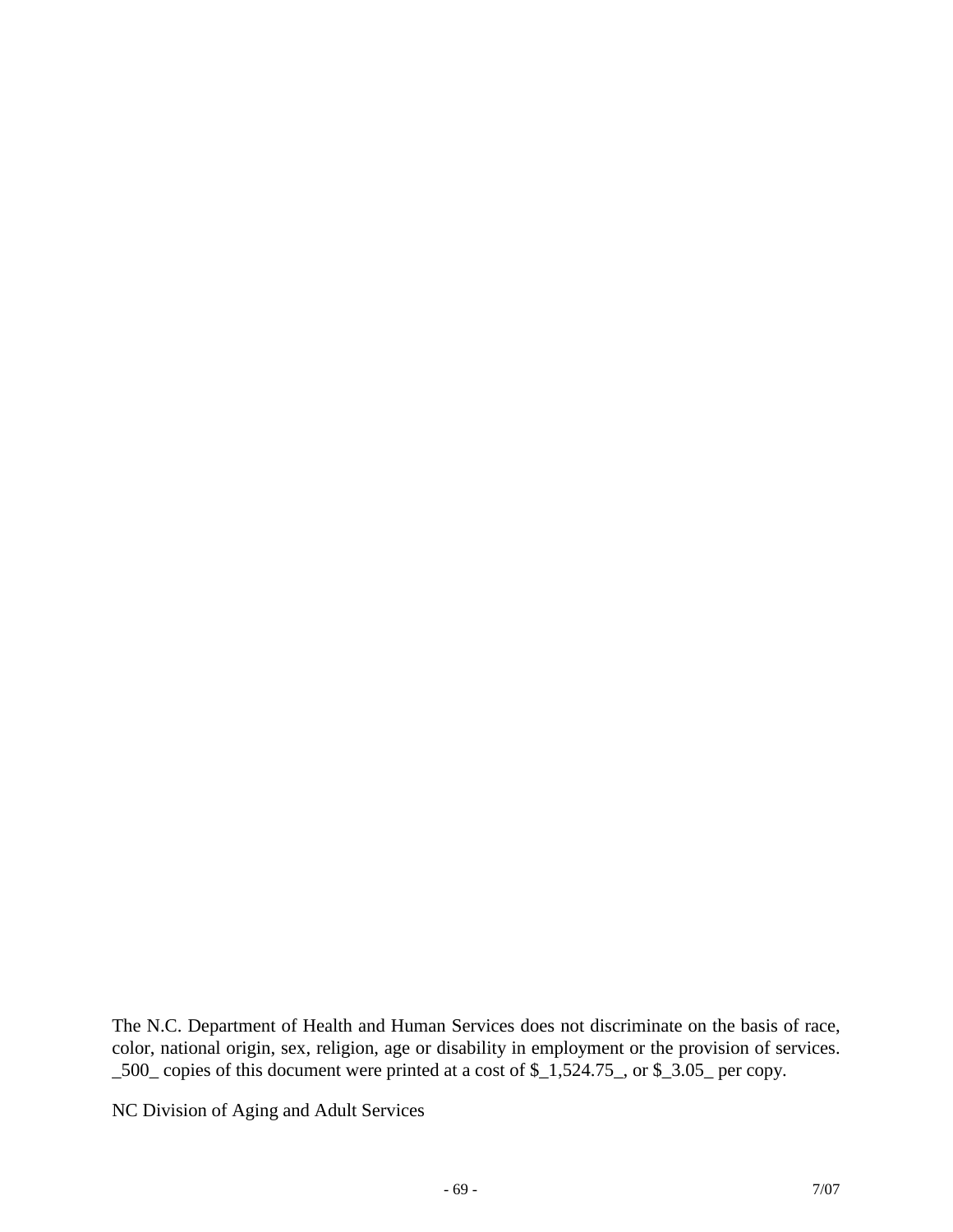The N.C. Department of Health and Human Services does not discriminate on the basis of race, color, national origin, sex, religion, age or disability in employment or the provision of services. _500_ copies of this document were printed at a cost of $_1,524.75_, or $_3.05_ per copy.

NC Division of Aging and Adult Services